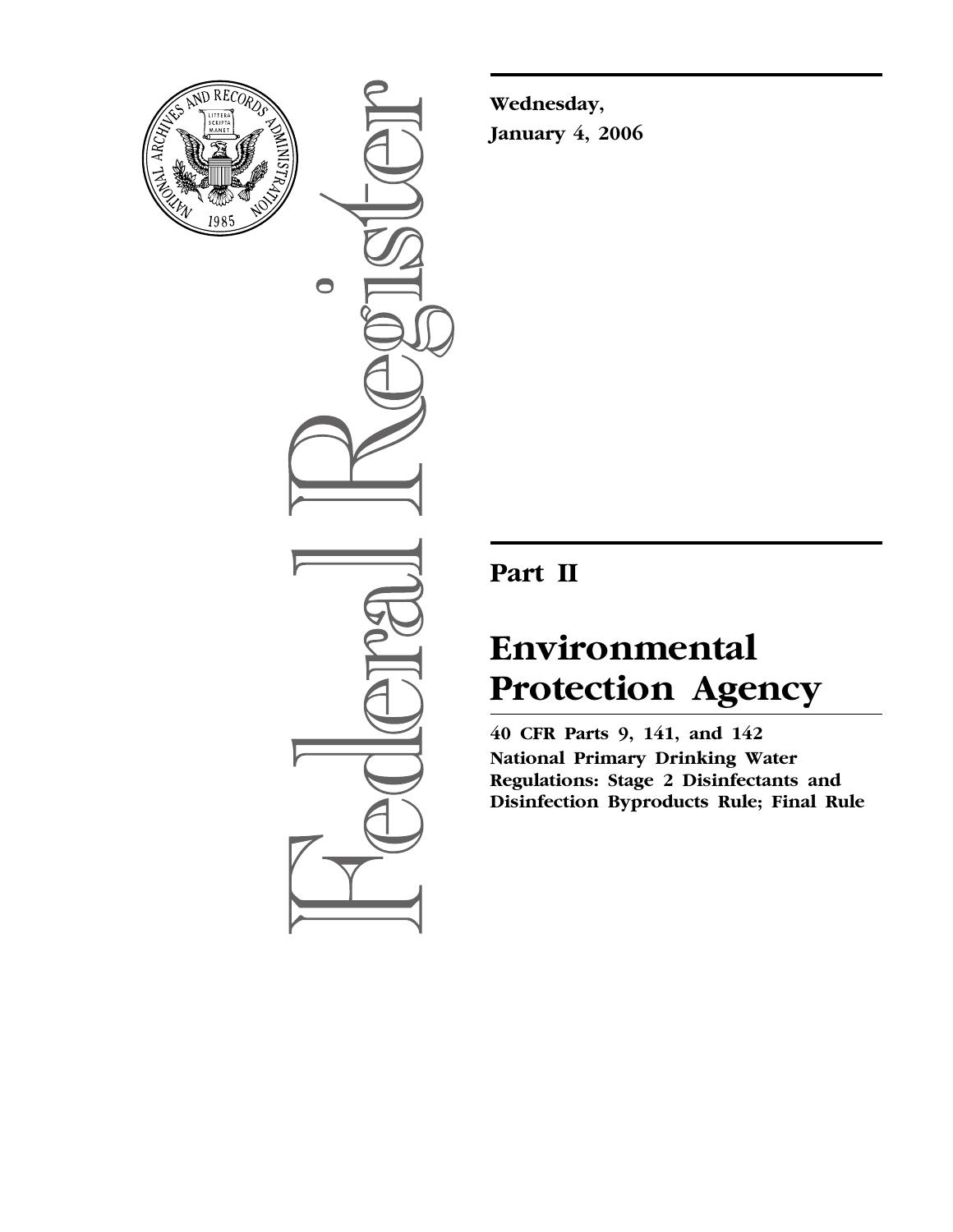**Wednesday,**
**January 4, 2006**

# Part II

# Environmental Protection Agency

**40 CFR Parts 9, 141, and 142**
**National Primary Drinking Water Regulations: Stage 2 Disinfectants and Disinfection Byproducts Rule; Final Rule**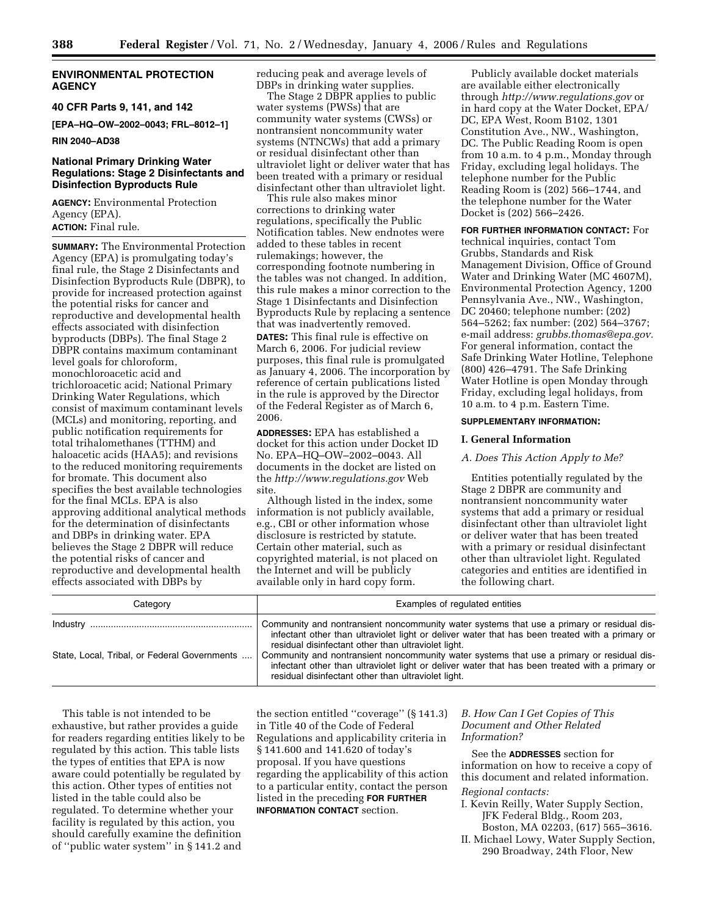## ENVIRONMENTAL PROTECTION AGENCY

**40 CFR Parts 9, 141, and 142**

**[EPA–HQ–OW–2002–0043; FRL–8012–1]**

**RIN 2040–AD38**

## National Primary Drinking Water Regulations: Stage 2 Disinfectants and Disinfection Byproducts Rule

**AGENCY:** Environmental Protection Agency (EPA).

**ACTION:** Final rule.

**SUMMARY:** The Environmental Protection Agency (EPA) is promulgating today's final rule, the Stage 2 Disinfectants and Disinfection Byproducts Rule (DBPR), to provide for increased protection against the potential risks for cancer and reproductive and developmental health effects associated with disinfection byproducts (DBPs). The final Stage 2 DBPR contains maximum contaminant level goals for chloroform, monochloroacetic acid and trichloroacetic acid; National Primary Drinking Water Regulations, which consist of maximum contaminant levels (MCLs) and monitoring, reporting, and public notification requirements for total trihalomethanes (TTHM) and haloacetic acids (HAA5); and revisions to the reduced monitoring requirements for bromate. This document also specifies the best available technologies for the final MCLs. EPA is also approving additional analytical methods for the determination of disinfectants and DBPs in drinking water. EPA believes the Stage 2 DBPR will reduce the potential risks of cancer and reproductive and developmental health effects associated with DBPs by reducing peak and average levels of DBPs in drinking water supplies.

The Stage 2 DBPR applies to public water systems (PWSs) that are community water systems (CWSs) or nontransient noncommunity water systems (NTNCWs) that add a primary or residual disinfectant other than ultraviolet light or deliver water that has been treated with a primary or residual disinfectant other than ultraviolet light.

This rule also makes minor corrections to drinking water regulations, specifically the Public Notification tables. New endnotes were added to these tables in recent rulemakings; however, the corresponding footnote numbering in the tables was not changed. In addition, this rule makes a minor correction to the Stage 1 Disinfectants and Disinfection Byproducts Rule by replacing a sentence that was inadvertently removed.

**DATES:** This final rule is effective on March 6, 2006. For judicial review purposes, this final rule is promulgated as January 4, 2006. The incorporation by reference of certain publications listed in the rule is approved by the Director of the Federal Register as of March 6, 2006.

**ADDRESSES:** EPA has established a docket for this action under Docket ID No. EPA–HQ–OW–2002–0043. All documents in the docket are listed on the *http://www.regulations.gov* Web site.

Although listed in the index, some information is not publicly available, e.g., CBI or other information whose disclosure is restricted by statute. Certain other material, such as copyrighted material, is not placed on the Internet and will be publicly available only in hard copy form.

Publicly available docket materials are available either electronically through *http://www.regulations.gov* or in hard copy at the Water Docket, EPA/DC, EPA West, Room B102, 1301 Constitution Ave., NW., Washington, DC. The Public Reading Room is open from 10 a.m. to 4 p.m., Monday through Friday, excluding legal holidays. The telephone number for the Public Reading Room is (202) 566–1744, and the telephone number for the Water Docket is (202) 566–2426.

**FOR FURTHER INFORMATION CONTACT:** For technical inquiries, contact Tom Grubbs, Standards and Risk Management Division, Office of Ground Water and Drinking Water (MC 4607M), Environmental Protection Agency, 1200 Pennsylvania Ave., NW., Washington, DC 20460; telephone number: (202) 564–5262; fax number: (202) 564–3767; e-mail address: *grubbs.thomas@epa.gov.* For general information, contact the Safe Drinking Water Hotline, Telephone (800) 426–4791. The Safe Drinking Water Hotline is open Monday through Friday, excluding legal holidays, from 10 a.m. to 4 p.m. Eastern Time.

**SUPPLEMENTARY INFORMATION:**

### I. General Information

#### *A. Does This Action Apply to Me?*

Entities potentially regulated by the Stage 2 DBPR are community and nontransient noncommunity water systems that add a primary or residual disinfectant other than ultraviolet light or deliver water that has been treated with a primary or residual disinfectant other than ultraviolet light. Regulated categories and entities are identified in the following chart.

| Category | Examples of regulated entities |
|---|---|
| Industry | Community and nontransient noncommunity water systems that use a primary or residual disinfectant other than ultraviolet light or deliver water that has been treated with a primary or residual disinfectant other than ultraviolet light. |
| State, Local, Tribal, or Federal Governments | Community and nontransient noncommunity water systems that use a primary or residual disinfectant other than ultraviolet light or deliver water that has been treated with a primary or residual disinfectant other than ultraviolet light. |

This table is not intended to be exhaustive, but rather provides a guide for readers regarding entities likely to be regulated by this action. This table lists the types of entities that EPA is now aware could potentially be regulated by this action. Other types of entities not listed in the table could also be regulated. To determine whether your facility is regulated by this action, you should carefully examine the definition of ''public water system'' in § 141.2 and the section entitled ''coverage'' (§ 141.3) in Title 40 of the Code of Federal Regulations and applicability criteria in § 141.600 and 141.620 of today's proposal. If you have questions regarding the applicability of this action to a particular entity, contact the person listed in the preceding **FOR FURTHER INFORMATION CONTACT** section.

#### *B. How Can I Get Copies of This Document and Other Related Information?*

See the **ADDRESSES** section for information on how to receive a copy of this document and related information.

*Regional contacts:*

I. Kevin Reilly, Water Supply Section, JFK Federal Bldg., Room 203, Boston, MA 02203, (617) 565–3616.

II. Michael Lowy, Water Supply Section, 290 Broadway, 24th Floor, New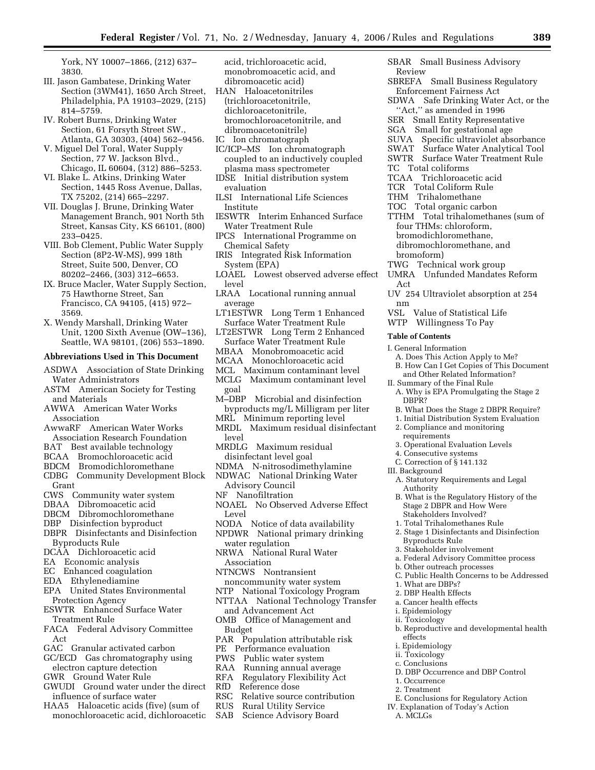York, NY 10007–1866, (212) 637–3830.

III. Jason Gambatese, Drinking Water Section (3WM41), 1650 Arch Street, Philadelphia, PA 19103–2029, (215) 814–5759.

IV. Robert Burns, Drinking Water Section, 61 Forsyth Street SW., Atlanta, GA 30303, (404) 562–9456.

V. Miguel Del Toral, Water Supply Section, 77 W. Jackson Blvd., Chicago, IL 60604, (312) 886–5253.

VI. Blake L. Atkins, Drinking Water Section, 1445 Ross Avenue, Dallas, TX 75202, (214) 665–2297.

VII. Douglas J. Brune, Drinking Water Management Branch, 901 North 5th Street, Kansas City, KS 66101, (800) 233–0425.

VIII. Bob Clement, Public Water Supply Section (8P2-W-MS), 999 18th Street, Suite 500, Denver, CO 80202–2466, (303) 312–6653.

IX. Bruce Macler, Water Supply Section, 75 Hawthorne Street, San Francisco, CA 94105, (415) 972–3569.

X. Wendy Marshall, Drinking Water Unit, 1200 Sixth Avenue (OW–136), Seattle, WA 98101, (206) 553–1890.

**Abbreviations Used in This Document**

ASDWA Association of State Drinking Water Administrators
ASTM American Society for Testing and Materials
AWWA American Water Works Association
AwwaRF American Water Works Association Research Foundation
BAT Best available technology
BCAA Bromochloroacetic acid
BDCM Bromodichloromethane
CDBG Community Development Block Grant
CWS Community water system
DBAA Dibromoacetic acid
DBCM Dibromochloromethane
DBP Disinfection byproduct
DBPR Disinfectants and Disinfection Byproducts Rule
DCAA Dichloroacetic acid
EA Economic analysis
EC Enhanced coagulation
EDA Ethylenediamine
EPA United States Environmental Protection Agency
ESWTR Enhanced Surface Water Treatment Rule
FACA Federal Advisory Committee Act
GAC Granular activated carbon
GC/ECD Gas chromatography using electron capture detection
GWR Ground Water Rule
GWUDI Ground water under the direct influence of surface water
HAA5 Haloacetic acids (five) (sum of monochloroacetic acid, dichloroacetic acid, trichloroacetic acid, monobromoacetic acid, and dibromoacetic acid)
HAN Haloacetonitriles (trichloroacetonitrile, dichloroacetonitrile, bromochloroacetonitrile, and dibromoacetonitrile)
IC Ion chromatograph
IC/ICP–MS Ion chromatograph coupled to an inductively coupled plasma mass spectrometer
IDSE Initial distribution system evaluation
ILSI International Life Sciences Institute
IESWTR Interim Enhanced Surface Water Treatment Rule
IPCS International Programme on Chemical Safety
IRIS Integrated Risk Information System (EPA)
LOAEL Lowest observed adverse effect level
LRAA Locational running annual average
LT1ESWTR Long Term 1 Enhanced Surface Water Treatment Rule
LT2ESWTR Long Term 2 Enhanced Surface Water Treatment Rule
MBAA Monobromoacetic acid
MCAA Monochloroacetic acid
MCL Maximum contaminant level
MCLG Maximum contaminant level goal
M–DBP Microbial and disinfection byproducts mg/L Milligram per liter
MRL Minimum reporting level
MRDL Maximum residual disinfectant level
MRDLG Maximum residual disinfectant level goal
NDMA N-nitrosodimethylamine
NDWAC National Drinking Water Advisory Council
NF Nanofiltration
NOAEL No Observed Adverse Effect Level
NODA Notice of data availability
NPDWR National primary drinking water regulation
NRWA National Rural Water Association
NTNCWS Nontransient noncommunity water system
NTP National Toxicology Program
NTTAA National Technology Transfer and Advancement Act
OMB Office of Management and Budget
PAR Population attributable risk
PE Performance evaluation
PWS Public water system
RAA Running annual average
RFA Regulatory Flexibility Act
RfD Reference dose
RSC Relative source contribution
RUS Rural Utility Service
SAB Science Advisory Board
SBAR Small Business Advisory Review
SBREFA Small Business Regulatory Enforcement Fairness Act
SDWA Safe Drinking Water Act, or the "Act," as amended in 1996
SER Small Entity Representative
SGA Small for gestational age
SUVA Specific ultraviolet absorbance
SWAT Surface Water Analytical Tool
SWTR Surface Water Treatment Rule
TC Total coliforms
TCAA Trichloroacetic acid
TCR Total Coliform Rule
THM Trihalomethane
TOC Total organic carbon
TTHM Total trihalomethanes (sum of four THMs: chloroform, bromodichloromethane, dibromochloromethane, and bromoform)
TWG Technical work group
UMRA Unfunded Mandates Reform Act
UV 254 Ultraviolet absorption at 254 nm
VSL Value of Statistical Life
WTP Willingness To Pay

**Table of Contents**

I. General Information
  A. Does This Action Apply to Me?
  B. How Can I Get Copies of This Document and Other Related Information?
II. Summary of the Final Rule
  A. Why is EPA Promulgating the Stage 2 DBPR?
  B. What Does the Stage 2 DBPR Require?
  1. Initial Distribution System Evaluation
  2. Compliance and monitoring requirements
  3. Operational Evaluation Levels
  4. Consecutive systems
  C. Correction of § 141.132
III. Background
  A. Statutory Requirements and Legal Authority
  B. What is the Regulatory History of the Stage 2 DBPR and How Were Stakeholders Involved?
  1. Total Trihalomethanes Rule
  2. Stage 1 Disinfectants and Disinfection Byproducts Rule
  3. Stakeholder involvement
  a. Federal Advisory Committee process
  b. Other outreach processes
  C. Public Health Concerns to be Addressed
  1. What are DBPs?
  2. DBP Health Effects
  a. Cancer health effects
  i. Epidemiology
  ii. Toxicology
  b. Reproductive and developmental health effects
  i. Epidemiology
  ii. Toxicology
  c. Conclusions
  D. DBP Occurrence and DBP Control
  1. Occurrence
  2. Treatment
  E. Conclusions for Regulatory Action
IV. Explanation of Today's Action
  A. MCLGs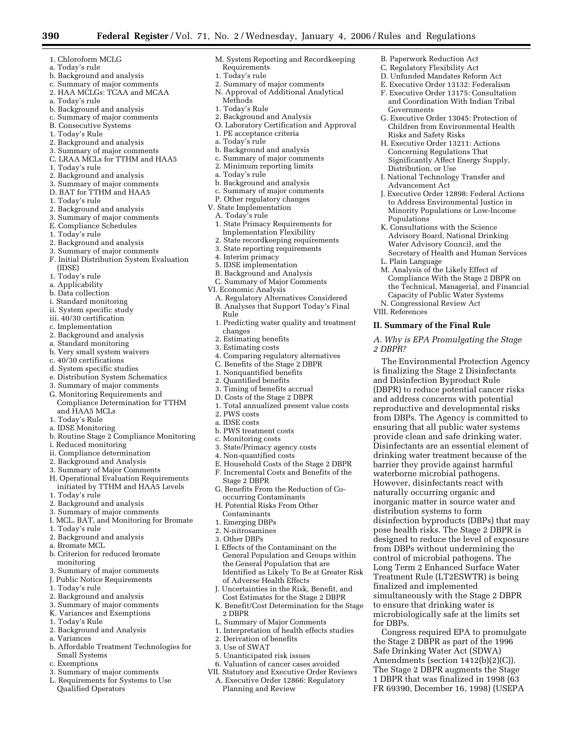1. Chloroform MCLG
a. Today's rule
b. Background and analysis
c. Summary of major comments
2. HAA MCLGs: TCAA and MCAA
a. Today's rule
b. Background and analysis
c. Summary of major comments
B. Consecutive Systems
1. Today's Rule
2. Background and analysis
3. Summary of major comments
C. LRAA MCLs for TTHM and HAA5
1. Today's rule
2. Background and analysis
3. Summary of major comments
D. BAT for TTHM and HAA5
1. Today's rule
2. Background and analysis
3. Summary of major comments
E. Compliance Schedules
1. Today's rule
2. Background and analysis
3. Summary of major comments
F. Initial Distribution System Evaluation (IDSE)
1. Today's rule
a. Applicability
b. Data collection
i. Standard monitoring
ii. System specific study
iii. 40/30 certification
c. Implementation
2. Background and analysis
a. Standard monitoring
b. Very small system waivers
c. 40/30 certifications
d. System specific studies
e. Distribution System Schematics
3. Summary of major comments
G. Monitoring Requirements and Compliance Determination for TTHM and HAA5 MCLs
1. Today's Rule
a. IDSE Monitoring
b. Routine Stage 2 Compliance Monitoring
i. Reduced monitoring
ii. Compliance determination
2. Background and Analysis
3. Summary of Major Comments
H. Operational Evaluation Requirements initiated by TTHM and HAA5 Levels
1. Today's rule
2. Background and analysis
3. Summary of major comments
I. MCL, BAT, and Monitoring for Bromate
1. Today's rule
2. Background and analysis
a. Bromate MCL
b. Criterion for reduced bromate monitoring
3. Summary of major comments
J. Public Notice Requirements
1. Today's rule
2. Background and analysis
3. Summary of major comments
K. Variances and Exemptions
1. Today's Rule
2. Background and Analysis
a. Variances
b. Affordable Treatment Technologies for Small Systems
c. Exemptions
3. Summary of major comments
L. Requirements for Systems to Use Qualified Operators
M. System Reporting and Recordkeeping Requirements
1. Today's rule
2. Summary of major comments
N. Approval of Additional Analytical Methods
1. Today's Rule
2. Background and Analysis
O. Laboratory Certification and Approval
1. PE acceptance criteria
a. Today's rule
b. Background and analysis
c. Summary of major comments
2. Minimum reporting limits
a. Today's rule
b. Background and analysis
c. Summary of major comments
P. Other regulatory changes
V. State Implementation
A. Today's rule
1. State Primacy Requirements for Implementation Flexibility
2. State recordkeeping requirements
3. State reporting requirements
4. Interim primacy
5. IDSE implementation
B. Background and Analysis
C. Summary of Major Comments
VI. Economic Analysis
A. Regulatory Alternatives Considered
B. Analyses that Support Today's Final Rule
1. Predicting water quality and treatment changes
2. Estimating benefits
3. Estimating costs
4. Comparing regulatory alternatives
C. Benefits of the Stage 2 DBPR
1. Nonquantified benefits
2. Quantified benefits
3. Timing of benefits accrual
D. Costs of the Stage 2 DBPR
1. Total annualized present value costs
2. PWS costs
a. IDSE costs
b. PWS treatment costs
c. Monitoring costs
3. State/Primacy agency costs
4. Non-quantified costs
E. Household Costs of the Stage 2 DBPR
F. Incremental Costs and Benefits of the Stage 2 DBPR
G. Benefits From the Reduction of Co-occurring Contaminants
H. Potential Risks From Other Contaminants
1. Emerging DBPs
2. N-nitrosamines
3. Other DBPs
I. Effects of the Contaminant on the General Population and Groups within the General Population that are Identified as Likely To Be at Greater Risk of Adverse Health Effects
J. Uncertainties in the Risk, Benefit, and Cost Estimates for the Stage 2 DBPR
K. Benefit/Cost Determination for the Stage 2 DBPR
L. Summary of Major Comments
1. Interpretation of health effects studies
2. Derivation of benefits
3. Use of SWAT
5. Unanticipated risk issues
6. Valuation of cancer cases avoided
VII. Statutory and Executive Order Reviews
A. Executive Order 12866: Regulatory Planning and Review
B. Paperwork Reduction Act
C. Regulatory Flexibility Act
D. Unfunded Mandates Reform Act
E. Executive Order 13132: Federalism
F. Executive Order 13175: Consultation and Coordination With Indian Tribal Governments
G. Executive Order 13045: Protection of Children from Environmental Health Risks and Safety Risks
H. Executive Order 13211: Actions Concerning Regulations That Significantly Affect Energy Supply, Distribution, or Use
I. National Technology Transfer and Advancement Act
J. Executive Order 12898: Federal Actions to Address Environmental Justice in Minority Populations or Low-Income Populations
K. Consultations with the Science Advisory Board, National Drinking Water Advisory Council, and the Secretary of Health and Human Services
L. Plain Language
M. Analysis of the Likely Effect of Compliance With the Stage 2 DBPR on the Technical, Managerial, and Financial Capacity of Public Water Systems
N. Congressional Review Act
VIII. References

## II. Summary of the Final Rule

### *A. Why is EPA Promulgating the Stage 2 DBPR?*

The Environmental Protection Agency is finalizing the Stage 2 Disinfectants and Disinfection Byproduct Rule (DBPR) to reduce potential cancer risks and address concerns with potential reproductive and developmental risks from DBPs. The Agency is committed to ensuring that all public water systems provide clean and safe drinking water. Disinfectants are an essential element of drinking water treatment because of the barrier they provide against harmful waterborne microbial pathogens. However, disinfectants react with naturally occurring organic and inorganic matter in source water and distribution systems to form disinfection byproducts (DBPs) that may pose health risks. The Stage 2 DBPR is designed to reduce the level of exposure from DBPs without undermining the control of microbial pathogens. The Long Term 2 Enhanced Surface Water Treatment Rule (LT2ESWTR) is being finalized and implemented simultaneously with the Stage 2 DBPR to ensure that drinking water is microbiologically safe at the limits set for DBPs.

Congress required EPA to promulgate the Stage 2 DBPR as part of the 1996 Safe Drinking Water Act (SDWA) Amendments (section 1412(b)(2)(C)). The Stage 2 DBPR augments the Stage 1 DBPR that was finalized in 1998 (63 FR 69390, December 16, 1998) (USEPA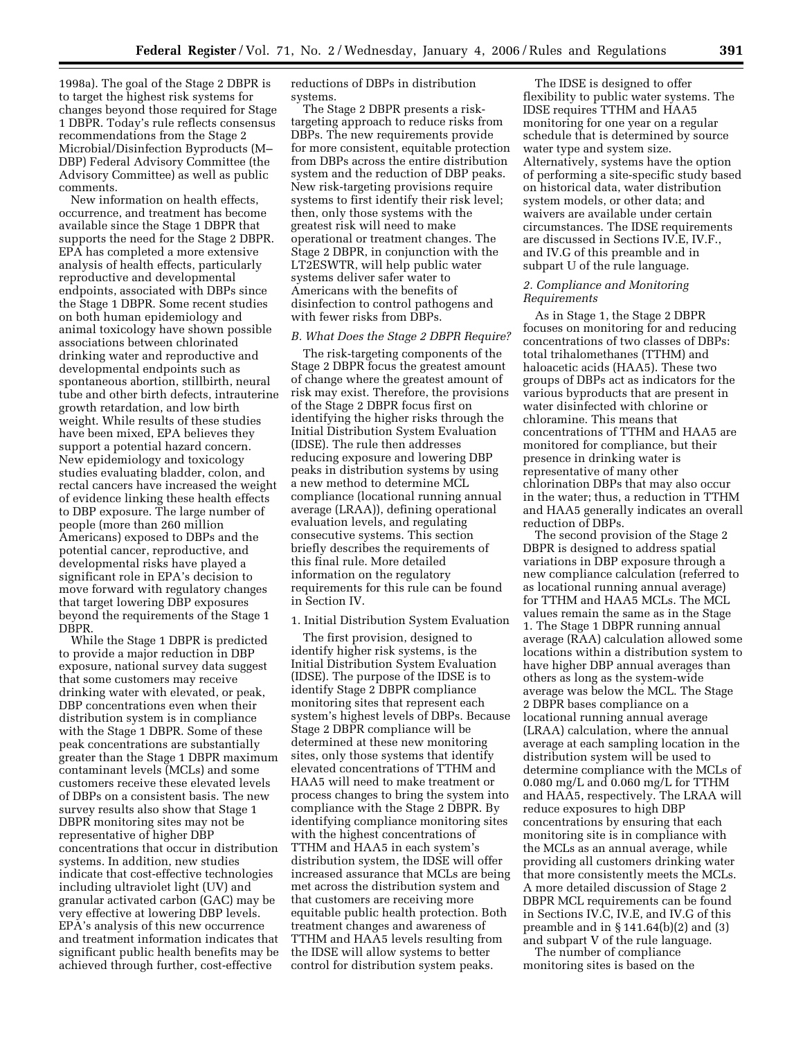1998a). The goal of the Stage 2 DBPR is to target the highest risk systems for changes beyond those required for Stage 1 DBPR. Today's rule reflects consensus recommendations from the Stage 2 Microbial/Disinfection Byproducts (M–DBP) Federal Advisory Committee (the Advisory Committee) as well as public comments.

New information on health effects, occurrence, and treatment has become available since the Stage 1 DBPR that supports the need for the Stage 2 DBPR. EPA has completed a more extensive analysis of health effects, particularly reproductive and developmental endpoints, associated with DBPs since the Stage 1 DBPR. Some recent studies on both human epidemiology and animal toxicology have shown possible associations between chlorinated drinking water and reproductive and developmental endpoints such as spontaneous abortion, stillbirth, neural tube and other birth defects, intrauterine growth retardation, and low birth weight. While results of these studies have been mixed, EPA believes they support a potential hazard concern. New epidemiology and toxicology studies evaluating bladder, colon, and rectal cancers have increased the weight of evidence linking these health effects to DBP exposure. The large number of people (more than 260 million Americans) exposed to DBPs and the potential cancer, reproductive, and developmental risks have played a significant role in EPA's decision to move forward with regulatory changes that target lowering DBP exposures beyond the requirements of the Stage 1 DBPR.

While the Stage 1 DBPR is predicted to provide a major reduction in DBP exposure, national survey data suggest that some customers may receive drinking water with elevated, or peak, DBP concentrations even when their distribution system is in compliance with the Stage 1 DBPR. Some of these peak concentrations are substantially greater than the Stage 1 DBPR maximum contaminant levels (MCLs) and some customers receive these elevated levels of DBPs on a consistent basis. The new survey results also show that Stage 1 DBPR monitoring sites may not be representative of higher DBP concentrations that occur in distribution systems. In addition, new studies indicate that cost-effective technologies including ultraviolet light (UV) and granular activated carbon (GAC) may be very effective at lowering DBP levels. EPA's analysis of this new occurrence and treatment information indicates that significant public health benefits may be achieved through further, cost-effective reductions of DBPs in distribution systems.

The Stage 2 DBPR presents a risk-targeting approach to reduce risks from DBPs. The new requirements provide for more consistent, equitable protection from DBPs across the entire distribution system and the reduction of DBP peaks. New risk-targeting provisions require systems to first identify their risk level; then, only those systems with the greatest risk will need to make operational or treatment changes. The Stage 2 DBPR, in conjunction with the LT2ESWTR, will help public water systems deliver safer water to Americans with the benefits of disinfection to control pathogens and with fewer risks from DBPs.

### *B. What Does the Stage 2 DBPR Require?*

The risk-targeting components of the Stage 2 DBPR focus the greatest amount of change where the greatest amount of risk may exist. Therefore, the provisions of the Stage 2 DBPR focus first on identifying the higher risks through the Initial Distribution System Evaluation (IDSE). The rule then addresses reducing exposure and lowering DBP peaks in distribution systems by using a new method to determine MCL compliance (locational running annual average (LRAA)), defining operational evaluation levels, and regulating consecutive systems. This section briefly describes the requirements of this final rule. More detailed information on the regulatory requirements for this rule can be found in Section IV.

#### 1. Initial Distribution System Evaluation

The first provision, designed to identify higher risk systems, is the Initial Distribution System Evaluation (IDSE). The purpose of the IDSE is to identify Stage 2 DBPR compliance monitoring sites that represent each system's highest levels of DBPs. Because Stage 2 DBPR compliance will be determined at these new monitoring sites, only those systems that identify elevated concentrations of TTHM and HAA5 will need to make treatment or process changes to bring the system into compliance with the Stage 2 DBPR. By identifying compliance monitoring sites with the highest concentrations of TTHM and HAA5 in each system's distribution system, the IDSE will offer increased assurance that MCLs are being met across the distribution system and that customers are receiving more equitable public health protection. Both treatment changes and awareness of TTHM and HAA5 levels resulting from the IDSE will allow systems to better control for distribution system peaks.

The IDSE is designed to offer flexibility to public water systems. The IDSE requires TTHM and HAA5 monitoring for one year on a regular schedule that is determined by source water type and system size. Alternatively, systems have the option of performing a site-specific study based on historical data, water distribution system models, or other data; and waivers are available under certain circumstances. The IDSE requirements are discussed in Sections IV.E, IV.F., and IV.G of this preamble and in subpart U of the rule language.

#### *2. Compliance and Monitoring Requirements*

As in Stage 1, the Stage 2 DBPR focuses on monitoring for and reducing concentrations of two classes of DBPs: total trihalomethanes (TTHM) and haloacetic acids (HAA5). These two groups of DBPs act as indicators for the various byproducts that are present in water disinfected with chlorine or chloramine. This means that concentrations of TTHM and HAA5 are monitored for compliance, but their presence in drinking water is representative of many other chlorination DBPs that may also occur in the water; thus, a reduction in TTHM and HAA5 generally indicates an overall reduction of DBPs.

The second provision of the Stage 2 DBPR is designed to address spatial variations in DBP exposure through a new compliance calculation (referred to as locational running annual average) for TTHM and HAA5 MCLs. The MCL values remain the same as in the Stage 1. The Stage 1 DBPR running annual average (RAA) calculation allowed some locations within a distribution system to have higher DBP annual averages than others as long as the system-wide average was below the MCL. The Stage 2 DBPR bases compliance on a locational running annual average (LRAA) calculation, where the annual average at each sampling location in the distribution system will be used to determine compliance with the MCLs of 0.080 mg/L and 0.060 mg/L for TTHM and HAA5, respectively. The LRAA will reduce exposures to high DBP concentrations by ensuring that each monitoring site is in compliance with the MCLs as an annual average, while providing all customers drinking water that more consistently meets the MCLs. A more detailed discussion of Stage 2 DBPR MCL requirements can be found in Sections IV.C, IV.E, and IV.G of this preamble and in § 141.64(b)(2) and (3) and subpart V of the rule language.

The number of compliance monitoring sites is based on the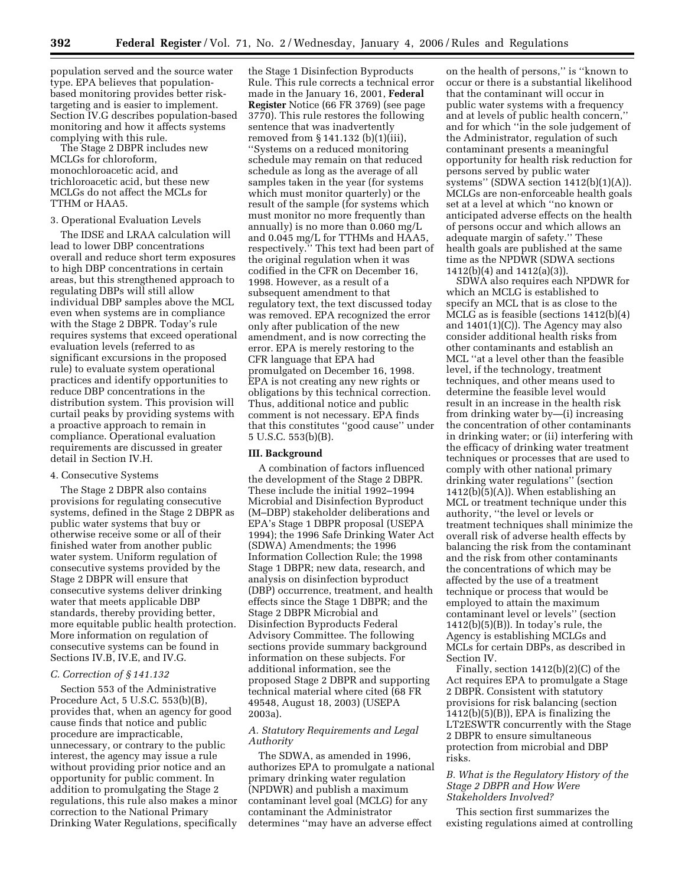population served and the source water type. EPA believes that population-based monitoring provides better risk-targeting and is easier to implement. Section IV.G describes population-based monitoring and how it affects systems complying with this rule.

The Stage 2 DBPR includes new MCLGs for chloroform, monochloroacetic acid, and trichloroacetic acid, but these new MCLGs do not affect the MCLs for TTHM or HAA5.

3. Operational Evaluation Levels

The IDSE and LRAA calculation will lead to lower DBP concentrations overall and reduce short term exposures to high DBP concentrations in certain areas, but this strengthened approach to regulating DBPs will still allow individual DBP samples above the MCL even when systems are in compliance with the Stage 2 DBPR. Today's rule requires systems that exceed operational evaluation levels (referred to as significant excursions in the proposed rule) to evaluate system operational practices and identify opportunities to reduce DBP concentrations in the distribution system. This provision will curtail peaks by providing systems with a proactive approach to remain in compliance. Operational evaluation requirements are discussed in greater detail in Section IV.H.

4. Consecutive Systems

The Stage 2 DBPR also contains provisions for regulating consecutive systems, defined in the Stage 2 DBPR as public water systems that buy or otherwise receive some or all of their finished water from another public water system. Uniform regulation of consecutive systems provided by the Stage 2 DBPR will ensure that consecutive systems deliver drinking water that meets applicable DBP standards, thereby providing better, more equitable public health protection. More information on regulation of consecutive systems can be found in Sections IV.B, IV.E, and IV.G.

### *C. Correction of § 141.132*

Section 553 of the Administrative Procedure Act, 5 U.S.C. 553(b)(B), provides that, when an agency for good cause finds that notice and public procedure are impracticable, unnecessary, or contrary to the public interest, the agency may issue a rule without providing prior notice and an opportunity for public comment. In addition to promulgating the Stage 2 regulations, this rule also makes a minor correction to the National Primary Drinking Water Regulations, specifically the Stage 1 Disinfection Byproducts Rule. This rule corrects a technical error made in the January 16, 2001, **Federal Register** Notice (66 FR 3769) (see page 3770). This rule restores the following sentence that was inadvertently removed from § 141.132 (b)(1)(iii), "Systems on a reduced monitoring schedule may remain on that reduced schedule as long as the average of all samples taken in the year (for systems which must monitor quarterly) or the result of the sample (for systems which must monitor no more frequently than annually) is no more than 0.060 mg/L and 0.045 mg/L for TTHMs and HAA5, respectively." This text had been part of the original regulation when it was codified in the CFR on December 16, 1998. However, as a result of a subsequent amendment to that regulatory text, the text discussed today was removed. EPA recognized the error only after publication of the new amendment, and is now correcting the error. EPA is merely restoring to the CFR language that EPA had promulgated on December 16, 1998. EPA is not creating any new rights or obligations by this technical correction. Thus, additional notice and public comment is not necessary. EPA finds that this constitutes "good cause" under 5 U.S.C. 553(b)(B).

## III. Background

A combination of factors influenced the development of the Stage 2 DBPR. These include the initial 1992–1994 Microbial and Disinfection Byproduct (M–DBP) stakeholder deliberations and EPA's Stage 1 DBPR proposal (USEPA 1994); the 1996 Safe Drinking Water Act (SDWA) Amendments; the 1996 Information Collection Rule; the 1998 Stage 1 DBPR; new data, research, and analysis on disinfection byproduct (DBP) occurrence, treatment, and health effects since the Stage 1 DBPR; and the Stage 2 DBPR Microbial and Disinfection Byproducts Federal Advisory Committee. The following sections provide summary background information on these subjects. For additional information, see the proposed Stage 2 DBPR and supporting technical material where cited (68 FR 49548, August 18, 2003) (USEPA 2003a).

### *A. Statutory Requirements and Legal Authority*

The SDWA, as amended in 1996, authorizes EPA to promulgate a national primary drinking water regulation (NPDWR) and publish a maximum contaminant level goal (MCLG) for any contaminant the Administrator determines "may have an adverse effect on the health of persons," is "known to occur or there is a substantial likelihood that the contaminant will occur in public water systems with a frequency and at levels of public health concern," and for which "in the sole judgement of the Administrator, regulation of such contaminant presents a meaningful opportunity for health risk reduction for persons served by public water systems" (SDWA section 1412(b)(1)(A)). MCLGs are non-enforceable health goals set at a level at which "no known or anticipated adverse effects on the health of persons occur and which allows an adequate margin of safety." These health goals are published at the same time as the NPDWR (SDWA sections 1412(b)(4) and 1412(a)(3)).

SDWA also requires each NPDWR for which an MCLG is established to specify an MCL that is as close to the MCLG as is feasible (sections 1412(b)(4) and 1401(1)(C)). The Agency may also consider additional health risks from other contaminants and establish an MCL "at a level other than the feasible level, if the technology, treatment techniques, and other means used to determine the feasible level would result in an increase in the health risk from drinking water by—(i) increasing the concentration of other contaminants in drinking water; or (ii) interfering with the efficacy of drinking water treatment techniques or processes that are used to comply with other national primary drinking water regulations" (section 1412(b)(5)(A)). When establishing an MCL or treatment technique under this authority, "the level or levels or treatment techniques shall minimize the overall risk of adverse health effects by balancing the risk from the contaminant and the risk from other contaminants the concentrations of which may be affected by the use of a treatment technique or process that would be employed to attain the maximum contaminant level or levels" (section 1412(b)(5)(B)). In today's rule, the Agency is establishing MCLGs and MCLs for certain DBPs, as described in Section IV.

Finally, section 1412(b)(2)(C) of the Act requires EPA to promulgate a Stage 2 DBPR. Consistent with statutory provisions for risk balancing (section 1412(b)(5)(B)), EPA is finalizing the LT2ESWTR concurrently with the Stage 2 DBPR to ensure simultaneous protection from microbial and DBP risks.

### *B. What is the Regulatory History of the Stage 2 DBPR and How Were Stakeholders Involved?*

This section first summarizes the existing regulations aimed at controlling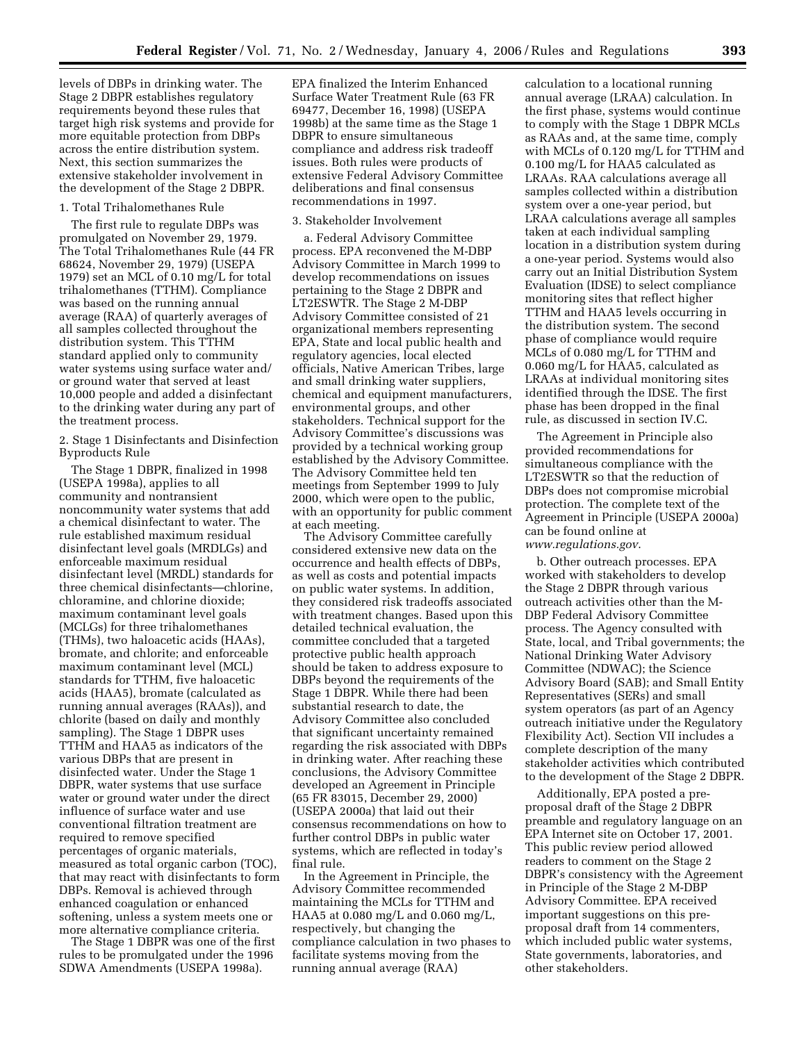levels of DBPs in drinking water. The Stage 2 DBPR establishes regulatory requirements beyond these rules that target high risk systems and provide for more equitable protection from DBPs across the entire distribution system. Next, this section summarizes the extensive stakeholder involvement in the development of the Stage 2 DBPR.

1. Total Trihalomethanes Rule

The first rule to regulate DBPs was promulgated on November 29, 1979. The Total Trihalomethanes Rule (44 FR 68624, November 29, 1979) (USEPA 1979) set an MCL of 0.10 mg/L for total trihalomethanes (TTHM). Compliance was based on the running annual average (RAA) of quarterly averages of all samples collected throughout the distribution system. This TTHM standard applied only to community water systems using surface water and/or ground water that served at least 10,000 people and added a disinfectant to the drinking water during any part of the treatment process.

2. Stage 1 Disinfectants and Disinfection Byproducts Rule

The Stage 1 DBPR, finalized in 1998 (USEPA 1998a), applies to all community and nontransient noncommunity water systems that add a chemical disinfectant to water. The rule established maximum residual disinfectant level goals (MRDLGs) and enforceable maximum residual disinfectant level (MRDL) standards for three chemical disinfectants—chlorine, chloramine, and chlorine dioxide; maximum contaminant level goals (MCLGs) for three trihalomethanes (THMs), two haloacetic acids (HAAs), bromate, and chlorite; and enforceable maximum contaminant level (MCL) standards for TTHM, five haloacetic acids (HAA5), bromate (calculated as running annual averages (RAAs)), and chlorite (based on daily and monthly sampling). The Stage 1 DBPR uses TTHM and HAA5 as indicators of the various DBPs that are present in disinfected water. Under the Stage 1 DBPR, water systems that use surface water or ground water under the direct influence of surface water and use conventional filtration treatment are required to remove specified percentages of organic materials, measured as total organic carbon (TOC), that may react with disinfectants to form DBPs. Removal is achieved through enhanced coagulation or enhanced softening, unless a system meets one or more alternative compliance criteria.

The Stage 1 DBPR was one of the first rules to be promulgated under the 1996 SDWA Amendments (USEPA 1998a). EPA finalized the Interim Enhanced Surface Water Treatment Rule (63 FR 69477, December 16, 1998) (USEPA 1998b) at the same time as the Stage 1 DBPR to ensure simultaneous compliance and address risk tradeoff issues. Both rules were products of extensive Federal Advisory Committee deliberations and final consensus recommendations in 1997.

3. Stakeholder Involvement

a. Federal Advisory Committee process. EPA reconvened the M-DBP Advisory Committee in March 1999 to develop recommendations on issues pertaining to the Stage 2 DBPR and LT2ESWTR. The Stage 2 M-DBP Advisory Committee consisted of 21 organizational members representing EPA, State and local public health and regulatory agencies, local elected officials, Native American Tribes, large and small drinking water suppliers, chemical and equipment manufacturers, environmental groups, and other stakeholders. Technical support for the Advisory Committee's discussions was provided by a technical working group established by the Advisory Committee. The Advisory Committee held ten meetings from September 1999 to July 2000, which were open to the public, with an opportunity for public comment at each meeting.

The Advisory Committee carefully considered extensive new data on the occurrence and health effects of DBPs, as well as costs and potential impacts on public water systems. In addition, they considered risk tradeoffs associated with treatment changes. Based upon this detailed technical evaluation, the committee concluded that a targeted protective public health approach should be taken to address exposure to DBPs beyond the requirements of the Stage 1 DBPR. While there had been substantial research to date, the Advisory Committee also concluded that significant uncertainty remained regarding the risk associated with DBPs in drinking water. After reaching these conclusions, the Advisory Committee developed an Agreement in Principle (65 FR 83015, December 29, 2000) (USEPA 2000a) that laid out their consensus recommendations on how to further control DBPs in public water systems, which are reflected in today's final rule.

In the Agreement in Principle, the Advisory Committee recommended maintaining the MCLs for TTHM and HAA5 at 0.080 mg/L and 0.060 mg/L, respectively, but changing the compliance calculation in two phases to facilitate systems moving from the running annual average (RAA) calculation to a locational running annual average (LRAA) calculation. In the first phase, systems would continue to comply with the Stage 1 DBPR MCLs as RAAs and, at the same time, comply with MCLs of 0.120 mg/L for TTHM and 0.100 mg/L for HAA5 calculated as LRAAs. RAA calculations average all samples collected within a distribution system over a one-year period, but LRAA calculations average all samples taken at each individual sampling location in a distribution system during a one-year period. Systems would also carry out an Initial Distribution System Evaluation (IDSE) to select compliance monitoring sites that reflect higher TTHM and HAA5 levels occurring in the distribution system. The second phase of compliance would require MCLs of 0.080 mg/L for TTHM and 0.060 mg/L for HAA5, calculated as LRAAs at individual monitoring sites identified through the IDSE. The first phase has been dropped in the final rule, as discussed in section IV.C.

The Agreement in Principle also provided recommendations for simultaneous compliance with the LT2ESWTR so that the reduction of DBPs does not compromise microbial protection. The complete text of the Agreement in Principle (USEPA 2000a) can be found online at *www.regulations.gov*.

b. Other outreach processes. EPA worked with stakeholders to develop the Stage 2 DBPR through various outreach activities other than the M-DBP Federal Advisory Committee process. The Agency consulted with State, local, and Tribal governments; the National Drinking Water Advisory Committee (NDWAC); the Science Advisory Board (SAB); and Small Entity Representatives (SERs) and small system operators (as part of an Agency outreach initiative under the Regulatory Flexibility Act). Section VII includes a complete description of the many stakeholder activities which contributed to the development of the Stage 2 DBPR.

Additionally, EPA posted a pre-proposal draft of the Stage 2 DBPR preamble and regulatory language on an EPA Internet site on October 17, 2001. This public review period allowed readers to comment on the Stage 2 DBPR's consistency with the Agreement in Principle of the Stage 2 M-DBP Advisory Committee. EPA received important suggestions on this pre-proposal draft from 14 commenters, which included public water systems, State governments, laboratories, and other stakeholders.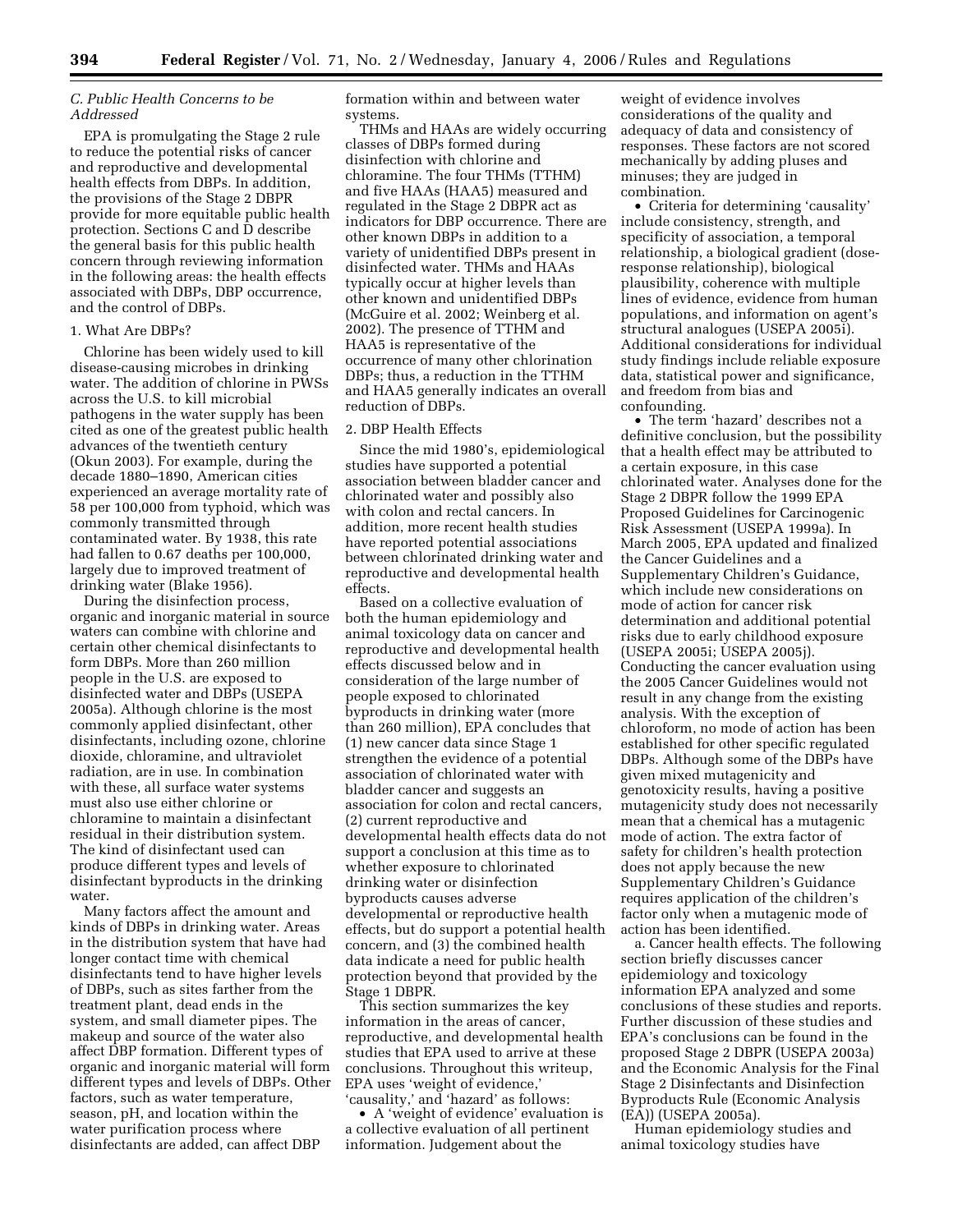### *C. Public Health Concerns to be Addressed*

EPA is promulgating the Stage 2 rule to reduce the potential risks of cancer and reproductive and developmental health effects from DBPs. In addition, the provisions of the Stage 2 DBPR provide for more equitable public health protection. Sections C and D describe the general basis for this public health concern through reviewing information in the following areas: the health effects associated with DBPs, DBP occurrence, and the control of DBPs.

#### 1. What Are DBPs?

Chlorine has been widely used to kill disease-causing microbes in drinking water. The addition of chlorine in PWSs across the U.S. to kill microbial pathogens in the water supply has been cited as one of the greatest public health advances of the twentieth century (Okun 2003). For example, during the decade 1880–1890, American cities experienced an average mortality rate of 58 per 100,000 from typhoid, which was commonly transmitted through contaminated water. By 1938, this rate had fallen to 0.67 deaths per 100,000, largely due to improved treatment of drinking water (Blake 1956).

During the disinfection process, organic and inorganic material in source waters can combine with chlorine and certain other chemical disinfectants to form DBPs. More than 260 million people in the U.S. are exposed to disinfected water and DBPs (USEPA 2005a). Although chlorine is the most commonly applied disinfectant, other disinfectants, including ozone, chlorine dioxide, chloramine, and ultraviolet radiation, are in use. In combination with these, all surface water systems must also use either chlorine or chloramine to maintain a disinfectant residual in their distribution system. The kind of disinfectant used can produce different types and levels of disinfectant byproducts in the drinking water.

Many factors affect the amount and kinds of DBPs in drinking water. Areas in the distribution system that have had longer contact time with chemical disinfectants tend to have higher levels of DBPs, such as sites farther from the treatment plant, dead ends in the system, and small diameter pipes. The makeup and source of the water also affect DBP formation. Different types of organic and inorganic material will form different types and levels of DBPs. Other factors, such as water temperature, season, pH, and location within the water purification process where disinfectants are added, can affect DBP formation within and between water systems.

THMs and HAAs are widely occurring classes of DBPs formed during disinfection with chlorine and chloramine. The four THMs (TTHM) and five HAAs (HAA5) measured and regulated in the Stage 2 DBPR act as indicators for DBP occurrence. There are other known DBPs in addition to a variety of unidentified DBPs present in disinfected water. THMs and HAAs typically occur at higher levels than other known and unidentified DBPs (McGuire et al. 2002; Weinberg et al. 2002). The presence of TTHM and HAA5 is representative of the occurrence of many other chlorination DBPs; thus, a reduction in the TTHM and HAA5 generally indicates an overall reduction of DBPs.

#### 2. DBP Health Effects

Since the mid 1980's, epidemiological studies have supported a potential association between bladder cancer and chlorinated water and possibly also with colon and rectal cancers. In addition, more recent health studies have reported potential associations between chlorinated drinking water and reproductive and developmental health effects.

Based on a collective evaluation of both the human epidemiology and animal toxicology data on cancer and reproductive and developmental health effects discussed below and in consideration of the large number of people exposed to chlorinated byproducts in drinking water (more than 260 million), EPA concludes that (1) new cancer data since Stage 1 strengthen the evidence of a potential association of chlorinated water with bladder cancer and suggests an association for colon and rectal cancers, (2) current reproductive and developmental health effects data do not support a conclusion at this time as to whether exposure to chlorinated drinking water or disinfection byproducts causes adverse developmental or reproductive health effects, but do support a potential health concern, and (3) the combined health data indicate a need for public health protection beyond that provided by the Stage 1 DBPR.

This section summarizes the key information in the areas of cancer, reproductive, and developmental health studies that EPA used to arrive at these conclusions. Throughout this writeup, EPA uses 'weight of evidence,' 'causality,' and 'hazard' as follows:

- A 'weight of evidence' evaluation is a collective evaluation of all pertinent information. Judgement about the weight of evidence involves considerations of the quality and adequacy of data and consistency of responses. These factors are not scored mechanically by adding pluses and minuses; they are judged in combination.
- Criteria for determining 'causality' include consistency, strength, and specificity of association, a temporal relationship, a biological gradient (dose-response relationship), biological plausibility, coherence with multiple lines of evidence, evidence from human populations, and information on agent's structural analogues (USEPA 2005i). Additional considerations for individual study findings include reliable exposure data, statistical power and significance, and freedom from bias and confounding.
- The term 'hazard' describes not a definitive conclusion, but the possibility that a health effect may be attributed to a certain exposure, in this case chlorinated water. Analyses done for the Stage 2 DBPR follow the 1999 EPA Proposed Guidelines for Carcinogenic Risk Assessment (USEPA 1999a). In March 2005, EPA updated and finalized the Cancer Guidelines and a Supplementary Children's Guidance, which include new considerations on mode of action for cancer risk determination and additional potential risks due to early childhood exposure (USEPA 2005i; USEPA 2005j). Conducting the cancer evaluation using the 2005 Cancer Guidelines would not result in any change from the existing analysis. With the exception of chloroform, no mode of action has been established for other specific regulated DBPs. Although some of the DBPs have given mixed mutagenicity and genotoxicity results, having a positive mutagenicity study does not necessarily mean that a chemical has a mutagenic mode of action. The extra factor of safety for children's health protection does not apply because the new Supplementary Children's Guidance requires application of the children's factor only when a mutagenic mode of action has been identified.

a. Cancer health effects. The following section briefly discusses cancer epidemiology and toxicology information EPA analyzed and some conclusions of these studies and reports. Further discussion of these studies and EPA's conclusions can be found in the proposed Stage 2 DBPR (USEPA 2003a) and the Economic Analysis for the Final Stage 2 Disinfectants and Disinfection Byproducts Rule (Economic Analysis (EA)) (USEPA 2005a).

Human epidemiology studies and animal toxicology studies have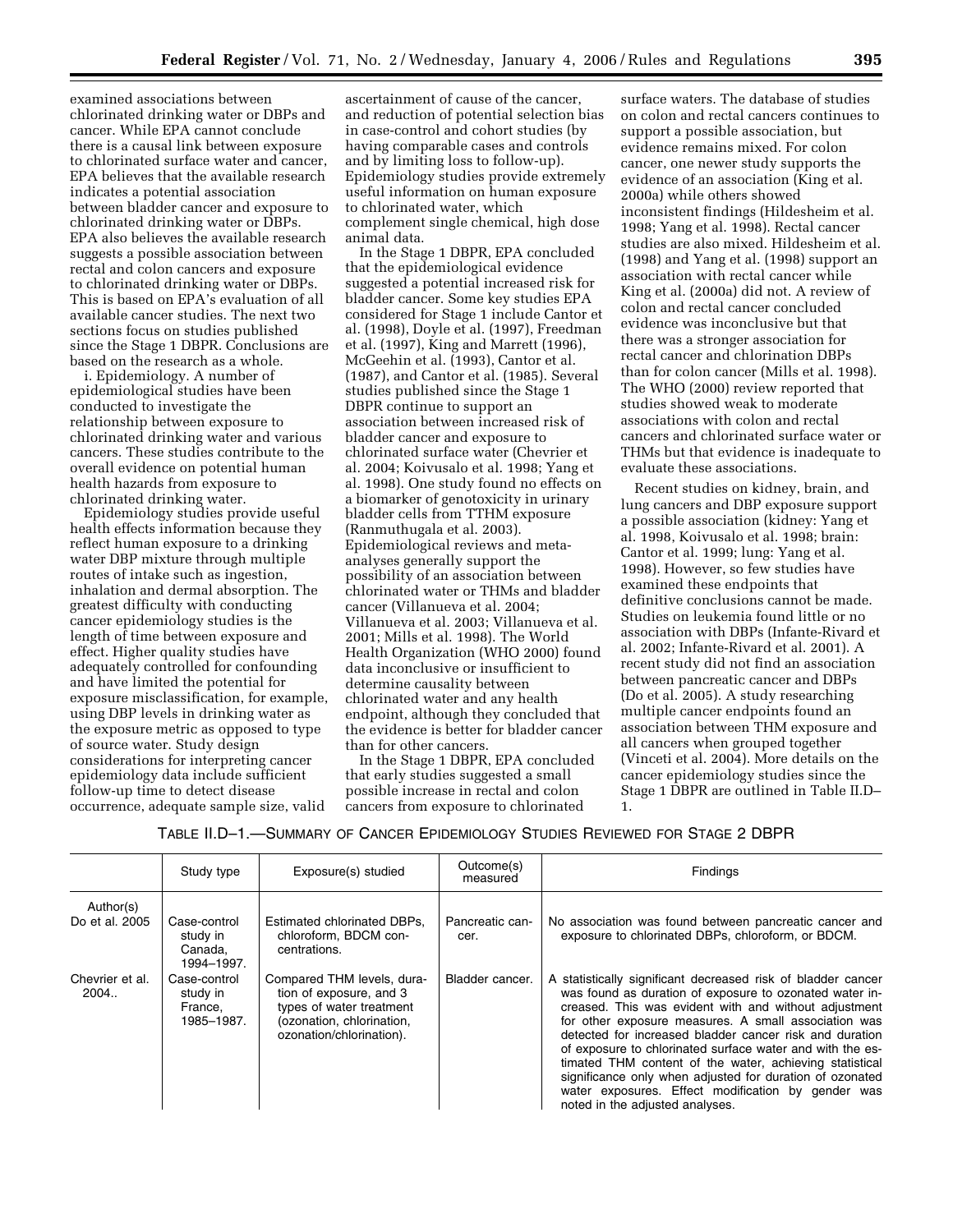examined associations between chlorinated drinking water or DBPs and cancer. While EPA cannot conclude there is a causal link between exposure to chlorinated surface water and cancer, EPA believes that the available research indicates a potential association between bladder cancer and exposure to chlorinated drinking water or DBPs. EPA also believes the available research suggests a possible association between rectal and colon cancers and exposure to chlorinated drinking water or DBPs. This is based on EPA's evaluation of all available cancer studies. The next two sections focus on studies published since the Stage 1 DBPR. Conclusions are based on the research as a whole.

i. Epidemiology. A number of epidemiological studies have been conducted to investigate the relationship between exposure to chlorinated drinking water and various cancers. These studies contribute to the overall evidence on potential human health hazards from exposure to chlorinated drinking water.

Epidemiology studies provide useful health effects information because they reflect human exposure to a drinking water DBP mixture through multiple routes of intake such as ingestion, inhalation and dermal absorption. The greatest difficulty with conducting cancer epidemiology studies is the length of time between exposure and effect. Higher quality studies have adequately controlled for confounding and have limited the potential for exposure misclassification, for example, using DBP levels in drinking water as the exposure metric as opposed to type of source water. Study design considerations for interpreting cancer epidemiology data include sufficient follow-up time to detect disease occurrence, adequate sample size, valid ascertainment of cause of the cancer, and reduction of potential selection bias in case-control and cohort studies (by having comparable cases and controls and by limiting loss to follow-up). Epidemiology studies provide extremely useful information on human exposure to chlorinated water, which complement single chemical, high dose animal data.

In the Stage 1 DBPR, EPA concluded that the epidemiological evidence suggested a potential increased risk for bladder cancer. Some key studies EPA considered for Stage 1 include Cantor et al. (1998), Doyle et al. (1997), Freedman et al. (1997), King and Marrett (1996), McGeehin et al. (1993), Cantor et al. (1987), and Cantor et al. (1985). Several studies published since the Stage 1 DBPR continue to support an association between increased risk of bladder cancer and exposure to chlorinated surface water (Chevrier et al. 2004; Koivusalo et al. 1998; Yang et al. 1998). One study found no effects on a biomarker of genotoxicity in urinary bladder cells from TTHM exposure (Ranmuthugala et al. 2003). Epidemiological reviews and meta-analyses generally support the possibility of an association between chlorinated water or THMs and bladder cancer (Villanueva et al. 2004; Villanueva et al. 2003; Villanueva et al. 2001; Mills et al. 1998). The World Health Organization (WHO 2000) found data inconclusive or insufficient to determine causality between chlorinated water and any health endpoint, although they concluded that the evidence is better for bladder cancer than for other cancers.

In the Stage 1 DBPR, EPA concluded that early studies suggested a small possible increase in rectal and colon cancers from exposure to chlorinated surface waters. The database of studies on colon and rectal cancers continues to support a possible association, but evidence remains mixed. For colon cancer, one newer study supports the evidence of an association (King et al. 2000a) while others showed inconsistent findings (Hildesheim et al. 1998; Yang et al. 1998). Rectal cancer studies are also mixed. Hildesheim et al. (1998) and Yang et al. (1998) support an association with rectal cancer while King et al. (2000a) did not. A review of colon and rectal cancer concluded evidence was inconclusive but that there was a stronger association for rectal cancer and chlorination DBPs than for colon cancer (Mills et al. 1998). The WHO (2000) review reported that studies showed weak to moderate associations with colon and rectal cancers and chlorinated surface water or THMs but that evidence is inadequate to evaluate these associations.

Recent studies on kidney, brain, and lung cancers and DBP exposure support a possible association (kidney: Yang et al. 1998, Koivusalo et al. 1998; brain: Cantor et al. 1999; lung: Yang et al. 1998). However, so few studies have examined these endpoints that definitive conclusions cannot be made. Studies on leukemia found little or no association with DBPs (Infante-Rivard et al. 2002; Infante-Rivard et al. 2001). A recent study did not find an association between pancreatic cancer and DBPs (Do et al. 2005). A study researching multiple cancer endpoints found an association between THM exposure and all cancers when grouped together (Vinceti et al. 2004). More details on the cancer epidemiology studies since the Stage 1 DBPR are outlined in Table II.D–1.

TABLE II.D–1.—SUMMARY OF CANCER EPIDEMIOLOGY STUDIES REVIEWED FOR STAGE 2 DBPR

| | Study type | Exposure(s) studied | Outcome(s) measured | Findings |
|---|---|---|---|---|
| Author(s) | | | | |
| Do et al. 2005 | Case-control study in Canada, 1994–1997. | Estimated chlorinated DBPs, chloroform, BDCM concentrations. | Pancreatic cancer. | No association was found between pancreatic cancer and exposure to chlorinated DBPs, chloroform, or BDCM. |
| Chevrier et al. 2004.. | Case-control study in France, 1985–1987. | Compared THM levels, duration of exposure, and 3 types of water treatment (ozonation, chlorination, ozonation/chlorination). | Bladder cancer. | A statistically significant decreased risk of bladder cancer was found as duration of exposure to ozonated water increased. This was evident with and without adjustment for other exposure measures. A small association was detected for increased bladder cancer risk and duration of exposure to chlorinated surface water and with the estimated THM content of the water, achieving statistical significance only when adjusted for duration of ozonated water exposures. Effect modification by gender was noted in the adjusted analyses. |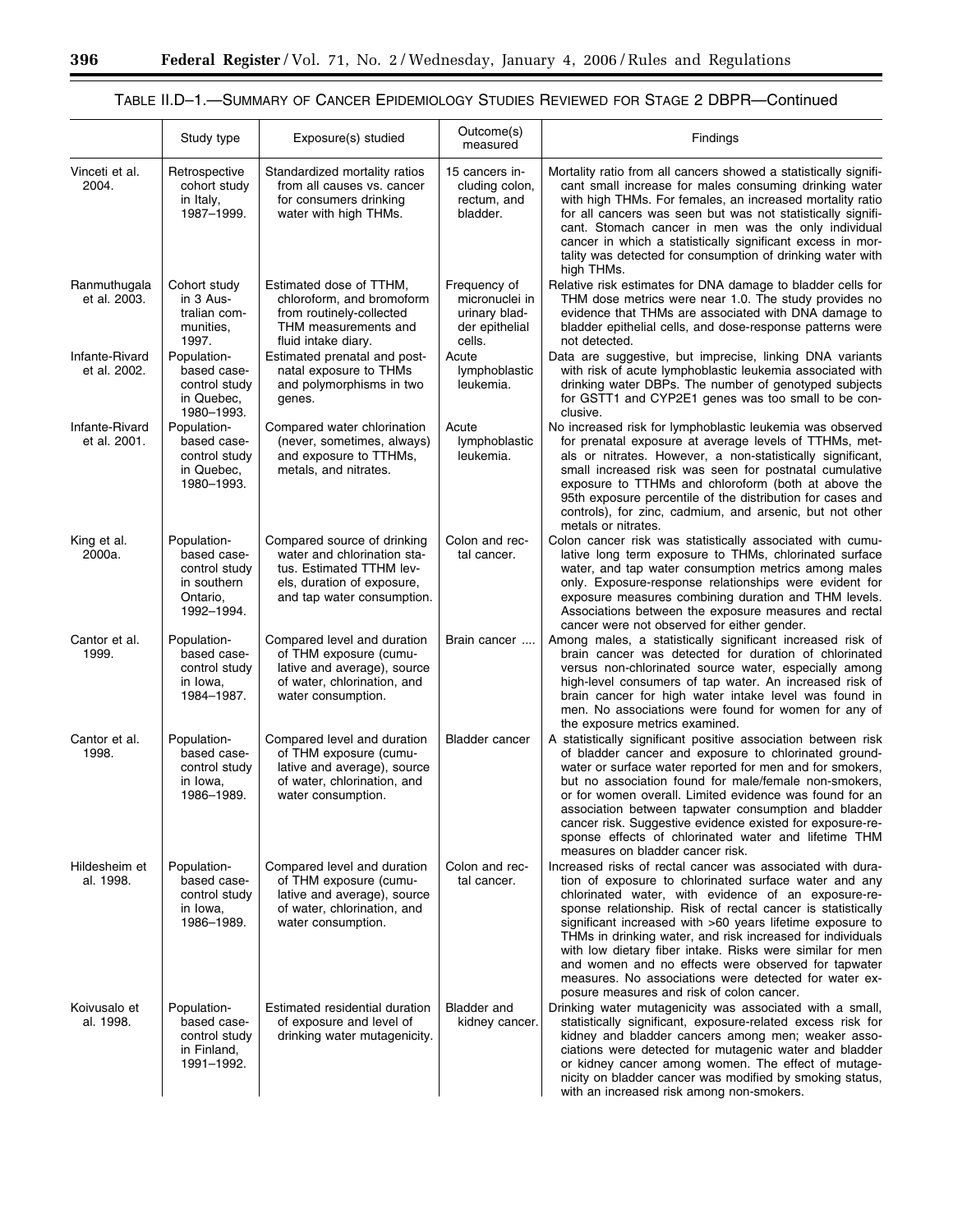TABLE II.D–1.—SUMMARY OF CANCER EPIDEMIOLOGY STUDIES REVIEWED FOR STAGE 2 DBPR—Continued

| | Study type | Exposure(s) studied | Outcome(s) measured | Findings |
|---|---|---|---|---|
| Vinceti et al. 2004. | Retrospective cohort study in Italy, 1987–1999. | Standardized mortality ratios from all causes vs. cancer for consumers drinking water with high THMs. | 15 cancers including colon, rectum, and bladder. | Mortality ratio from all cancers showed a statistically significant small increase for males consuming drinking water with high THMs. For females, an increased mortality ratio for all cancers was seen but was not statistically significant. Stomach cancer in men was the only individual cancer in which a statistically significant excess in mortality was detected for consumption of drinking water with high THMs. |
| Ranmuthugala et al. 2003. | Cohort study in 3 Australian communities, 1997. | Estimated dose of TTHM, chloroform, and bromoform from routinely-collected THM measurements and fluid intake diary. | Frequency of micronuclei in urinary bladder epithelial cells. | Relative risk estimates for DNA damage to bladder cells for THM dose metrics were near 1.0. The study provides no evidence that THMs are associated with DNA damage to bladder epithelial cells, and dose-response patterns were not detected. |
| Infante-Rivard et al. 2002. | Population-based case-control study in Quebec, 1980–1993. | Estimated prenatal and postnatal exposure to THMs and polymorphisms in two genes. | Acute lymphoblastic leukemia. | Data are suggestive, but imprecise, linking DNA variants with risk of acute lymphoblastic leukemia associated with drinking water DBPs. The number of genotyped subjects for GSTT1 and CYP2E1 genes was too small to be conclusive. |
| Infante-Rivard et al. 2001. | Population-based case-control study in Quebec, 1980–1993. | Compared water chlorination (never, sometimes, always) and exposure to TTHMs, metals, and nitrates. | Acute lymphoblastic leukemia. | No increased risk for lymphoblastic leukemia was observed for prenatal exposure at average levels of TTHMs, metals or nitrates. However, a non-statistically significant, small increased risk was seen for postnatal cumulative exposure to TTHMs and chloroform (both at above the 95th exposure percentile of the distribution for cases and controls), for zinc, cadmium, and arsenic, but not other metals or nitrates. |
| King et al. 2000a. | Population-based case-control study in southern Ontario, 1992–1994. | Compared source of drinking water and chlorination status. Estimated TTHM levels, duration of exposure, and tap water consumption. | Colon and rectal cancer. | Colon cancer risk was statistically associated with cumulative long term exposure to THMs, chlorinated surface water, and tap water consumption metrics among males only. Exposure-response relationships were evident for exposure measures combining duration and THM levels. Associations between the exposure measures and rectal cancer were not observed for either gender. |
| Cantor et al. 1999. | Population-based case-control study in Iowa, 1984–1987. | Compared level and duration of THM exposure (cumulative and average), source of water, chlorination, and water consumption. | Brain cancer .... | Among males, a statistically significant increased risk of brain cancer was detected for duration of chlorinated versus non-chlorinated source water, especially among high-level consumers of tap water. An increased risk of brain cancer for high water intake level was found in men. No associations were found for women for any of the exposure metrics examined. |
| Cantor et al. 1998. | Population-based case-control study in Iowa, 1986–1989. | Compared level and duration of THM exposure (cumulative and average), source of water, chlorination, and water consumption. | Bladder cancer | A statistically significant positive association between risk of bladder cancer and exposure to chlorinated groundwater or surface water reported for men and for smokers, but no association found for male/female non-smokers, or for women overall. Limited evidence was found for an association between tapwater consumption and bladder cancer risk. Suggestive evidence existed for exposure-response effects of chlorinated water and lifetime THM measures on bladder cancer risk. |
| Hildesheim et al. 1998. | Population-based case-control study in Iowa, 1986–1989. | Compared level and duration of THM exposure (cumulative and average), source of water, chlorination, and water consumption. | Colon and rectal cancer. | Increased risks of rectal cancer was associated with duration of exposure to chlorinated surface water and any chlorinated water, with evidence of an exposure-response relationship. Risk of rectal cancer is statistically significant increased with >60 years lifetime exposure to THMs in drinking water, and risk increased for individuals with low dietary fiber intake. Risks were similar for men and women and no effects were observed for tapwater measures. No associations were detected for water exposure measures and risk of colon cancer. |
| Koivusalo et al. 1998. | Population-based case-control study in Finland, 1991–1992. | Estimated residential duration of exposure and level of drinking water mutagenicity. | Bladder and kidney cancer. | Drinking water mutagenicity was associated with a small, statistically significant, exposure-related excess risk for kidney and bladder cancers among men; weaker associations were detected for mutagenic water and bladder or kidney cancer among women. The effect of mutagenicity on bladder cancer was modified by smoking status, with an increased risk among non-smokers. |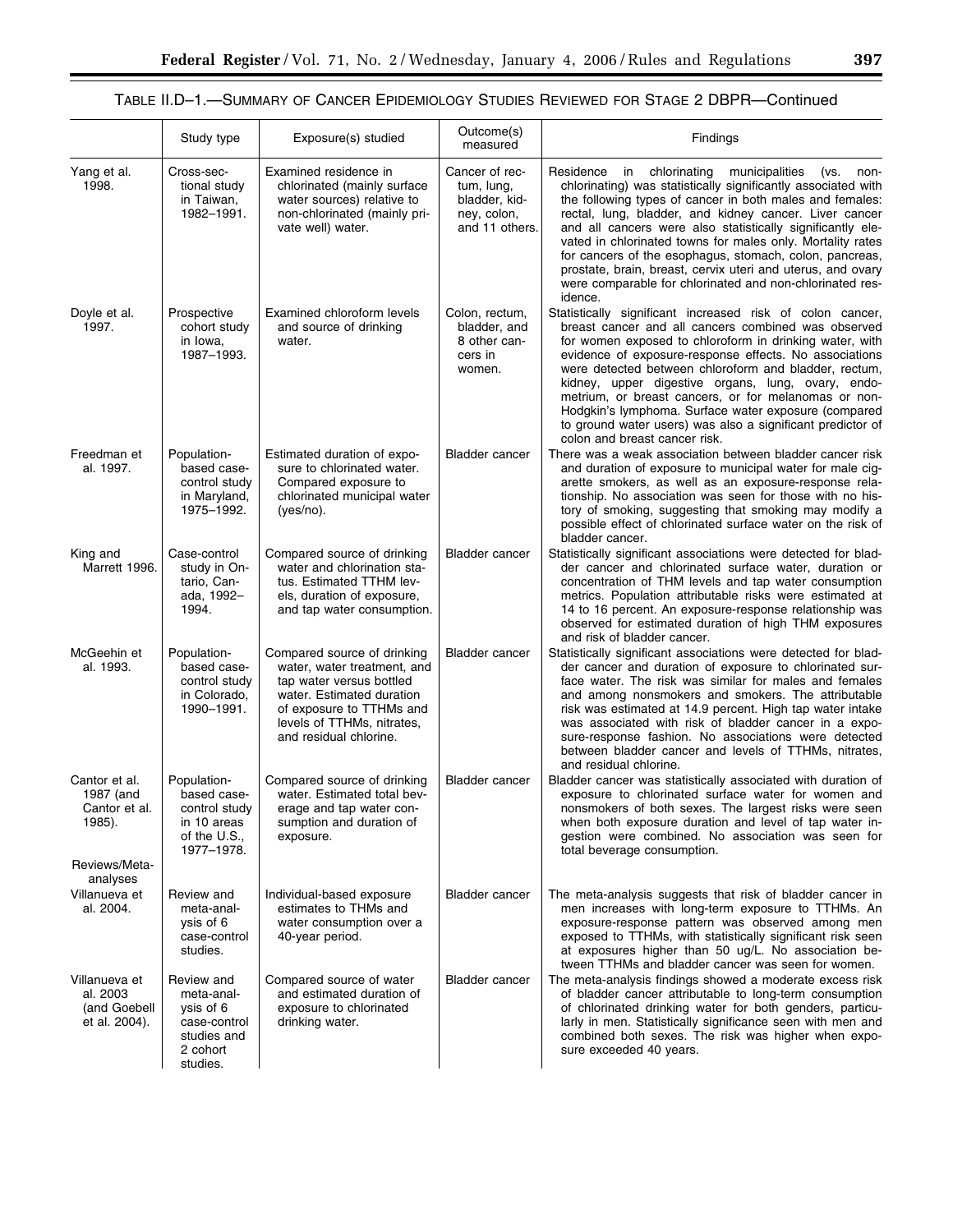TABLE II.D–1.—SUMMARY OF CANCER EPIDEMIOLOGY STUDIES REVIEWED FOR STAGE 2 DBPR—Continued

| | Study type | Exposure(s) studied | Outcome(s) measured | Findings |
|---|---|---|---|---|
| Yang et al. 1998. | Cross-sectional study in Taiwan, 1982–1991. | Examined residence in chlorinated (mainly surface water sources) relative to non-chlorinated (mainly private well) water. | Cancer of rectum, lung, bladder, kidney, colon, and 11 others. | Residence in chlorinating municipalities (vs. non-chlorinating) was statistically significantly associated with the following types of cancer in both males and females: rectal, lung, bladder, and kidney cancer. Liver cancer and all cancers were also statistically significantly elevated in chlorinated towns for males only. Mortality rates for cancers of the esophagus, stomach, colon, pancreas, prostate, brain, breast, cervix uteri and uterus, and ovary were comparable for chlorinated and non-chlorinated residence. |
| Doyle et al. 1997. | Prospective cohort study in Iowa, 1987–1993. | Examined chloroform levels and source of drinking water. | Colon, rectum, bladder, and 8 other cancers in women. | Statistically significant increased risk of colon cancer, breast cancer and all cancers combined was observed for women exposed to chloroform in drinking water, with evidence of exposure-response effects. No associations were detected between chloroform and bladder, rectum, kidney, upper digestive organs, lung, ovary, endometrium, or breast cancers, or for melanomas or non-Hodgkin's lymphoma. Surface water exposure (compared to ground water users) was also a significant predictor of colon and breast cancer risk. |
| Freedman et al. 1997. | Population-based case-control study in Maryland, 1975–1992. | Estimated duration of exposure to chlorinated water. Compared exposure to chlorinated municipal water (yes/no). | Bladder cancer | There was a weak association between bladder cancer risk and duration of exposure to municipal water for male cigarette smokers, as well as an exposure-response relationship. No association was seen for those with no history of smoking, suggesting that smoking may modify a possible effect of chlorinated surface water on the risk of bladder cancer. |
| King and Marrett 1996. | Case-control study in Ontario, Canada, 1992–1994. | Compared source of drinking water and chlorination status. Estimated TTHM levels, duration of exposure, and tap water consumption. | Bladder cancer | Statistically significant associations were detected for bladder cancer and chlorinated surface water, duration or concentration of THM levels and tap water consumption metrics. Population attributable risks were estimated at 14 to 16 percent. An exposure-response relationship was observed for estimated duration of high THM exposures and risk of bladder cancer. |
| McGeehin et al. 1993. | Population-based case-control study in Colorado, 1990–1991. | Compared source of drinking water, water treatment, and tap water versus bottled water. Estimated duration of exposure to TTHMs and levels of TTHMs, nitrates, and residual chlorine. | Bladder cancer | Statistically significant associations were detected for bladder cancer and duration of exposure to chlorinated surface water. The risk was similar for males and females and among nonsmokers and smokers. The attributable risk was estimated at 14.9 percent. High tap water intake was associated with risk of bladder cancer in a exposure-response fashion. No associations were detected between bladder cancer and levels of TTHMs, nitrates, and residual chlorine. |
| Cantor et al. 1987 (and Cantor et al. 1985). | Population-based case-control study in 10 areas of the U.S., 1977–1978. | Compared source of drinking water. Estimated total beverage and tap water consumption and duration of exposure. | Bladder cancer | Bladder cancer was statistically associated with duration of exposure to chlorinated surface water for women and nonsmokers of both sexes. The largest risks were seen when both exposure duration and level of tap water ingestion were combined. No association was seen for total beverage consumption. |
| Reviews/Meta-analyses | | | | |
| Villanueva et al. 2004. | Review and meta-analysis of 6 case-control studies. | Individual-based exposure estimates to THMs and water consumption over a 40-year period. | Bladder cancer | The meta-analysis suggests that risk of bladder cancer in men increases with long-term exposure to TTHMs. An exposure-response pattern was observed among men exposed to TTHMs, with statistically significant risk seen at exposures higher than 50 ug/L. No association between TTHMs and bladder cancer was seen for women. |
| Villanueva et al. 2003 (and Goebell et al. 2004). | Review and meta-analysis of 6 case-control studies and 2 cohort studies. | Compared source of water and estimated duration of exposure to chlorinated drinking water. | Bladder cancer | The meta-analysis findings showed a moderate excess risk of bladder cancer attributable to long-term consumption of chlorinated drinking water for both genders, particularly in men. Statistically significance seen with men and combined both sexes. The risk was higher when exposure exceeded 40 years. |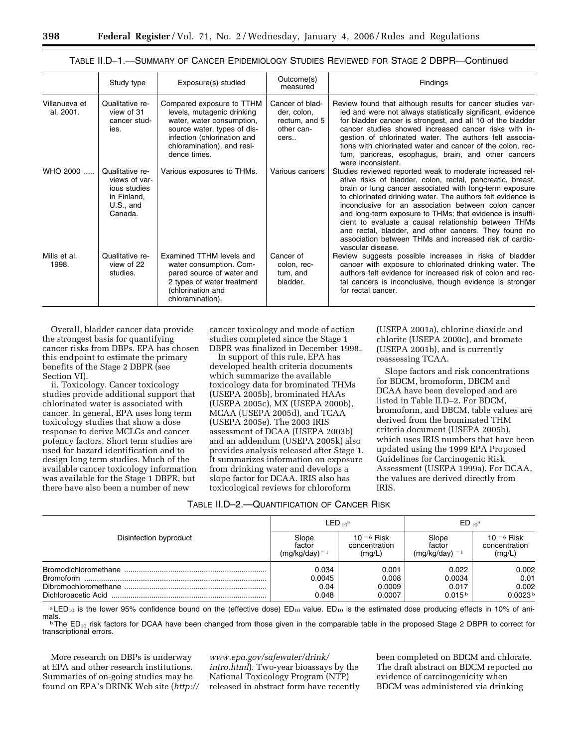TABLE II.D–1.—SUMMARY OF CANCER EPIDEMIOLOGY STUDIES REVIEWED FOR STAGE 2 DBPR—Continued

| | Study type | Exposure(s) studied | Outcome(s) measured | Findings |
|---|---|---|---|---|
| Villanueva et al. 2001. | Qualitative review of 31 cancer studies. | Compared exposure to TTHM levels, mutagenic drinking water, water consumption, source water, types of disinfection (chlorination and chloramination), and residence times. | Cancer of bladder, colon, rectum, and 5 other cancers.. | Review found that although results for cancer studies varied and were not always statistically significant, evidence for bladder cancer is strongest, and all 10 of the bladder cancer studies showed increased cancer risks with ingestion of chlorinated water. The authors felt associations with chlorinated water and cancer of the colon, rectum, pancreas, esophagus, brain, and other cancers were inconsistent. |
| WHO 2000 | Qualitative reviews of various studies in Finland, U.S., and Canada. | Various exposures to THMs. | Various cancers | Studies reviewed reported weak to moderate increased relative risks of bladder, colon, rectal, pancreatic, breast, brain or lung cancer associated with long-term exposure to chlorinated drinking water. The authors felt evidence is inconclusive for an association between colon cancer and long-term exposure to THMs; that evidence is insufficient to evaluate a causal relationship between THMs and rectal, bladder, and other cancers. They found no association between THMs and increased risk of cardiovascular disease. |
| Mills et al. 1998. | Qualitative review of 22 studies. | Examined TTHM levels and water consumption. Compared source of water and 2 types of water treatment (chlorination and chloramination). | Cancer of colon, rectum, and bladder. | Review suggests possible increases in risks of bladder cancer with exposure to chlorinated drinking water. The authors felt evidence for increased risk of colon and rectal cancers is inconclusive, though evidence is stronger for rectal cancer. |

Overall, bladder cancer data provide the strongest basis for quantifying cancer risks from DBPs. EPA has chosen this endpoint to estimate the primary benefits of the Stage 2 DBPR (see Section VI).

ii. Toxicology. Cancer toxicology studies provide additional support that chlorinated water is associated with cancer. In general, EPA uses long term toxicology studies that show a dose response to derive MCLGs and cancer potency factors. Short term studies are used for hazard identification and to design long term studies. Much of the available cancer toxicology information was available for the Stage 1 DBPR, but there have also been a number of new cancer toxicology and mode of action studies completed since the Stage 1 DBPR was finalized in December 1998.

In support of this rule, EPA has developed health criteria documents which summarize the available toxicology data for brominated THMs (USEPA 2005b), brominated HAAs (USEPA 2005c), MX (USEPA 2000b), MCAA (USEPA 2005d), and TCAA (USEPA 2005e). The 2003 IRIS assessment of DCAA (USEPA 2003b) and an addendum (USEPA 2005k) also provides analysis released after Stage 1. It summarizes information on exposure from drinking water and develops a slope factor for DCAA. IRIS also has toxicological reviews for chloroform (USEPA 2001a), chlorine dioxide and chlorite (USEPA 2000c), and bromate (USEPA 2001b), and is currently reassessing TCAA.

Slope factors and risk concentrations for BDCM, bromoform, DBCM and DCAA have been developed and are listed in Table II.D–2. For BDCM, bromoform, and DBCM, table values are derived from the brominated THM criteria document (USEPA 2005b), which uses IRIS numbers that have been updated using the 1999 EPA Proposed Guidelines for Carcinogenic Risk Assessment (USEPA 1999a). For DCAA, the values are derived directly from IRIS.

TABLE II.D–2.—QUANTIFICATION OF CANCER RISK

| Disinfection byproduct | $LED_{10}$[a] | | $ED_{10}$[a] | |
|---|---|---|---|---|
| | Slope factor $(mg/kg/day)^{-1}$ | $10^{-6}$ Risk concentration (mg/L) | Slope factor $(mg/kg/day)^{-1}$ | $10^{-6}$ Risk concentration (mg/L) |
| Bromodichloromethane | 0.034 | 0.001 | 0.022 | 0.002 |
| Bromoform | 0.0045 | 0.008 | 0.0034 | 0.01 |
| Dibromochloromethane | 0.04 | 0.0009 | 0.017 | 0.002 |
| Dichloroacetic Acid | 0.048 | 0.0007 | 0.015[b] | 0.0023[b] |

[a] $LED_{10}$ is the lower 95% confidence bound on the (effective dose) $ED_{10}$ value. $ED_{10}$ is the estimated dose producing effects in 10% of animals.

[b] The $ED_{10}$ risk factors for DCAA have been changed from those given in the comparable table in the proposed Stage 2 DBPR to correct for transcriptional errors.

More research on DBPs is underway at EPA and other research institutions. Summaries of on-going studies may be found on EPA's DRINK Web site (*http://www.epa.gov/safewater/drink/intro.html*). Two-year bioassays by the National Toxicology Program (NTP) released in abstract form have recently been completed on BDCM and chlorate. The draft abstract on BDCM reported no evidence of carcinogenicity when BDCM was administered via drinking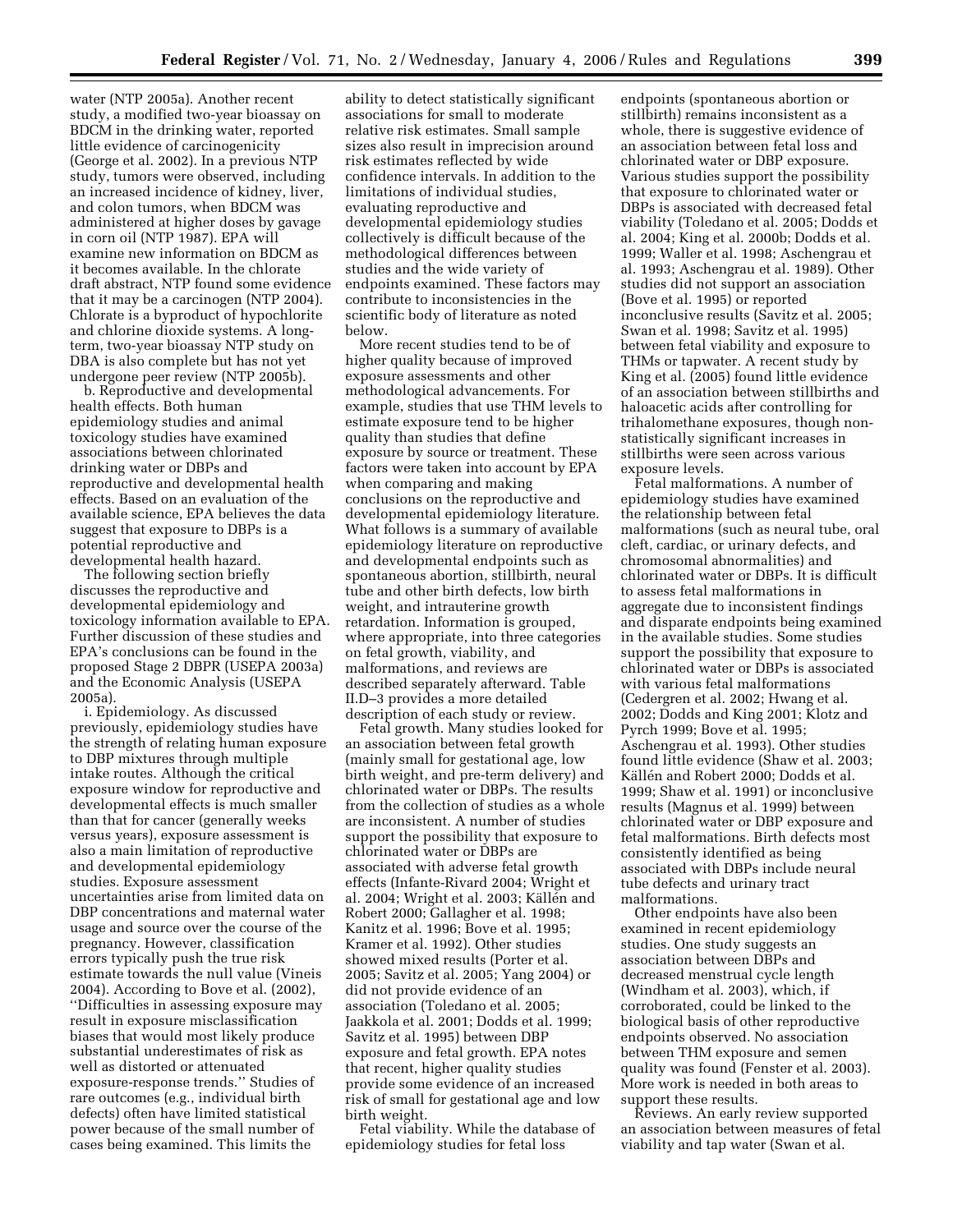water (NTP 2005a). Another recent study, a modified two-year bioassay on BDCM in the drinking water, reported little evidence of carcinogenicity (George et al. 2002). In a previous NTP study, tumors were observed, including an increased incidence of kidney, liver, and colon tumors, when BDCM was administered at higher doses by gavage in corn oil (NTP 1987). EPA will examine new information on BDCM as it becomes available. In the chlorate draft abstract, NTP found some evidence that it may be a carcinogen (NTP 2004). Chlorate is a byproduct of hypochlorite and chlorine dioxide systems. A long-term, two-year bioassay NTP study on DBA is also complete but has not yet undergone peer review (NTP 2005b).

b. Reproductive and developmental health effects. Both human epidemiology studies and animal toxicology studies have examined associations between chlorinated drinking water or DBPs and reproductive and developmental health effects. Based on an evaluation of the available science, EPA believes the data suggest that exposure to DBPs is a potential reproductive and developmental health hazard.

The following section briefly discusses the reproductive and developmental epidemiology and toxicology information available to EPA. Further discussion of these studies and EPA's conclusions can be found in the proposed Stage 2 DBPR (USEPA 2003a) and the Economic Analysis (USEPA 2005a).

i. Epidemiology. As discussed previously, epidemiology studies have the strength of relating human exposure to DBP mixtures through multiple intake routes. Although the critical exposure window for reproductive and developmental effects is much smaller than that for cancer (generally weeks versus years), exposure assessment is also a main limitation of reproductive and developmental epidemiology studies. Exposure assessment uncertainties arise from limited data on DBP concentrations and maternal water usage and source over the course of the pregnancy. However, classification errors typically push the true risk estimate towards the null value (Vineis 2004). According to Bove et al. (2002), ''Difficulties in assessing exposure may result in exposure misclassification biases that would most likely produce substantial underestimates of risk as well as distorted or attenuated exposure-response trends.'' Studies of rare outcomes (e.g., individual birth defects) often have limited statistical power because of the small number of cases being examined. This limits the ability to detect statistically significant associations for small to moderate relative risk estimates. Small sample sizes also result in imprecision around risk estimates reflected by wide confidence intervals. In addition to the limitations of individual studies, evaluating reproductive and developmental epidemiology studies collectively is difficult because of the methodological differences between studies and the wide variety of endpoints examined. These factors may contribute to inconsistencies in the scientific body of literature as noted below.

More recent studies tend to be of higher quality because of improved exposure assessments and other methodological advancements. For example, studies that use THM levels to estimate exposure tend to be higher quality than studies that define exposure by source or treatment. These factors were taken into account by EPA when comparing and making conclusions on the reproductive and developmental epidemiology literature. What follows is a summary of available epidemiology literature on reproductive and developmental endpoints such as spontaneous abortion, stillbirth, neural tube and other birth defects, low birth weight, and intrauterine growth retardation. Information is grouped, where appropriate, into three categories on fetal growth, viability, and malformations, and reviews are described separately afterward. Table II.D–3 provides a more detailed description of each study or review.

Fetal growth. Many studies looked for an association between fetal growth (mainly small for gestational age, low birth weight, and pre-term delivery) and chlorinated water or DBPs. The results from the collection of studies as a whole are inconsistent. A number of studies support the possibility that exposure to chlorinated water or DBPs are associated with adverse fetal growth effects (Infante-Rivard 2004; Wright et al. 2004; Wright et al. 2003; Källén and Robert 2000; Gallagher et al. 1998; Kanitz et al. 1996; Bove et al. 1995; Kramer et al. 1992). Other studies showed mixed results (Porter et al. 2005; Savitz et al. 2005; Yang 2004) or did not provide evidence of an association (Toledano et al. 2005; Jaakkola et al. 2001; Dodds et al. 1999; Savitz et al. 1995) between DBP exposure and fetal growth. EPA notes that recent, higher quality studies provide some evidence of an increased risk of small for gestational age and low birth weight.

Fetal viability. While the database of epidemiology studies for fetal loss endpoints (spontaneous abortion or stillbirth) remains inconsistent as a whole, there is suggestive evidence of an association between fetal loss and chlorinated water or DBP exposure. Various studies support the possibility that exposure to chlorinated water or DBPs is associated with decreased fetal viability (Toledano et al. 2005; Dodds et al. 2004; King et al. 2000b; Dodds et al. 1999; Waller et al. 1998; Aschengrau et al. 1993; Aschengrau et al. 1989). Other studies did not support an association (Bove et al. 1995) or reported inconclusive results (Savitz et al. 2005; Swan et al. 1998; Savitz et al. 1995) between fetal viability and exposure to THMs or tapwater. A recent study by King et al. (2005) found little evidence of an association between stillbirths and haloacetic acids after controlling for trihalomethane exposures, though non-statistically significant increases in stillbirths were seen across various exposure levels.

Fetal malformations. A number of epidemiology studies have examined the relationship between fetal malformations (such as neural tube, oral cleft, cardiac, or urinary defects, and chromosomal abnormalities) and chlorinated water or DBPs. It is difficult to assess fetal malformations in aggregate due to inconsistent findings and disparate endpoints being examined in the available studies. Some studies support the possibility that exposure to chlorinated water or DBPs is associated with various fetal malformations (Cedergren et al. 2002; Hwang et al. 2002; Dodds and King 2001; Klotz and Pyrch 1999; Bove et al. 1995; Aschengrau et al. 1993). Other studies found little evidence (Shaw et al. 2003; Källén and Robert 2000; Dodds et al. 1999; Shaw et al. 1991) or inconclusive results (Magnus et al. 1999) between chlorinated water or DBP exposure and fetal malformations. Birth defects most consistently identified as being associated with DBPs include neural tube defects and urinary tract malformations.

Other endpoints have also been examined in recent epidemiology studies. One study suggests an association between DBPs and decreased menstrual cycle length (Windham et al. 2003), which, if corroborated, could be linked to the biological basis of other reproductive endpoints observed. No association between THM exposure and semen quality was found (Fenster et al. 2003). More work is needed in both areas to support these results.

Reviews. An early review supported an association between measures of fetal viability and tap water (Swan et al.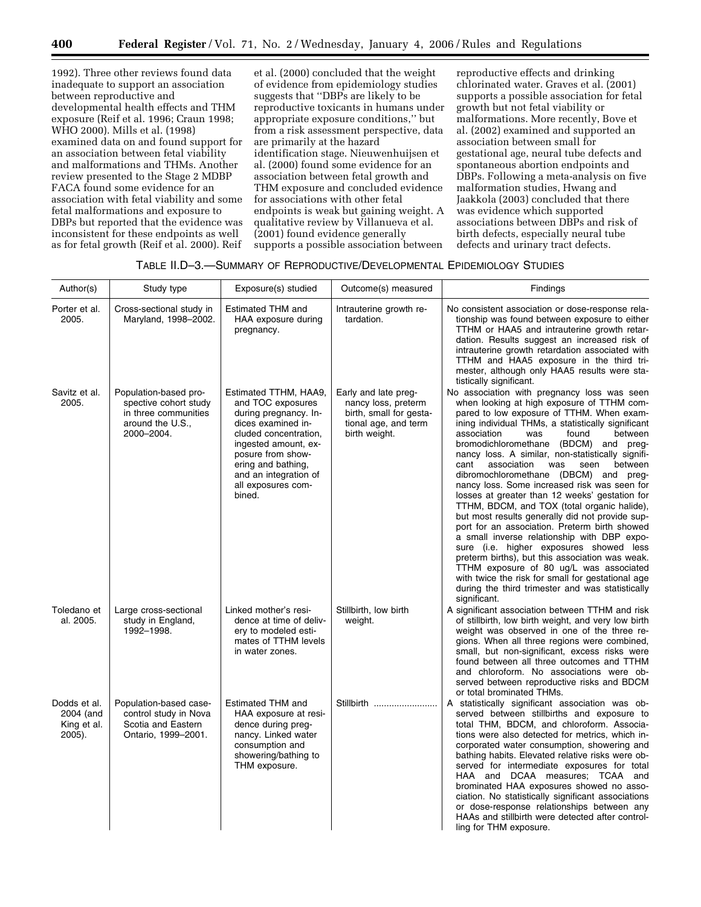1992). Three other reviews found data inadequate to support an association between reproductive and developmental health effects and THM exposure (Reif et al. 1996; Craun 1998; WHO 2000). Mills et al. (1998) examined data on and found support for an association between fetal viability and malformations and THMs. Another review presented to the Stage 2 MDBP FACA found some evidence for an association with fetal viability and some fetal malformations and exposure to DBPs but reported that the evidence was inconsistent for these endpoints as well as for fetal growth (Reif et al. 2000). Reif et al. (2000) concluded that the weight of evidence from epidemiology studies suggests that ''DBPs are likely to be reproductive toxicants in humans under appropriate exposure conditions,'' but from a risk assessment perspective, data are primarily at the hazard identification stage. Nieuwenhuijsen et al. (2000) found some evidence for an association between fetal growth and THM exposure and concluded evidence for associations with other fetal endpoints is weak but gaining weight. A qualitative review by Villanueva et al. (2001) found evidence generally supports a possible association between reproductive effects and drinking chlorinated water. Graves et al. (2001) supports a possible association for fetal growth but not fetal viability or malformations. More recently, Bove et al. (2002) examined and supported an association between small for gestational age, neural tube defects and spontaneous abortion endpoints and DBPs. Following a meta-analysis on five malformation studies, Hwang and Jaakkola (2003) concluded that there was evidence which supported associations between DBPs and risk of birth defects, especially neural tube defects and urinary tract defects.

TABLE II.D–3.—SUMMARY OF REPRODUCTIVE/DEVELOPMENTAL EPIDEMIOLOGY STUDIES

| Author(s) | Study type | Exposure(s) studied | Outcome(s) measured | Findings |
|---|---|---|---|---|
| Porter et al. 2005. | Cross-sectional study in Maryland, 1998–2002. | Estimated THM and HAA exposure during pregnancy. | Intrauterine growth retardation. | No consistent association or dose-response relationship was found between exposure to either TTHM or HAA5 and intrauterine growth retardation. Results suggest an increased risk of intrauterine growth retardation associated with TTHM and HAA5 exposure in the third trimester, although only HAA5 results were statistically significant. |
| Savitz et al. 2005. | Population-based prospective cohort study in three communities around the U.S., 2000–2004. | Estimated TTHM, HAA9, and TOC exposures during pregnancy. Indices examined included concentration, ingested amount, exposure from showering and bathing, and an integration of all exposures combined. | Early and late pregnancy loss, preterm birth, small for gestational age, and term birth weight. | No association with pregnancy loss was seen when looking at high exposure of TTHM compared to low exposure of TTHM. When examining individual THMs, a statistically significant association was found between bromodichloromethane (BDCM) and pregnancy loss. A similar, non-statistically significant association was seen between dibromochloromethane (DBCM) and pregnancy loss. Some increased risk was seen for losses at greater than 12 weeks' gestation for TTHM, BDCM, and TOX (total organic halide), but most results generally did not provide support for an association. Preterm birth showed a small inverse relationship with DBP exposure (i.e. higher exposures showed less preterm births), but this association was weak. TTHM exposure of 80 ug/L was associated with twice the risk for small for gestational age during the third trimester and was statistically significant. |
| Toledano et al. 2005. | Large cross-sectional study in England, 1992–1998. | Linked mother's residence at time of delivery to modeled estimates of TTHM levels in water zones. | Stillbirth, low birth weight. | A significant association between TTHM and risk of stillbirth, low birth weight, and very low birth weight was observed in one of the three regions. When all three regions were combined, small, but non-significant, excess risks were found between all three outcomes and TTHM and chloroform. No associations were observed between reproductive risks and BDCM or total brominated THMs. |
| Dodds et al. 2004 (and King et al. 2005). | Population-based case-control study in Nova Scotia and Eastern Ontario, 1999–2001. | Estimated THM and HAA exposure at residence during pregnancy. Linked water consumption and showering/bathing to THM exposure. | Stillbirth | A statistically significant association was observed between stillbirths and exposure to total THM, BDCM, and chloroform. Associations were also detected for metrics, which incorporated water consumption, showering and bathing habits. Elevated relative risks were observed for intermediate exposures for total HAA and DCAA measures; TCAA and brominated HAA exposures showed no association. No statistically significant associations or dose-response relationships between any HAAs and stillbirth were detected after controlling for THM exposure. |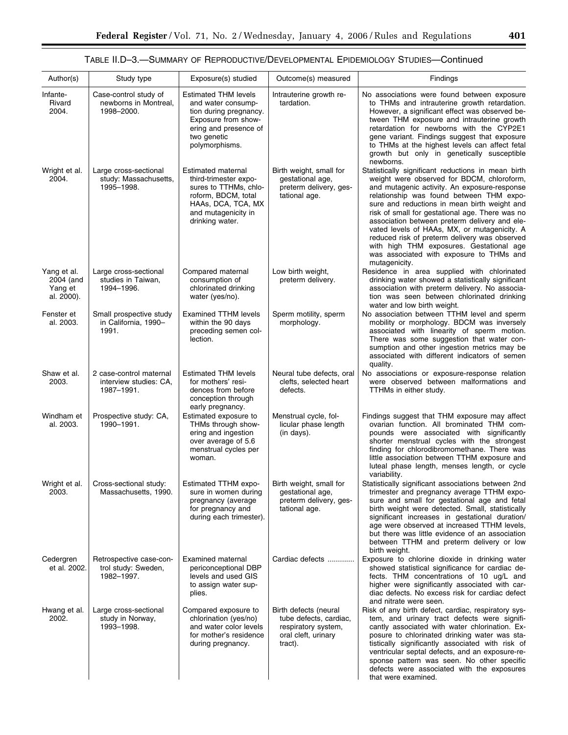TABLE II.D–3.—SUMMARY OF REPRODUCTIVE/DEVELOPMENTAL EPIDEMIOLOGY STUDIES—Continued

| Author(s) | Study type | Exposure(s) studied | Outcome(s) measured | Findings |
| --- | --- | --- | --- | --- |
| Infante-Rivard 2004. | Case-control study of newborns in Montreal, 1998–2000. | Estimated THM levels and water consumption during pregnancy. Exposure from showering and presence of two genetic polymorphisms. | Intrauterine growth retardation. | No associations were found between exposure to THMs and intrauterine growth retardation. However, a significant effect was observed between THM exposure and intrauterine growth retardation for newborns with the CYP2E1 gene variant. Findings suggest that exposure to THMs at the highest levels can affect fetal growth but only in genetically susceptible newborns. |
| Wright et al. 2004. | Large cross-sectional study: Massachusetts, 1995–1998. | Estimated maternal third-trimester exposures to TTHMs, chloroform, BDCM, total HAAs, DCA, TCA, MX and mutagenicity in drinking water. | Birth weight, small for gestational age, preterm delivery, gestational age. | Statistically significant reductions in mean birth weight were observed for BDCM, chloroform, and mutagenic activity. An exposure-response relationship was found between THM exposure and reductions in mean birth weight and risk of small for gestational age. There was no association between preterm delivery and elevated levels of HAAs, MX, or mutagenicity. A reduced risk of preterm delivery was observed with high THM exposures. Gestational age was associated with exposure to THMs and mutagenicity. |
| Yang et al. 2004 (and Yang et al. 2000). | Large cross-sectional studies in Taiwan, 1994–1996. | Compared maternal consumption of chlorinated drinking water (yes/no). | Low birth weight, preterm delivery. | Residence in area supplied with chlorinated drinking water showed a statistically significant association with preterm delivery. No association was seen between chlorinated drinking water and low birth weight. |
| Fenster et al. 2003. | Small prospective study in California, 1990–1991. | Examined TTHM levels within the 90 days preceding semen collection. | Sperm motility, sperm morphology. | No association between TTHM level and sperm mobility or morphology. BDCM was inversely associated with linearity of sperm motion. There was some suggestion that water consumption and other ingestion metrics may be associated with different indicators of semen quality. |
| Shaw et al. 2003. | 2 case-control maternal interview studies: CA, 1987–1991. | Estimated THM levels for mothers' residences from before conception through early pregnancy. | Neural tube defects, oral clefts, selected heart defects. | No associations or exposure-response relation were observed between malformations and TTHMs in either study. |
| Windham et al. 2003. | Prospective study: CA, 1990–1991. | Estimated exposure to THMs through showering and ingestion over average of 5.6 menstrual cycles per woman. | Menstrual cycle, follicular phase length (in days). | Findings suggest that THM exposure may affect ovarian function. All brominated THM compounds were associated with significantly shorter menstrual cycles with the strongest finding for chlorodibromomethane. There was little association between TTHM exposure and luteal phase length, menses length, or cycle variability. |
| Wright et al. 2003. | Cross-sectional study: Massachusetts, 1990. | Estimated TTHM exposure in women during pregnancy (average for pregnancy and during each trimester). | Birth weight, small for gestational age, preterm delivery, gestational age. | Statistically significant associations between 2nd trimester and pregnancy average TTHM exposure and small for gestational age and fetal birth weight were detected. Small, statistically significant increases in gestational duration/age were observed at increased TTHM levels, but there was little evidence of an association between TTHM and preterm delivery or low birth weight. |
| Cedergren et al. 2002. | Retrospective case-control study: Sweden, 1982–1997. | Examined maternal periconceptional DBP levels and used GIS to assign water supplies. | Cardiac defects ............ | Exposure to chlorine dioxide in drinking water showed statistical significance for cardiac defects. THM concentrations of 10 ug/L and higher were significantly associated with cardiac defects. No excess risk for cardiac defect and nitrate were seen. |
| Hwang et al. 2002. | Large cross-sectional study in Norway, 1993–1998. | Compared exposure to chlorination (yes/no) and water color levels for mother's residence during pregnancy. | Birth defects (neural tube defects, cardiac, respiratory system, oral cleft, urinary tract). | Risk of any birth defect, cardiac, respiratory system, and urinary tract defects were significantly associated with water chlorination. Exposure to chlorinated drinking water was statistically significantly associated with risk of ventricular septal defects, and an exposure-response pattern was seen. No other specific defects were associated with the exposures that were examined. |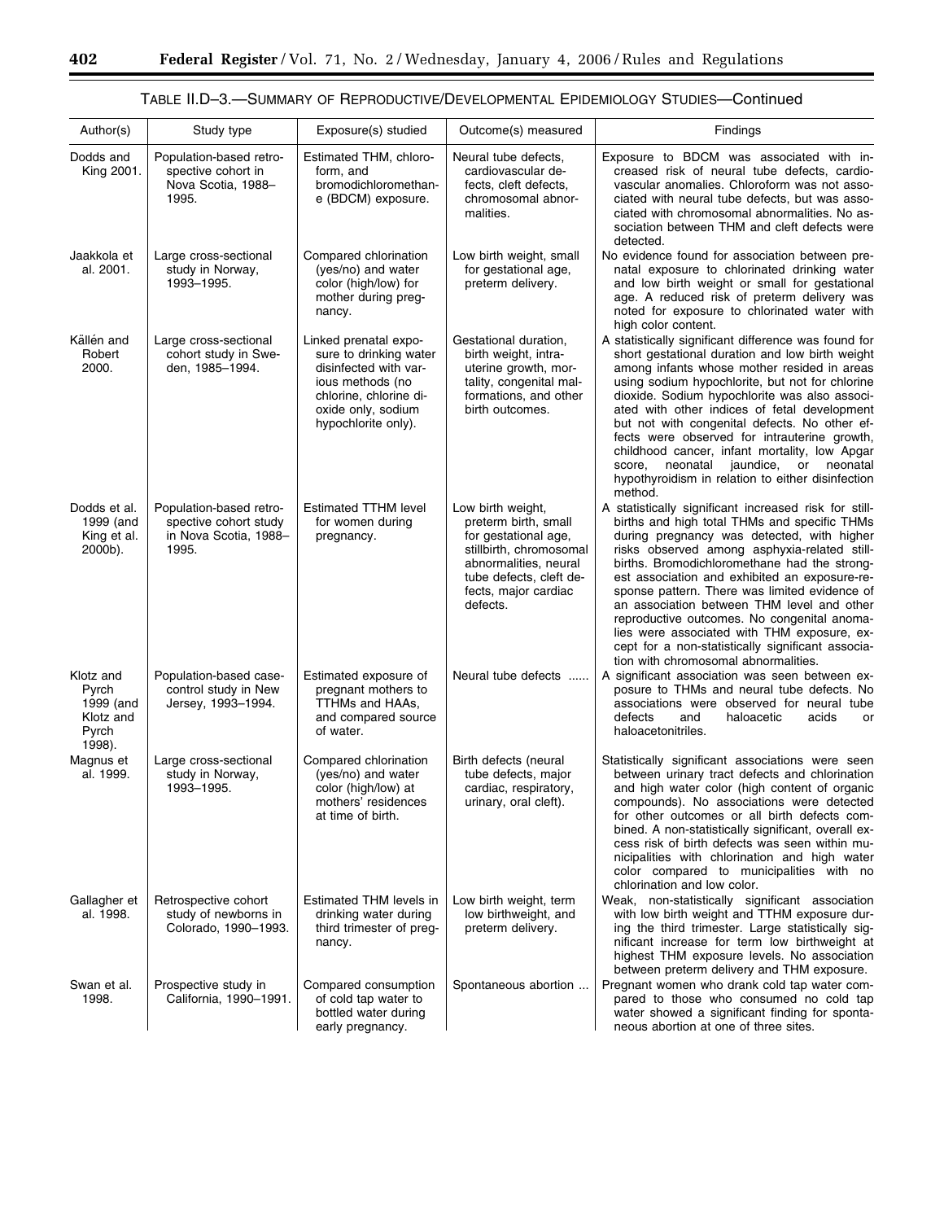TABLE II.D–3.—SUMMARY OF REPRODUCTIVE/DEVELOPMENTAL EPIDEMIOLOGY STUDIES—Continued

| Author(s) | Study type | Exposure(s) studied | Outcome(s) measured | Findings |
|---|---|---|---|---|
| Dodds and King 2001. | Population-based retrospective cohort in Nova Scotia, 1988–1995. | Estimated THM, chloroform, and bromodichloromethane (BDCM) exposure. | Neural tube defects, cardiovascular defects, cleft defects, chromosomal abnormalities. | Exposure to BDCM was associated with increased risk of neural tube defects, cardiovascular anomalies. Chloroform was not associated with neural tube defects, but was associated with chromosomal abnormalities. No association between THM and cleft defects were detected. |
| Jaakkola et al. 2001. | Large cross-sectional study in Norway, 1993–1995. | Compared chlorination (yes/no) and water color (high/low) for mother during pregnancy. | Low birth weight, small for gestational age, preterm delivery. | No evidence found for association between prenatal exposure to chlorinated drinking water and low birth weight or small for gestational age. A reduced risk of preterm delivery was noted for exposure to chlorinated water with high color content. |
| Källén and Robert 2000. | Large cross-sectional cohort study in Sweden, 1985–1994. | Linked prenatal exposure to drinking water disinfected with various methods (no chlorine, chlorine dioxide only, sodium hypochlorite only). | Gestational duration, birth weight, intrauterine growth, mortality, congenital malformations, and other birth outcomes. | A statistically significant difference was found for short gestational duration and low birth weight among infants whose mother resided in areas using sodium hypochlorite, but not for chlorine dioxide. Sodium hypochlorite was also associated with other indices of fetal development but not with congenital defects. No other effects were observed for intrauterine growth, childhood cancer, infant mortality, low Apgar score, neonatal jaundice, or neonatal hypothyroidism in relation to either disinfection method. |
| Dodds et al. 1999 (and King et al. 2000b). | Population-based retrospective cohort study in Nova Scotia, 1988–1995. | Estimated TTHM level for women during pregnancy. | Low birth weight, preterm birth, small for gestational age, stillbirth, chromosomal abnormalities, neural tube defects, cleft defects, major cardiac defects. | A statistically significant increased risk for stillbirths and high total THMs and specific THMs during pregnancy was detected, with higher risks observed among asphyxia-related stillbirths. Bromodichloromethane had the strongest association and exhibited an exposure-response pattern. There was limited evidence of an association between THM level and other reproductive outcomes. No congenital anomalies were associated with THM exposure, except for a non-statistically significant association with chromosomal abnormalities. |
| Klotz and Pyrch 1999 (and Klotz and Pyrch 1998). | Population-based case-control study in New Jersey, 1993–1994. | Estimated exposure of pregnant mothers to TTHMs and HAAs, and compared source of water. | Neural tube defects ...... | A significant association was seen between exposure to THMs and neural tube defects. No associations were observed for neural tube defects and haloacetic acids or haloacetonitriles. |
| Magnus et al. 1999. | Large cross-sectional study in Norway, 1993–1995. | Compared chlorination (yes/no) and water color (high/low) at mothers' residences at time of birth. | Birth defects (neural tube defects, major cardiac, respiratory, urinary, oral cleft). | Statistically significant associations were seen between urinary tract defects and chlorination and high water color (high content of organic compounds). No associations were detected for other outcomes or all birth defects combined. A non-statistically significant, overall excess risk of birth defects was seen within municipalities with chlorination and high water color compared to municipalities with no chlorination and low color. |
| Gallagher et al. 1998. | Retrospective cohort study of newborns in Colorado, 1990–1993. | Estimated THM levels in drinking water during third trimester of pregnancy. | Low birth weight, term low birthweight, and preterm delivery. | Weak, non-statistically significant association with low birth weight and TTHM exposure during the third trimester. Large statistically significant increase for term low birthweight at highest THM exposure levels. No association between preterm delivery and THM exposure. |
| Swan et al. 1998. | Prospective study in California, 1990–1991. | Compared consumption of cold tap water to bottled water during early pregnancy. | Spontaneous abortion ... | Pregnant women who drank cold tap water compared to those who consumed no cold tap water showed a significant finding for spontaneous abortion at one of three sites. |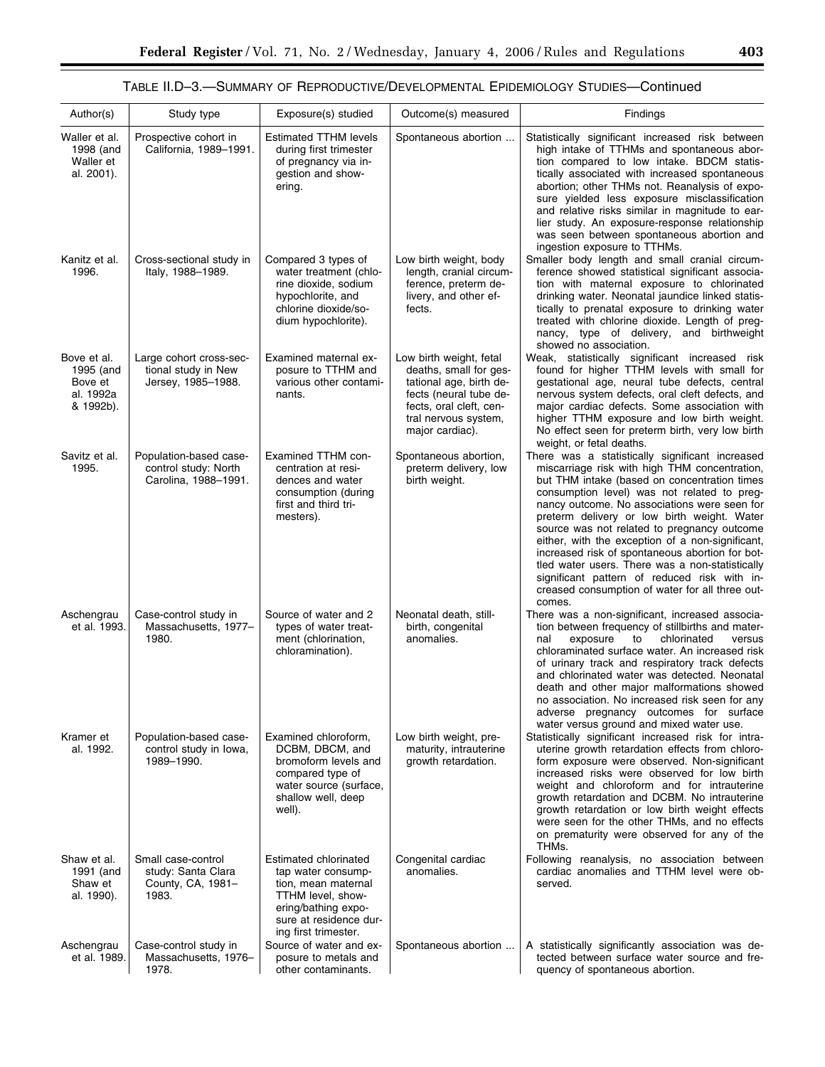TABLE II.D–3.—SUMMARY OF REPRODUCTIVE/DEVELOPMENTAL EPIDEMIOLOGY STUDIES—Continued

| Author(s) | Study type | Exposure(s) studied | Outcome(s) measured | Findings |
|---|---|---|---|---|
| Waller et al. 1998 (and Waller et al. 2001). | Prospective cohort in California, 1989–1991. | Estimated TTHM levels during first trimester of pregnancy via ingestion and showering. | Spontaneous abortion ... | Statistically significant increased risk between high intake of TTHMs and spontaneous abortion compared to low intake. BDCM statistically associated with increased spontaneous abortion; other THMs not. Reanalysis of exposure yielded less exposure misclassification and relative risks similar in magnitude to earlier study. An exposure-response relationship was seen between spontaneous abortion and ingestion exposure to TTHMs. |
| Kanitz et al. 1996. | Cross-sectional study in Italy, 1988–1989. | Compared 3 types of water treatment (chlorine dioxide, sodium hypochlorite, and chlorine dioxide/sodium hypochlorite). | Low birth weight, body length, cranial circumference, preterm delivery, and other effects. | Smaller body length and small cranial circumference showed statistical significant association with maternal exposure to chlorinated drinking water. Neonatal jaundice linked statistically to prenatal exposure to drinking water treated with chlorine dioxide. Length of pregnancy, type of delivery, and birthweight showed no association. |
| Bove et al. 1995 (and Bove et al. 1992a & 1992b). | Large cohort cross-sectional study in New Jersey, 1985–1988. | Examined maternal exposure to TTHM and various other contaminants. | Low birth weight, fetal deaths, small for gestational age, birth defects (neural tube defects, oral cleft, central nervous system, major cardiac). | Weak, statistically significant increased risk found for higher TTHM levels with small for gestational age, neural tube defects, central nervous system defects, oral cleft defects, and major cardiac defects. Some association with higher TTHM exposure and low birth weight. No effect seen for preterm birth, very low birth weight, or fetal deaths. |
| Savitz et al. 1995. | Population-based case-control study: North Carolina, 1988–1991. | Examined TTHM concentration at residences and water consumption (during first and third trimesters). | Spontaneous abortion, preterm delivery, low birth weight. | There was a statistically significant increased miscarriage risk with high THM concentration, but THM intake (based on concentration times consumption level) was not related to pregnancy outcome. No associations were seen for preterm delivery or low birth weight. Water source was not related to pregnancy outcome either, with the exception of a non-significant, increased risk of spontaneous abortion for bottled water users. There was a non-statistically significant pattern of reduced risk with increased consumption of water for all three outcomes. |
| Aschengrau et al. 1993. | Case-control study in Massachusetts, 1977–1980. | Source of water and 2 types of water treatment (chlorination, chloramination). | Neonatal death, stillbirth, congenital anomalies. | There was a non-significant, increased association between frequency of stillbirths and maternal exposure to chlorinated versus chloraminated surface water. An increased risk of urinary track and respiratory track defects and chlorinated water was detected. Neonatal death and other major malformations showed no association. No increased risk seen for any adverse pregnancy outcomes for surface water versus ground and mixed water use. |
| Kramer et al. 1992. | Population-based case-control study in Iowa, 1989–1990. | Examined chloroform, DCBM, DBCM, and bromoform levels and compared type of water source (surface, shallow well, deep well). | Low birth weight, prematurity, intrauterine growth retardation. | Statistically significant increased risk for intrauterine growth retardation effects from chloroform exposure were observed. Non-significant increased risks were observed for low birth weight and chloroform and for intrauterine growth retardation and DCBM. No intrauterine growth retardation or low birth weight effects were seen for the other THMs, and no effects on prematurity were observed for any of the THMs. |
| Shaw et al. 1991 (and Shaw et al. 1990). | Small case-control study: Santa Clara County, CA, 1981–1983. | Estimated chlorinated tap water consumption, mean maternal TTHM level, showering/bathing exposure at residence during first trimester. | Congenital cardiac anomalies. | Following reanalysis, no association between cardiac anomalies and TTHM level were observed. |
| Aschengrau et al. 1989. | Case-control study in Massachusetts, 1976–1978. | Source of water and exposure to metals and other contaminants. | Spontaneous abortion ... | A statistically significantly association was detected between surface water source and frequency of spontaneous abortion. |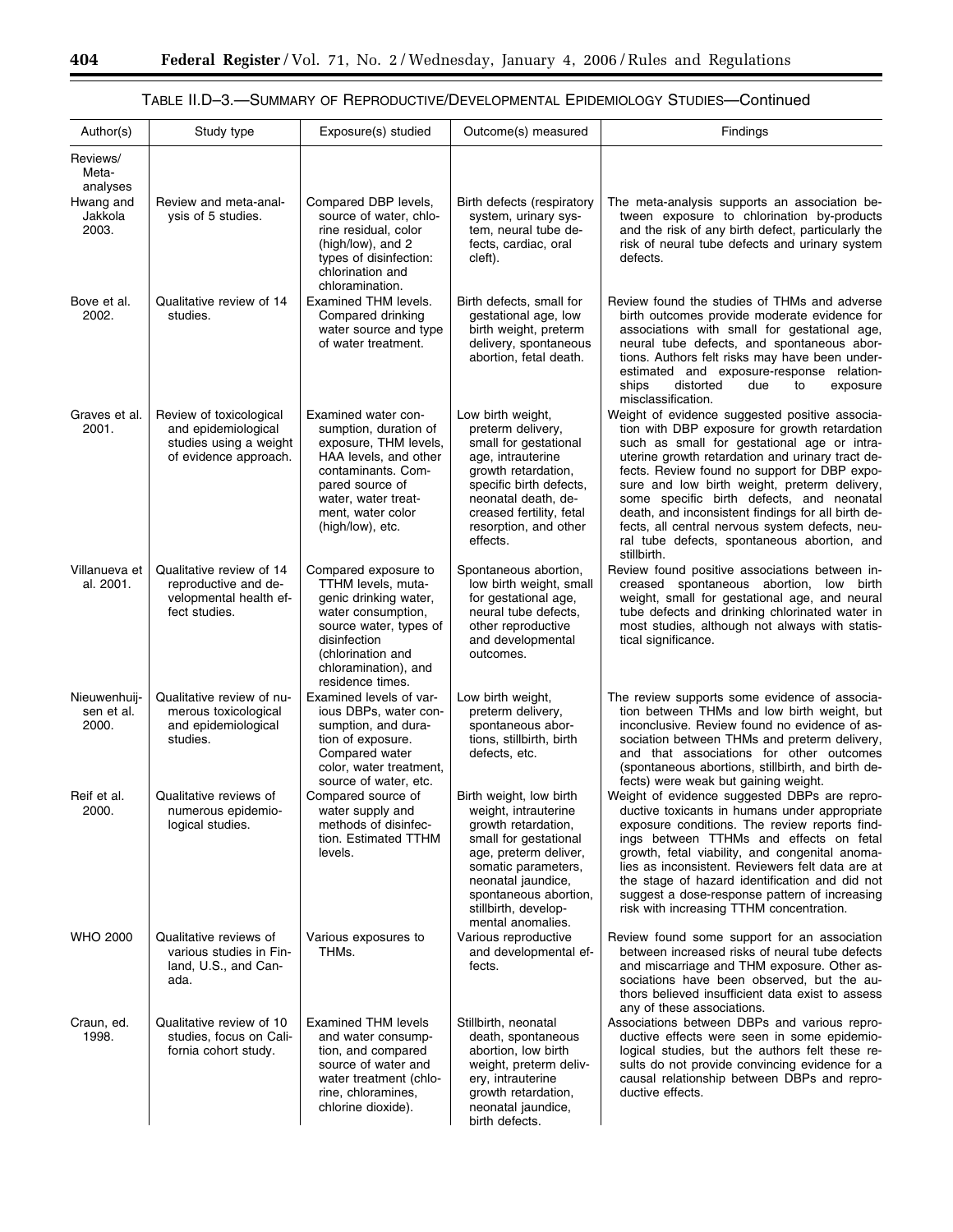TABLE II.D–3.—SUMMARY OF REPRODUCTIVE/DEVELOPMENTAL EPIDEMIOLOGY STUDIES—Continued

| Author(s) | Study type | Exposure(s) studied | Outcome(s) measured | Findings |
|---|---|---|---|---|
| Reviews/ Meta-analyses | | | | |
| Hwang and Jakkola 2003. | Review and meta-analysis of 5 studies. | Compared DBP levels, source of water, chlorine residual, color (high/low), and 2 types of disinfection: chlorination and chloramination. | Birth defects (respiratory system, urinary system, neural tube defects, cardiac, oral cleft). | The meta-analysis supports an association between exposure to chlorination by-products and the risk of any birth defect, particularly the risk of neural tube defects and urinary system defects. |
| Bove et al. 2002. | Qualitative review of 14 studies. | Examined THM levels. Compared drinking water source and type of water treatment. | Birth defects, small for gestational age, low birth weight, preterm delivery, spontaneous abortion, fetal death. | Review found the studies of THMs and adverse birth outcomes provide moderate evidence for associations with small for gestational age, neural tube defects, and spontaneous abortions. Authors felt risks may have been underestimated and exposure-response relationships distorted due to exposure misclassification. |
| Graves et al. 2001. | Review of toxicological and epidemiological studies using a weight of evidence approach. | Examined water consumption, duration of exposure, THM levels, HAA levels, and other contaminants. Compared source of water, water treatment, water color (high/low), etc. | Low birth weight, preterm delivery, small for gestational age, intrauterine growth retardation, specific birth defects, neonatal death, decreased fertility, fetal resorption, and other effects. | Weight of evidence suggested positive association with DBP exposure for growth retardation such as small for gestational age or intrauterine growth retardation and urinary tract defects. Review found no support for DBP exposure and low birth weight, preterm delivery, some specific birth defects, and neonatal death, and inconsistent findings for all birth defects, all central nervous system defects, neural tube defects, spontaneous abortion, and stillbirth. |
| Villanueva et al. 2001. | Qualitative review of 14 reproductive and developmental health effect studies. | Compared exposure to TTHM levels, mutagenic drinking water, water consumption, source water, types of disinfection (chlorination and chloramination), and residence times. | Spontaneous abortion, low birth weight, small for gestational age, neural tube defects, other reproductive and developmental outcomes. | Review found positive associations between increased spontaneous abortion, low birth weight, small for gestational age, and neural tube defects and drinking chlorinated water in most studies, although not always with statistical significance. |
| Nieuwenhuijsen et al. 2000. | Qualitative review of numerous toxicological and epidemiological studies. | Examined levels of various DBPs, water consumption, and duration of exposure. Compared water color, water treatment, source of water, etc. | Low birth weight, preterm delivery, spontaneous abortions, stillbirth, birth defects, etc. | The review supports some evidence of association between THMs and low birth weight, but inconclusive. Review found no evidence of association between THMs and preterm delivery, and that associations for other outcomes (spontaneous abortions, stillbirth, and birth defects) were weak but gaining weight. |
| Reif et al. 2000. | Qualitative reviews of numerous epidemiological studies. | Compared source of water supply and methods of disinfection. Estimated TTHM levels. | Birth weight, low birth weight, intrauterine growth retardation, small for gestational age, preterm deliver, somatic parameters, neonatal jaundice, spontaneous abortion, stillbirth, developmental anomalies. | Weight of evidence suggested DBPs are reproductive toxicants in humans under appropriate exposure conditions. The review reports findings between TTHMs and effects on fetal growth, fetal viability, and congenital anomalies as inconsistent. Reviewers felt data are at the stage of hazard identification and did not suggest a dose-response pattern of increasing risk with increasing TTHM concentration. |
| WHO 2000 | Qualitative reviews of various studies in Finland, U.S., and Canada. | Various exposures to THMs. | Various reproductive and developmental effects. | Review found some support for an association between increased risks of neural tube defects and miscarriage and THM exposure. Other associations have been observed, but the authors believed insufficient data exist to assess any of these associations. |
| Craun, ed. 1998. | Qualitative review of 10 studies, focus on California cohort study. | Examined THM levels and water consumption, and compared source of water and water treatment (chlorine, chloramines, chlorine dioxide). | Stillbirth, neonatal death, spontaneous abortion, low birth weight, preterm delivery, intrauterine growth retardation, neonatal jaundice, birth defects. | Associations between DBPs and various reproductive effects were seen in some epidemiological studies, but the authors felt these results do not provide convincing evidence for a causal relationship between DBPs and reproductive effects. |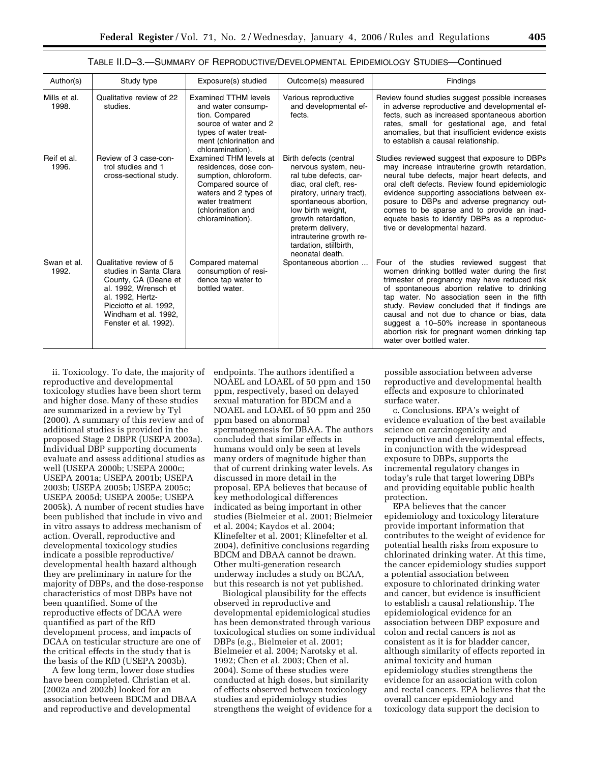TABLE II.D–3.—SUMMARY OF REPRODUCTIVE/DEVELOPMENTAL EPIDEMIOLOGY STUDIES—Continued

| Author(s) | Study type | Exposure(s) studied | Outcome(s) measured | Findings |
| --- | --- | --- | --- | --- |
| Mills et al. 1998. | Qualitative review of 22 studies. | Examined TTHM levels and water consumption. Compared source of water and 2 types of water treatment (chlorination and chloramination). | Various reproductive and developmental effects. | Review found studies suggest possible increases in adverse reproductive and developmental effects, such as increased spontaneous abortion rates, small for gestational age, and fetal anomalies, but that insufficient evidence exists to establish a causal relationship. |
| Reif et al. 1996. | Review of 3 case-control studies and 1 cross-sectional study. | Examined THM levels at residences, dose consumption, chloroform. Compared source of waters and 2 types of water treatment (chlorination and chloramination). | Birth defects (central nervous system, neural tube defects, cardiac, oral cleft, respiratory, urinary tract), spontaneous abortion, low birth weight, growth retardation, preterm delivery, intrauterine growth retardation, stillbirth, neonatal death. | Studies reviewed suggest that exposure to DBPs may increase intrauterine growth retardation, neural tube defects, major heart defects, and oral cleft defects. Review found epidemiologic evidence supporting associations between exposure to DBPs and adverse pregnancy outcomes to be sparse and to provide an inadequate basis to identify DBPs as a reproductive or developmental hazard. |
| Swan et al. 1992. | Qualitative review of 5 studies in Santa Clara County, CA (Deane et al. 1992, Wrensch et al. 1992, Hertz-Picciotto et al. 1992, Windham et al. 1992, Fenster et al. 1992). | Compared maternal consumption of residence tap water to bottled water. | Spontaneous abortion ... | Four of the studies reviewed suggest that women drinking bottled water during the first trimester of pregnancy may have reduced risk of spontaneous abortion relative to drinking tap water. No association seen in the fifth study. Review concluded that if findings are causal and not due to chance or bias, data suggest a 10–50% increase in spontaneous abortion risk for pregnant women drinking tap water over bottled water. |

ii. Toxicology. To date, the majority of reproductive and developmental toxicology studies have been short term and higher dose. Many of these studies are summarized in a review by Tyl (2000). A summary of this review and of additional studies is provided in the proposed Stage 2 DBPR (USEPA 2003a). Individual DBP supporting documents evaluate and assess additional studies as well (USEPA 2000b; USEPA 2000c; USEPA 2001a; USEPA 2001b; USEPA 2003b; USEPA 2005b; USEPA 2005c; USEPA 2005d; USEPA 2005e; USEPA 2005k). A number of recent studies have been published that include in vivo and in vitro assays to address mechanism of action. Overall, reproductive and developmental toxicology studies indicate a possible reproductive/developmental health hazard although they are preliminary in nature for the majority of DBPs, and the dose-response characteristics of most DBPs have not been quantified. Some of the reproductive effects of DCAA were quantified as part of the RfD development process, and impacts of DCAA on testicular structure are one of the critical effects in the study that is the basis of the RfD (USEPA 2003b).

A few long term, lower dose studies have been completed. Christian et al. (2002a and 2002b) looked for an association between BDCM and DBAA and reproductive and developmental endpoints. The authors identified a NOAEL and LOAEL of 50 ppm and 150 ppm, respectively, based on delayed sexual maturation for BDCM and a NOAEL and LOAEL of 50 ppm and 250 ppm based on abnormal spermatogenesis for DBAA. The authors concluded that similar effects in humans would only be seen at levels many orders of magnitude higher than that of current drinking water levels. As discussed in more detail in the proposal, EPA believes that because of key methodological differences indicated as being important in other studies (Bielmeier et al. 2001; Bielmeier et al. 2004; Kaydos et al. 2004; Klinefelter et al. 2001; Klinefelter et al. 2004), definitive conclusions regarding BDCM and DBAA cannot be drawn. Other multi-generation research underway includes a study on BCAA, but this research is not yet published.

Biological plausibility for the effects observed in reproductive and developmental epidemiological studies has been demonstrated through various toxicological studies on some individual DBPs (e.g., Bielmeier et al. 2001; Bielmeier et al. 2004; Narotsky et al. 1992; Chen et al. 2003; Chen et al. 2004). Some of these studies were conducted at high doses, but similarity of effects observed between toxicology studies and epidemiology studies strengthens the weight of evidence for a possible association between adverse reproductive and developmental health effects and exposure to chlorinated surface water.

c. Conclusions. EPA's weight of evidence evaluation of the best available science on carcinogenicity and reproductive and developmental effects, in conjunction with the widespread exposure to DBPs, supports the incremental regulatory changes in today's rule that target lowering DBPs and providing equitable public health protection.

EPA believes that the cancer epidemiology and toxicology literature provide important information that contributes to the weight of evidence for potential health risks from exposure to chlorinated drinking water. At this time, the cancer epidemiology studies support a potential association between exposure to chlorinated drinking water and cancer, but evidence is insufficient to establish a causal relationship. The epidemiological evidence for an association between DBP exposure and colon and rectal cancers is not as consistent as it is for bladder cancer, although similarity of effects reported in animal toxicity and human epidemiology studies strengthens the evidence for an association with colon and rectal cancers. EPA believes that the overall cancer epidemiology and toxicology data support the decision to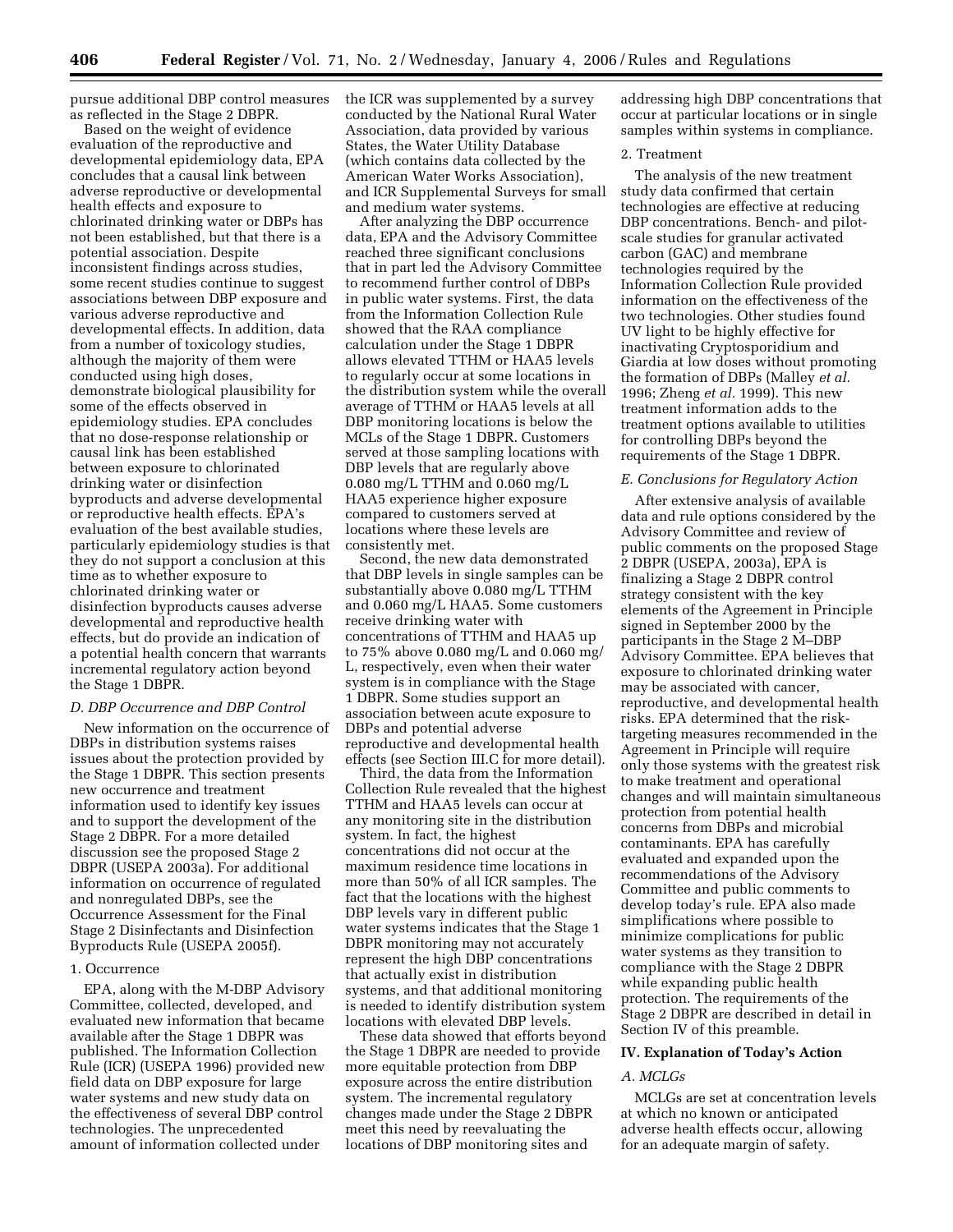pursue additional DBP control measures as reflected in the Stage 2 DBPR.

Based on the weight of evidence evaluation of the reproductive and developmental epidemiology data, EPA concludes that a causal link between adverse reproductive or developmental health effects and exposure to chlorinated drinking water or DBPs has not been established, but that there is a potential association. Despite inconsistent findings across studies, some recent studies continue to suggest associations between DBP exposure and various adverse reproductive and developmental effects. In addition, data from a number of toxicology studies, although the majority of them were conducted using high doses, demonstrate biological plausibility for some of the effects observed in epidemiology studies. EPA concludes that no dose-response relationship or causal link has been established between exposure to chlorinated drinking water or disinfection byproducts and adverse developmental or reproductive health effects. EPA's evaluation of the best available studies, particularly epidemiology studies is that they do not support a conclusion at this time as to whether exposure to chlorinated drinking water or disinfection byproducts causes adverse developmental and reproductive health effects, but do provide an indication of a potential health concern that warrants incremental regulatory action beyond the Stage 1 DBPR.

### *D. DBP Occurrence and DBP Control*

New information on the occurrence of DBPs in distribution systems raises issues about the protection provided by the Stage 1 DBPR. This section presents new occurrence and treatment information used to identify key issues and to support the development of the Stage 2 DBPR. For a more detailed discussion see the proposed Stage 2 DBPR (USEPA 2003a). For additional information on occurrence of regulated and nonregulated DBPs, see the Occurrence Assessment for the Final Stage 2 Disinfectants and Disinfection Byproducts Rule (USEPA 2005f).

#### 1. Occurrence

EPA, along with the M-DBP Advisory Committee, collected, developed, and evaluated new information that became available after the Stage 1 DBPR was published. The Information Collection Rule (ICR) (USEPA 1996) provided new field data on DBP exposure for large water systems and new study data on the effectiveness of several DBP control technologies. The unprecedented amount of information collected under the ICR was supplemented by a survey conducted by the National Rural Water Association, data provided by various States, the Water Utility Database (which contains data collected by the American Water Works Association), and ICR Supplemental Surveys for small and medium water systems.

After analyzing the DBP occurrence data, EPA and the Advisory Committee reached three significant conclusions that in part led the Advisory Committee to recommend further control of DBPs in public water systems. First, the data from the Information Collection Rule showed that the RAA compliance calculation under the Stage 1 DBPR allows elevated TTHM or HAA5 levels to regularly occur at some locations in the distribution system while the overall average of TTHM or HAA5 levels at all DBP monitoring locations is below the MCLs of the Stage 1 DBPR. Customers served at those sampling locations with DBP levels that are regularly above 0.080 mg/L TTHM and 0.060 mg/L HAA5 experience higher exposure compared to customers served at locations where these levels are consistently met.

Second, the new data demonstrated that DBP levels in single samples can be substantially above 0.080 mg/L TTHM and 0.060 mg/L HAA5. Some customers receive drinking water with concentrations of TTHM and HAA5 up to 75% above 0.080 mg/L and 0.060 mg/L, respectively, even when their water system is in compliance with the Stage 1 DBPR. Some studies support an association between acute exposure to DBPs and potential adverse reproductive and developmental health effects (see Section III.C for more detail).

Third, the data from the Information Collection Rule revealed that the highest TTHM and HAA5 levels can occur at any monitoring site in the distribution system. In fact, the highest concentrations did not occur at the maximum residence time locations in more than 50% of all ICR samples. The fact that the locations with the highest DBP levels vary in different public water systems indicates that the Stage 1 DBPR monitoring may not accurately represent the high DBP concentrations that actually exist in distribution systems, and that additional monitoring is needed to identify distribution system locations with elevated DBP levels.

These data showed that efforts beyond the Stage 1 DBPR are needed to provide more equitable protection from DBP exposure across the entire distribution system. The incremental regulatory changes made under the Stage 2 DBPR meet this need by reevaluating the locations of DBP monitoring sites and addressing high DBP concentrations that occur at particular locations or in single samples within systems in compliance.

#### 2. Treatment

The analysis of the new treatment study data confirmed that certain technologies are effective at reducing DBP concentrations. Bench- and pilot-scale studies for granular activated carbon (GAC) and membrane technologies required by the Information Collection Rule provided information on the effectiveness of the two technologies. Other studies found UV light to be highly effective for inactivating Cryptosporidium and Giardia at low doses without promoting the formation of DBPs (Malley *et al.* 1996; Zheng *et al.* 1999). This new treatment information adds to the treatment options available to utilities for controlling DBPs beyond the requirements of the Stage 1 DBPR.

### *E. Conclusions for Regulatory Action*

After extensive analysis of available data and rule options considered by the Advisory Committee and review of public comments on the proposed Stage 2 DBPR (USEPA, 2003a), EPA is finalizing a Stage 2 DBPR control strategy consistent with the key elements of the Agreement in Principle signed in September 2000 by the participants in the Stage 2 M–DBP Advisory Committee. EPA believes that exposure to chlorinated drinking water may be associated with cancer, reproductive, and developmental health risks. EPA determined that the risk-targeting measures recommended in the Agreement in Principle will require only those systems with the greatest risk to make treatment and operational changes and will maintain simultaneous protection from potential health concerns from DBPs and microbial contaminants. EPA has carefully evaluated and expanded upon the recommendations of the Advisory Committee and public comments to develop today's rule. EPA also made simplifications where possible to minimize complications for public water systems as they transition to compliance with the Stage 2 DBPR while expanding public health protection. The requirements of the Stage 2 DBPR are described in detail in Section IV of this preamble.

## IV. Explanation of Today's Action

### *A. MCLGs*

MCLGs are set at concentration levels at which no known or anticipated adverse health effects occur, allowing for an adequate margin of safety.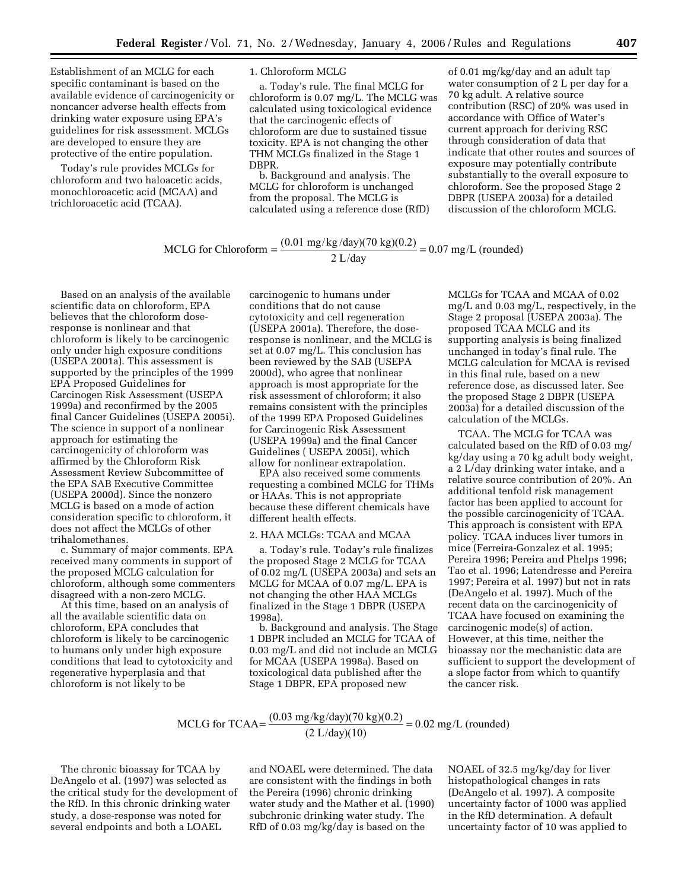Establishment of an MCLG for each specific contaminant is based on the available evidence of carcinogenicity or noncancer adverse health effects from drinking water exposure using EPA's guidelines for risk assessment. MCLGs are developed to ensure they are protective of the entire population.

Today's rule provides MCLGs for chloroform and two haloacetic acids, monochloroacetic acid (MCAA) and trichloroacetic acid (TCAA).

1. Chloroform MCLG

a. *Today's rule.* The final MCLG for chloroform is 0.07 mg/L. The MCLG was calculated using toxicological evidence that the carcinogenic effects of chloroform are due to sustained tissue toxicity. EPA is not changing the other THM MCLGs finalized in the Stage 1 DBPR.

b. *Background and analysis.* The MCLG for chloroform is unchanged from the proposal. The MCLG is calculated using a reference dose (RfD) of 0.01 mg/kg/day and an adult tap water consumption of 2 L per day for a 70 kg adult. A relative source contribution (RSC) of 20% was used in accordance with Office of Water's current approach for deriving RSC through consideration of data that indicate that other routes and sources of exposure may potentially contribute substantially to the overall exposure to chloroform. See the proposed Stage 2 DBPR (USEPA 2003a) for a detailed discussion of the chloroform MCLG.

$$\text{MCLG for Chloroform} = \frac{(0.01 \text{ mg/kg/day})(70 \text{ kg})(0.2)}{2 \text{ L/day}} = 0.07 \text{ mg/L (rounded)}$$

Based on an analysis of the available scientific data on chloroform, EPA believes that the chloroform dose-response is nonlinear and that chloroform is likely to be carcinogenic only under high exposure conditions (USEPA 2001a). This assessment is supported by the principles of the 1999 EPA Proposed Guidelines for Carcinogen Risk Assessment (USEPA 1999a) and reconfirmed by the 2005 final Cancer Guidelines (USEPA 2005i). The science in support of a nonlinear approach for estimating the carcinogenicity of chloroform was affirmed by the Chloroform Risk Assessment Review Subcommittee of the EPA SAB Executive Committee (USEPA 2000d). Since the nonzero MCLG is based on a mode of action consideration specific to chloroform, it does not affect the MCLGs of other trihalomethanes.

c. *Summary of major comments.* EPA received many comments in support of the proposed MCLG calculation for chloroform, although some commenters disagreed with a non-zero MCLG.

At this time, based on an analysis of all the available scientific data on chloroform, EPA concludes that chloroform is likely to be carcinogenic to humans only under high exposure conditions that lead to cytotoxicity and regenerative hyperplasia and that chloroform is not likely to be carcinogenic to humans under conditions that do not cause cytotoxicity and cell regeneration (USEPA 2001a). Therefore, the dose-response is nonlinear, and the MCLG is set at 0.07 mg/L. This conclusion has been reviewed by the SAB (USEPA 2000d), who agree that nonlinear approach is most appropriate for the risk assessment of chloroform; it also remains consistent with the principles of the 1999 EPA Proposed Guidelines for Carcinogenic Risk Assessment (USEPA 1999a) and the final Cancer Guidelines ( USEPA 2005i), which allow for nonlinear extrapolation.

EPA also received some comments requesting a combined MCLG for THMs or HAAs. This is not appropriate because these different chemicals have different health effects.

2. HAA MCLGs: TCAA and MCAA

a. *Today's rule.* Today's rule finalizes the proposed Stage 2 MCLG for TCAA of 0.02 mg/L (USEPA 2003a) and sets an MCLG for MCAA of 0.07 mg/L. EPA is not changing the other HAA MCLGs finalized in the Stage 1 DBPR (USEPA 1998a).

b. *Background and analysis.* The Stage 1 DBPR included an MCLG for TCAA of 0.03 mg/L and did not include an MCLG for MCAA (USEPA 1998a). Based on toxicological data published after the Stage 1 DBPR, EPA proposed new MCLGs for TCAA and MCAA of 0.02 mg/L and 0.03 mg/L, respectively, in the Stage 2 proposal (USEPA 2003a). The proposed TCAA MCLG and its supporting analysis is being finalized unchanged in today's final rule. The MCLG calculation for MCAA is revised in this final rule, based on a new reference dose, as discussed later. See the proposed Stage 2 DBPR (USEPA 2003a) for a detailed discussion of the calculation of the MCLGs.

*TCAA.* The MCLG for TCAA was calculated based on the RfD of 0.03 mg/kg/day using a 70 kg adult body weight, a 2 L/day drinking water intake, and a relative source contribution of 20%. An additional tenfold risk management factor has been applied to account for the possible carcinogenicity of TCAA. This approach is consistent with EPA policy. TCAA induces liver tumors in mice (Ferreira-Gonzalez et al. 1995; Pereira 1996; Pereira and Phelps 1996; Tao et al. 1996; Latendresse and Pereira 1997; Pereira et al. 1997) but not in rats (DeAngelo et al. 1997). Much of the recent data on the carcinogenicity of TCAA have focused on examining the carcinogenic mode(s) of action. However, at this time, neither the bioassay nor the mechanistic data are sufficient to support the development of a slope factor from which to quantify the cancer risk.

$$\text{MCLG for TCAA} = \frac{(0.03 \text{ mg/kg/day})(70 \text{ kg})(0.2)}{(2 \text{ L/day})(10)} = 0.02 \text{ mg/L (rounded)}$$

The chronic bioassay for TCAA by DeAngelo et al. (1997) was selected as the critical study for the development of the RfD. In this chronic drinking water study, a dose-response was noted for several endpoints and both a LOAEL and NOAEL were determined. The data are consistent with the findings in both the Pereira (1996) chronic drinking water study and the Mather et al. (1990) subchronic drinking water study. The RfD of 0.03 mg/kg/day is based on the NOAEL of 32.5 mg/kg/day for liver histopathological changes in rats (DeAngelo et al. 1997). A composite uncertainty factor of 1000 was applied in the RfD determination. A default uncertainty factor of 10 was applied to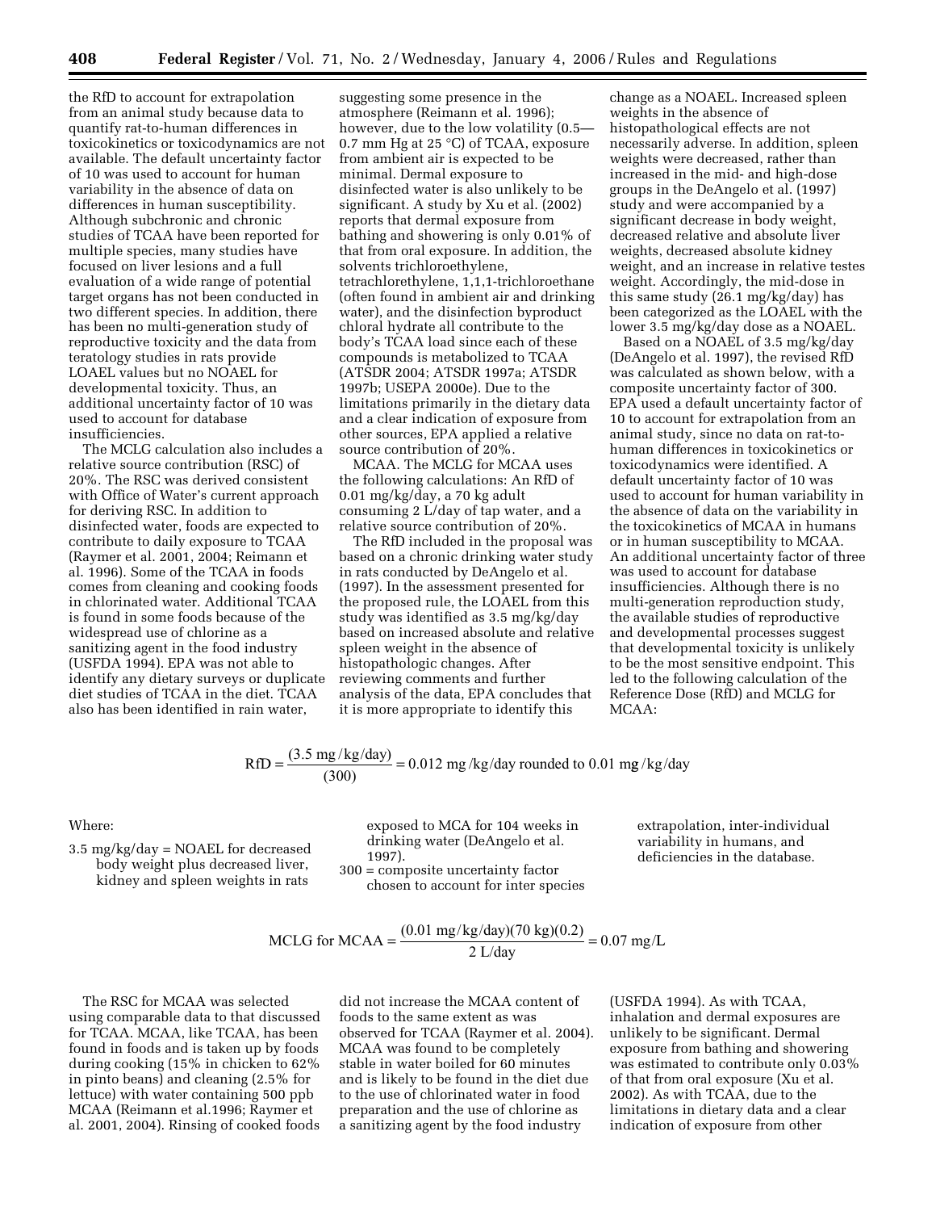the RfD to account for extrapolation from an animal study because data to quantify rat-to-human differences in toxicokinetics or toxicodynamics are not available. The default uncertainty factor of 10 was used to account for human variability in the absence of data on differences in human susceptibility. Although subchronic and chronic studies of TCAA have been reported for multiple species, many studies have focused on liver lesions and a full evaluation of a wide range of potential target organs has not been conducted in two different species. In addition, there has been no multi-generation study of reproductive toxicity and the data from teratology studies in rats provide LOAEL values but no NOAEL for developmental toxicity. Thus, an additional uncertainty factor of 10 was used to account for database insufficiencies.

The MCLG calculation also includes a relative source contribution (RSC) of 20%. The RSC was derived consistent with Office of Water's current approach for deriving RSC. In addition to disinfected water, foods are expected to contribute to daily exposure to TCAA (Raymer et al. 2001, 2004; Reimann et al. 1996). Some of the TCAA in foods comes from cleaning and cooking foods in chlorinated water. Additional TCAA is found in some foods because of the widespread use of chlorine as a sanitizing agent in the food industry (USFDA 1994). EPA was not able to identify any dietary surveys or duplicate diet studies of TCAA in the diet. TCAA also has been identified in rain water, suggesting some presence in the atmosphere (Reimann et al. 1996); however, due to the low volatility (0.5—0.7 mm Hg at 25 °C) of TCAA, exposure from ambient air is expected to be minimal. Dermal exposure to disinfected water is also unlikely to be significant. A study by Xu et al. (2002) reports that dermal exposure from bathing and showering is only 0.01% of that from oral exposure. In addition, the solvents trichloroethylene, tetrachlorethylene, 1,1,1-trichloroethane (often found in ambient air and drinking water), and the disinfection byproduct chloral hydrate all contribute to the body's TCAA load since each of these compounds is metabolized to TCAA (ATSDR 2004; ATSDR 1997a; ATSDR 1997b; USEPA 2000e). Due to the limitations primarily in the dietary data and a clear indication of exposure from other sources, EPA applied a relative source contribution of 20%.

MCAA. The MCLG for MCAA uses the following calculations: An RfD of 0.01 mg/kg/day, a 70 kg adult consuming 2 L/day of tap water, and a relative source contribution of 20%.

The RfD included in the proposal was based on a chronic drinking water study in rats conducted by DeAngelo et al. (1997). In the assessment presented for the proposed rule, the LOAEL from this study was identified as 3.5 mg/kg/day based on increased absolute and relative spleen weight in the absence of histopathologic changes. After reviewing comments and further analysis of the data, EPA concludes that it is more appropriate to identify this change as a NOAEL. Increased spleen weights in the absence of histopathological effects are not necessarily adverse. In addition, spleen weights were decreased, rather than increased in the mid- and high-dose groups in the DeAngelo et al. (1997) study and were accompanied by a significant decrease in body weight, decreased relative and absolute liver weights, decreased absolute kidney weight, and an increase in relative testes weight. Accordingly, the mid-dose in this same study (26.1 mg/kg/day) has been categorized as the LOAEL with the lower 3.5 mg/kg/day dose as a NOAEL.

Based on a NOAEL of 3.5 mg/kg/day (DeAngelo et al. 1997), the revised RfD was calculated as shown below, with a composite uncertainty factor of 300. EPA used a default uncertainty factor of 10 to account for extrapolation from an animal study, since no data on rat-to-human differences in toxicokinetics or toxicodynamics were identified. A default uncertainty factor of 10 was used to account for human variability in the absence of data on the variability in the toxicokinetics of MCAA in humans or in human susceptibility to MCAA. An additional uncertainty factor of three was used to account for database insufficiencies. Although there is no multi-generation reproduction study, the available studies of reproductive and developmental processes suggest that developmental toxicity is unlikely to be the most sensitive endpoint. This led to the following calculation of the Reference Dose (RfD) and MCLG for MCAA:

$$\text{RfD} = \frac{(3.5 \text{ mg/kg/day})}{(300)} = 0.012 \text{ mg/kg/day rounded to } 0.01 \text{ mg/kg/day}$$

Where:

3.5 mg/kg/day = NOAEL for decreased body weight plus decreased liver, kidney and spleen weights in rats exposed to MCA for 104 weeks in drinking water (DeAngelo et al. 1997).

300 = composite uncertainty factor chosen to account for inter species extrapolation, inter-individual variability in humans, and deficiencies in the database.

$$\text{MCLG for MCAA} = \frac{(0.01 \text{ mg/kg/day})(70 \text{ kg})(0.2)}{2 \text{ L/day}} = 0.07 \text{ mg/L}$$

The RSC for MCAA was selected using comparable data to that discussed for TCAA. MCAA, like TCAA, has been found in foods and is taken up by foods during cooking (15% in chicken to 62% in pinto beans) and cleaning (2.5% for lettuce) with water containing 500 ppb MCAA (Reimann et al.1996; Raymer et al. 2001, 2004). Rinsing of cooked foods did not increase the MCAA content of foods to the same extent as was observed for TCAA (Raymer et al. 2004). MCAA was found to be completely stable in water boiled for 60 minutes and is likely to be found in the diet due to the use of chlorinated water in food preparation and the use of chlorine as a sanitizing agent by the food industry (USFDA 1994). As with TCAA, inhalation and dermal exposures are unlikely to be significant. Dermal exposure from bathing and showering was estimated to contribute only 0.03% of that from oral exposure (Xu et al. 2002). As with TCAA, due to the limitations in dietary data and a clear indication of exposure from other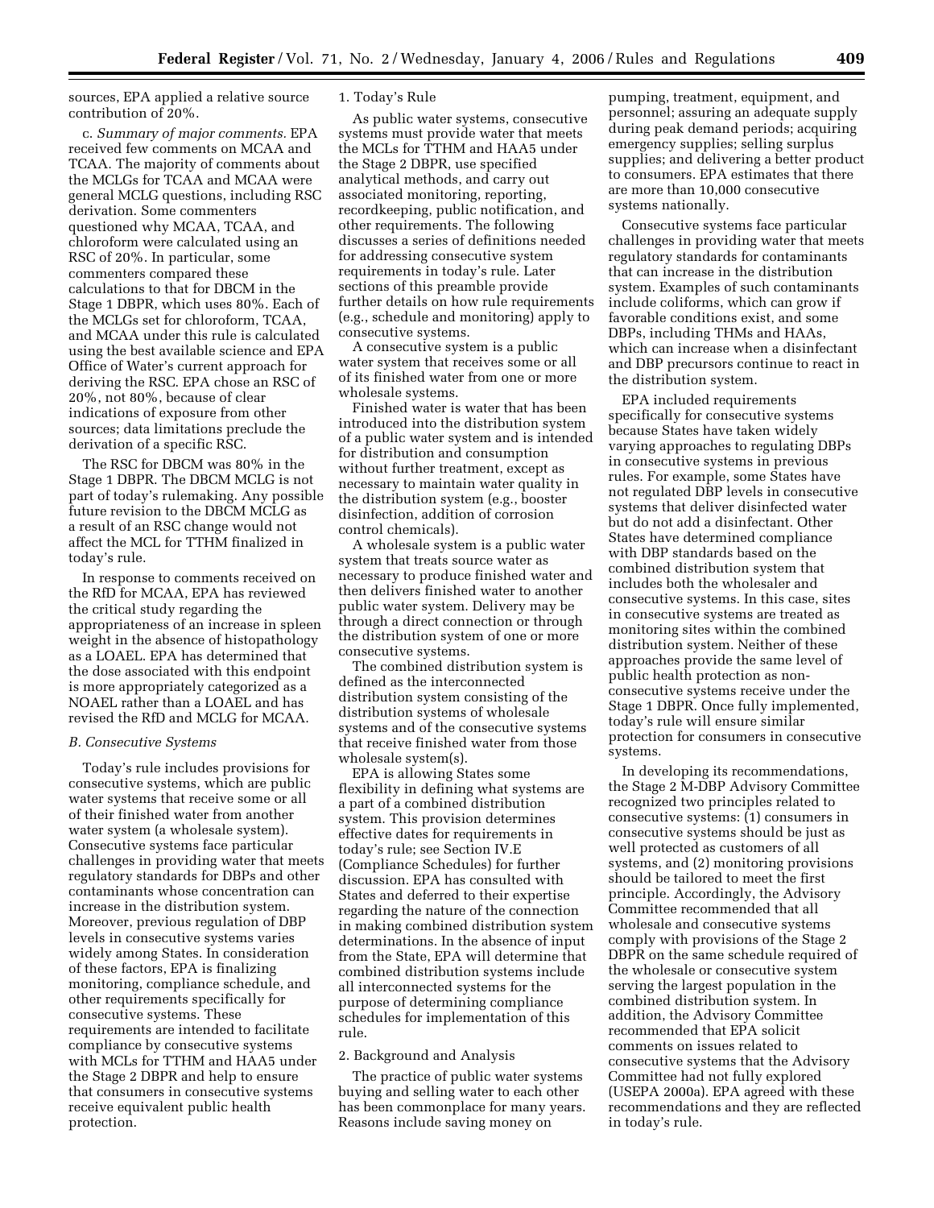sources, EPA applied a relative source contribution of 20%.

c. *Summary of major comments.* EPA received few comments on MCAA and TCAA. The majority of comments about the MCLGs for TCAA and MCAA were general MCLG questions, including RSC derivation. Some commenters questioned why MCAA, TCAA, and chloroform were calculated using an RSC of 20%. In particular, some commenters compared these calculations to that for DBCM in the Stage 1 DBPR, which uses 80%. Each of the MCLGs set for chloroform, TCAA, and MCAA under this rule is calculated using the best available science and EPA Office of Water's current approach for deriving the RSC. EPA chose an RSC of 20%, not 80%, because of clear indications of exposure from other sources; data limitations preclude the derivation of a specific RSC.

The RSC for DBCM was 80% in the Stage 1 DBPR. The DBCM MCLG is not part of today's rulemaking. Any possible future revision to the DBCM MCLG as a result of an RSC change would not affect the MCL for TTHM finalized in today's rule.

In response to comments received on the RfD for MCAA, EPA has reviewed the critical study regarding the appropriateness of an increase in spleen weight in the absence of histopathology as a LOAEL. EPA has determined that the dose associated with this endpoint is more appropriately categorized as a NOAEL rather than a LOAEL and has revised the RfD and MCLG for MCAA.

### B. Consecutive Systems

Today's rule includes provisions for consecutive systems, which are public water systems that receive some or all of their finished water from another water system (a wholesale system). Consecutive systems face particular challenges in providing water that meets regulatory standards for DBPs and other contaminants whose concentration can increase in the distribution system. Moreover, previous regulation of DBP levels in consecutive systems varies widely among States. In consideration of these factors, EPA is finalizing monitoring, compliance schedule, and other requirements specifically for consecutive systems. These requirements are intended to facilitate compliance by consecutive systems with MCLs for TTHM and HAA5 under the Stage 2 DBPR and help to ensure that consumers in consecutive systems receive equivalent public health protection.

#### 1. Today's Rule

As public water systems, consecutive systems must provide water that meets the MCLs for TTHM and HAA5 under the Stage 2 DBPR, use specified analytical methods, and carry out associated monitoring, reporting, recordkeeping, public notification, and other requirements. The following discusses a series of definitions needed for addressing consecutive system requirements in today's rule. Later sections of this preamble provide further details on how rule requirements (e.g., schedule and monitoring) apply to consecutive systems.

A consecutive system is a public water system that receives some or all of its finished water from one or more wholesale systems.

Finished water is water that has been introduced into the distribution system of a public water system and is intended for distribution and consumption without further treatment, except as necessary to maintain water quality in the distribution system (e.g., booster disinfection, addition of corrosion control chemicals).

A wholesale system is a public water system that treats source water as necessary to produce finished water and then delivers finished water to another public water system. Delivery may be through a direct connection or through the distribution system of one or more consecutive systems.

The combined distribution system is defined as the interconnected distribution system consisting of the distribution systems of wholesale systems and of the consecutive systems that receive finished water from those wholesale system(s).

EPA is allowing States some flexibility in defining what systems are a part of a combined distribution system. This provision determines effective dates for requirements in today's rule; see Section IV.E (Compliance Schedules) for further discussion. EPA has consulted with States and deferred to their expertise regarding the nature of the connection in making combined distribution system determinations. In the absence of input from the State, EPA will determine that combined distribution systems include all interconnected systems for the purpose of determining compliance schedules for implementation of this rule.

#### 2. Background and Analysis

The practice of public water systems buying and selling water to each other has been commonplace for many years. Reasons include saving money on pumping, treatment, equipment, and personnel; assuring an adequate supply during peak demand periods; acquiring emergency supplies; selling surplus supplies; and delivering a better product to consumers. EPA estimates that there are more than 10,000 consecutive systems nationally.

Consecutive systems face particular challenges in providing water that meets regulatory standards for contaminants that can increase in the distribution system. Examples of such contaminants include coliforms, which can grow if favorable conditions exist, and some DBPs, including THMs and HAAs, which can increase when a disinfectant and DBP precursors continue to react in the distribution system.

EPA included requirements specifically for consecutive systems because States have taken widely varying approaches to regulating DBPs in consecutive systems in previous rules. For example, some States have not regulated DBP levels in consecutive systems that deliver disinfected water but do not add a disinfectant. Other States have determined compliance with DBP standards based on the combined distribution system that includes both the wholesaler and consecutive systems. In this case, sites in consecutive systems are treated as monitoring sites within the combined distribution system. Neither of these approaches provide the same level of public health protection as non-consecutive systems receive under the Stage 1 DBPR. Once fully implemented, today's rule will ensure similar protection for consumers in consecutive systems.

In developing its recommendations, the Stage 2 M-DBP Advisory Committee recognized two principles related to consecutive systems: (1) consumers in consecutive systems should be just as well protected as customers of all systems, and (2) monitoring provisions should be tailored to meet the first principle. Accordingly, the Advisory Committee recommended that all wholesale and consecutive systems comply with provisions of the Stage 2 DBPR on the same schedule required of the wholesale or consecutive system serving the largest population in the combined distribution system. In addition, the Advisory Committee recommended that EPA solicit comments on issues related to consecutive systems that the Advisory Committee had not fully explored (USEPA 2000a). EPA agreed with these recommendations and they are reflected in today's rule.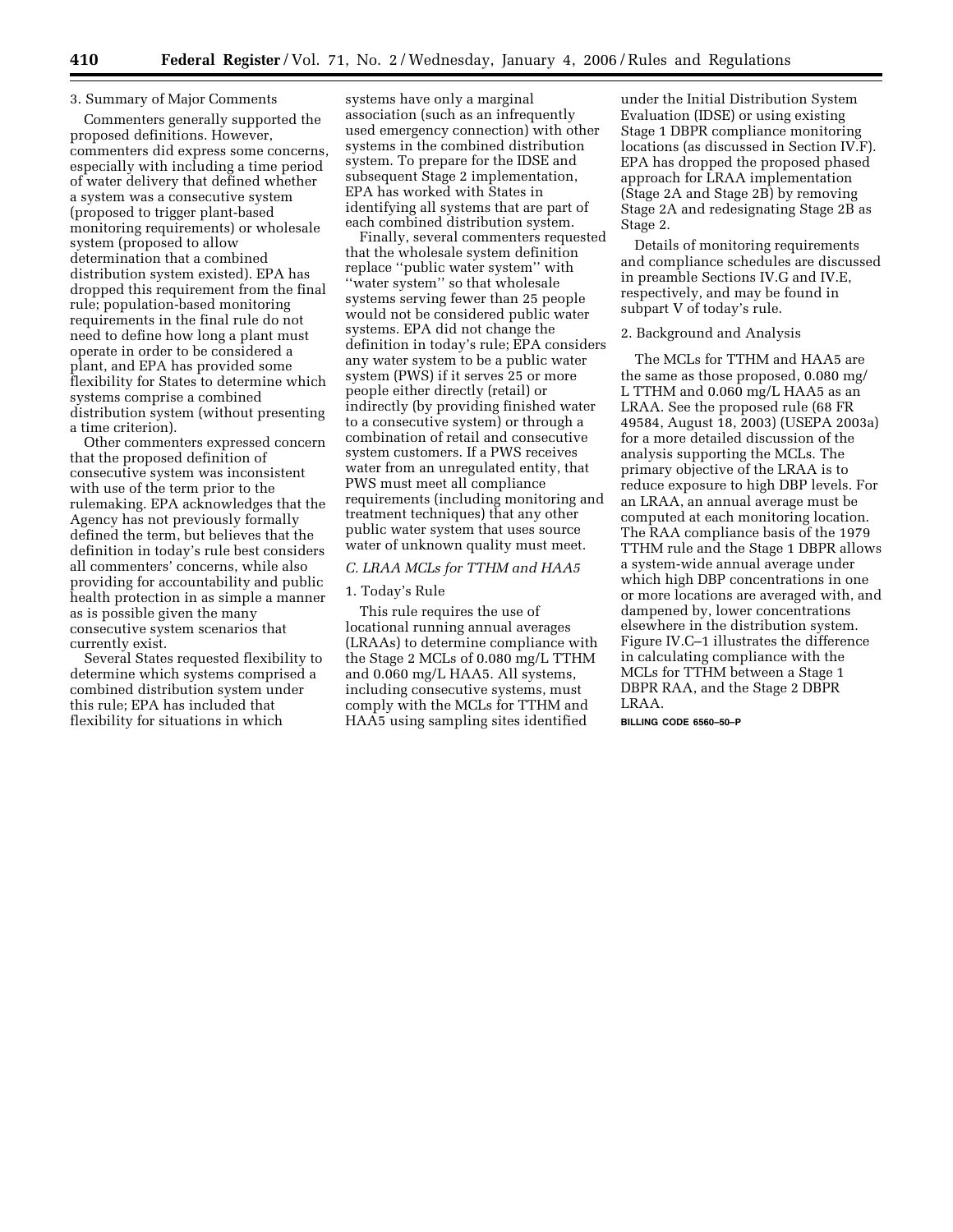3. Summary of Major Comments

Commenters generally supported the proposed definitions. However, commenters did express some concerns, especially with including a time period of water delivery that defined whether a system was a consecutive system (proposed to trigger plant-based monitoring requirements) or wholesale system (proposed to allow determination that a combined distribution system existed). EPA has dropped this requirement from the final rule; population-based monitoring requirements in the final rule do not need to define how long a plant must operate in order to be considered a plant, and EPA has provided some flexibility for States to determine which systems comprise a combined distribution system (without presenting a time criterion).

Other commenters expressed concern that the proposed definition of consecutive system was inconsistent with use of the term prior to the rulemaking. EPA acknowledges that the Agency has not previously formally defined the term, but believes that the definition in today's rule best considers all commenters' concerns, while also providing for accountability and public health protection in as simple a manner as is possible given the many consecutive system scenarios that currently exist.

Several States requested flexibility to determine which systems comprised a combined distribution system under this rule; EPA has included that flexibility for situations in which systems have only a marginal association (such as an infrequently used emergency connection) with other systems in the combined distribution system. To prepare for the IDSE and subsequent Stage 2 implementation, EPA has worked with States in identifying all systems that are part of each combined distribution system.

Finally, several commenters requested that the wholesale system definition replace ''public water system'' with ''water system'' so that wholesale systems serving fewer than 25 people would not be considered public water systems. EPA did not change the definition in today's rule; EPA considers any water system to be a public water system (PWS) if it serves 25 or more people either directly (retail) or indirectly (by providing finished water to a consecutive system) or through a combination of retail and consecutive system customers. If a PWS receives water from an unregulated entity, that PWS must meet all compliance requirements (including monitoring and treatment techniques) that any other public water system that uses source water of unknown quality must meet.

### *C. LRAA MCLs for TTHM and HAA5*

1. Today's Rule

This rule requires the use of locational running annual averages (LRAAs) to determine compliance with the Stage 2 MCLs of 0.080 mg/L TTHM and 0.060 mg/L HAA5. All systems, including consecutive systems, must comply with the MCLs for TTHM and HAA5 using sampling sites identified under the Initial Distribution System Evaluation (IDSE) or using existing Stage 1 DBPR compliance monitoring locations (as discussed in Section IV.F). EPA has dropped the proposed phased approach for LRAA implementation (Stage 2A and Stage 2B) by removing Stage 2A and redesignating Stage 2B as Stage 2.

Details of monitoring requirements and compliance schedules are discussed in preamble Sections IV.G and IV.E, respectively, and may be found in subpart V of today's rule.

2. Background and Analysis

The MCLs for TTHM and HAA5 are the same as those proposed, 0.080 mg/L TTHM and 0.060 mg/L HAA5 as an LRAA. See the proposed rule (68 FR 49584, August 18, 2003) (USEPA 2003a) for a more detailed discussion of the analysis supporting the MCLs. The primary objective of the LRAA is to reduce exposure to high DBP levels. For an LRAA, an annual average must be computed at each monitoring location. The RAA compliance basis of the 1979 TTHM rule and the Stage 1 DBPR allows a system-wide annual average under which high DBP concentrations in one or more locations are averaged with, and dampened by, lower concentrations elsewhere in the distribution system. Figure IV.C–1 illustrates the difference in calculating compliance with the MCLs for TTHM between a Stage 1 DBPR RAA, and the Stage 2 DBPR LRAA.

**BILLING CODE 6560–50–P**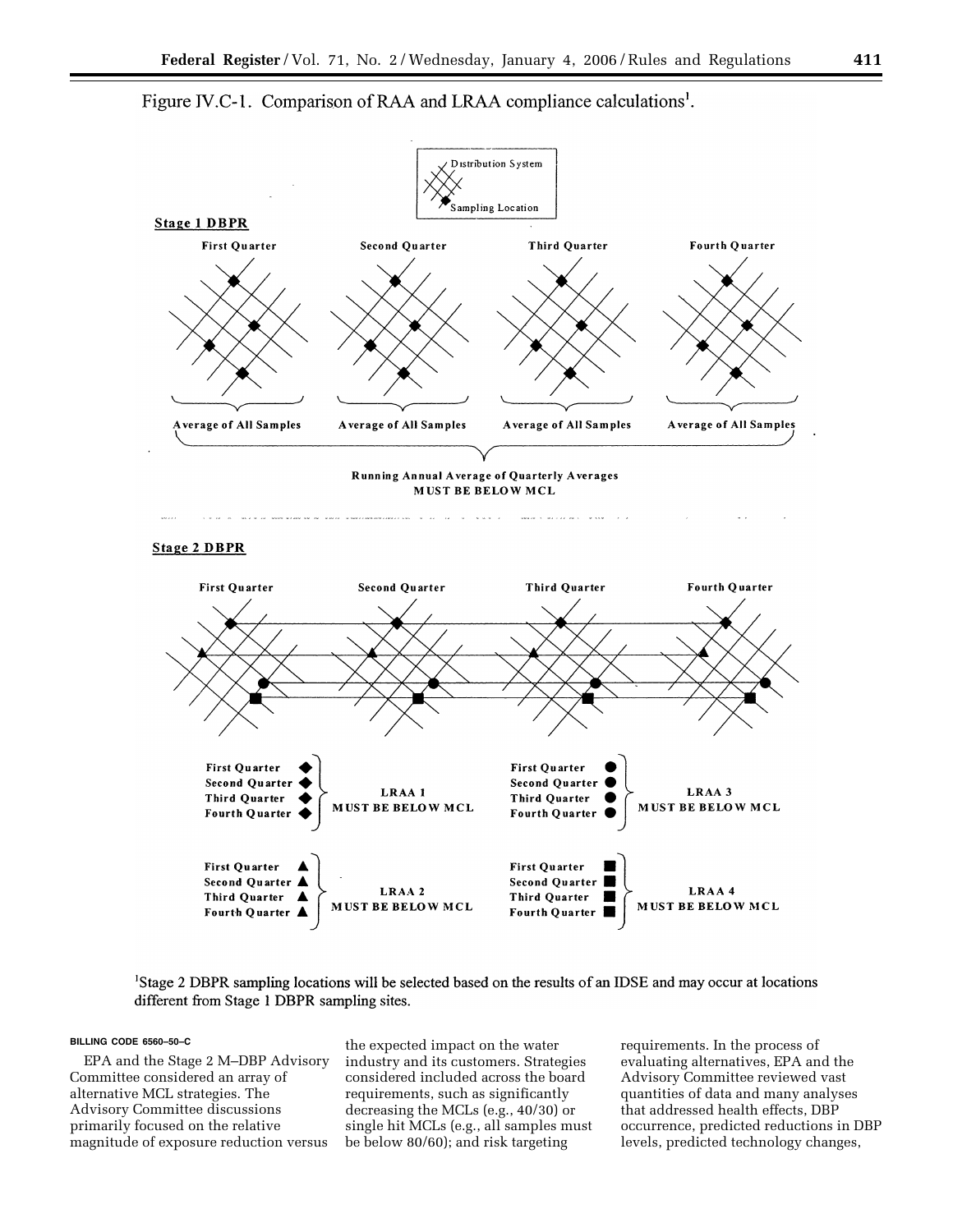Figure IV.C-1. Comparison of RAA and LRAA compliance calculations[1].

Distribution System

Sampling Location

**Stage 1 DBPR**

First Quarter | Second Quarter | Third Quarter | Fourth Quarter

Average of All Samples | Average of All Samples | Average of All Samples | Average of All Samples

Running Annual Average of Quarterly Averages
MUST BE BELOW MCL

**Stage 2 DBPR**

First Quarter | Second Quarter | Third Quarter | Fourth Quarter

First Quarter ◆
Second Quarter ◆
Third Quarter ◆
Fourth Quarter ◆
LRAA 1
MUST BE BELOW MCL

First Quarter ●
Second Quarter ●
Third Quarter ●
Fourth Quarter ●
LRAA 3
MUST BE BELOW MCL

First Quarter ▲
Second Quarter ▲
Third Quarter ▲
Fourth Quarter ▲
LRAA 2
MUST BE BELOW MCL

First Quarter ■
Second Quarter ■
Third Quarter ■
Fourth Quarter ■
LRAA 4
MUST BE BELOW MCL

[1]Stage 2 DBPR sampling locations will be selected based on the results of an IDSE and may occur at locations different from Stage 1 DBPR sampling sites.

BILLING CODE 6560–50–C

EPA and the Stage 2 M–DBP Advisory Committee considered an array of alternative MCL strategies. The Advisory Committee discussions primarily focused on the relative magnitude of exposure reduction versus the expected impact on the water industry and its customers. Strategies considered included across the board requirements, such as significantly decreasing the MCLs (e.g., 40/30) or single hit MCLs (e.g., all samples must be below 80/60); and risk targeting requirements. In the process of evaluating alternatives, EPA and the Advisory Committee reviewed vast quantities of data and many analyses that addressed health effects, DBP occurrence, predicted reductions in DBP levels, predicted technology changes,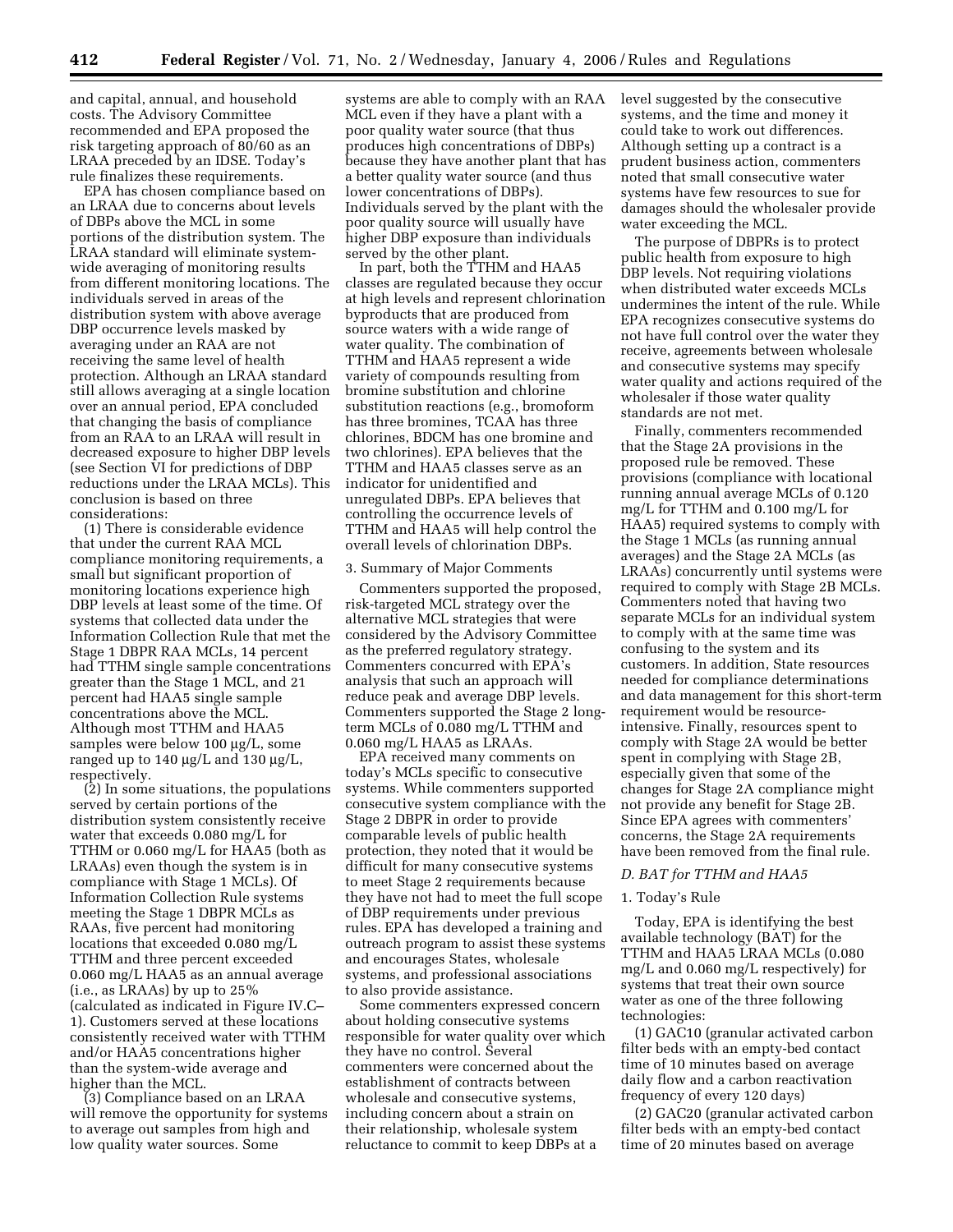and capital, annual, and household costs. The Advisory Committee recommended and EPA proposed the risk targeting approach of 80/60 as an LRAA preceded by an IDSE. Today's rule finalizes these requirements.

EPA has chosen compliance based on an LRAA due to concerns about levels of DBPs above the MCL in some portions of the distribution system. The LRAA standard will eliminate system-wide averaging of monitoring results from different monitoring locations. The individuals served in areas of the distribution system with above average DBP occurrence levels masked by averaging under an RAA are not receiving the same level of health protection. Although an LRAA standard still allows averaging at a single location over an annual period, EPA concluded that changing the basis of compliance from an RAA to an LRAA will result in decreased exposure to higher DBP levels (see Section VI for predictions of DBP reductions under the LRAA MCLs). This conclusion is based on three considerations:

(1) There is considerable evidence that under the current RAA MCL compliance monitoring requirements, a small but significant proportion of monitoring locations experience high DBP levels at least some of the time. Of systems that collected data under the Information Collection Rule that met the Stage 1 DBPR RAA MCLs, 14 percent had TTHM single sample concentrations greater than the Stage 1 MCL, and 21 percent had HAA5 single sample concentrations above the MCL. Although most TTHM and HAA5 samples were below 100 μg/L, some ranged up to 140 μg/L and 130 μg/L, respectively.

(2) In some situations, the populations served by certain portions of the distribution system consistently receive water that exceeds 0.080 mg/L for TTHM or 0.060 mg/L for HAA5 (both as LRAAs) even though the system is in compliance with Stage 1 MCLs). Of Information Collection Rule systems meeting the Stage 1 DBPR MCLs as RAAs, five percent had monitoring locations that exceeded 0.080 mg/L TTHM and three percent exceeded 0.060 mg/L HAA5 as an annual average (i.e., as LRAAs) by up to 25% (calculated as indicated in Figure IV.C–1). Customers served at these locations consistently received water with TTHM and/or HAA5 concentrations higher than the system-wide average and higher than the MCL.

(3) Compliance based on an LRAA will remove the opportunity for systems to average out samples from high and low quality water sources. Some systems are able to comply with an RAA MCL even if they have a plant with a poor quality water source (that thus produces high concentrations of DBPs) because they have another plant that has a better quality water source (and thus lower concentrations of DBPs). Individuals served by the plant with the poor quality source will usually have higher DBP exposure than individuals served by the other plant.

In part, both the TTHM and HAA5 classes are regulated because they occur at high levels and represent chlorination byproducts that are produced from source waters with a wide range of water quality. The combination of TTHM and HAA5 represent a wide variety of compounds resulting from bromine substitution and chlorine substitution reactions (e.g., bromoform has three bromines, TCAA has three chlorines, BDCM has one bromine and two chlorines). EPA believes that the TTHM and HAA5 classes serve as an indicator for unidentified and unregulated DBPs. EPA believes that controlling the occurrence levels of TTHM and HAA5 will help control the overall levels of chlorination DBPs.

3. Summary of Major Comments

Commenters supported the proposed, risk-targeted MCL strategy over the alternative MCL strategies that were considered by the Advisory Committee as the preferred regulatory strategy. Commenters concurred with EPA's analysis that such an approach will reduce peak and average DBP levels. Commenters supported the Stage 2 long-term MCLs of 0.080 mg/L TTHM and 0.060 mg/L HAA5 as LRAAs.

EPA received many comments on today's MCLs specific to consecutive systems. While commenters supported consecutive system compliance with the Stage 2 DBPR in order to provide comparable levels of public health protection, they noted that it would be difficult for many consecutive systems to meet Stage 2 requirements because they have not had to meet the full scope of DBP requirements under previous rules. EPA has developed a training and outreach program to assist these systems and encourages States, wholesale systems, and professional associations to also provide assistance.

Some commenters expressed concern about holding consecutive systems responsible for water quality over which they have no control. Several commenters were concerned about the establishment of contracts between wholesale and consecutive systems, including concern about a strain on their relationship, wholesale system reluctance to commit to keep DBPs at a level suggested by the consecutive systems, and the time and money it could take to work out differences. Although setting up a contract is a prudent business action, commenters noted that small consecutive water systems have few resources to sue for damages should the wholesaler provide water exceeding the MCL.

The purpose of DBPRs is to protect public health from exposure to high DBP levels. Not requiring violations when distributed water exceeds MCLs undermines the intent of the rule. While EPA recognizes consecutive systems do not have full control over the water they receive, agreements between wholesale and consecutive systems may specify water quality and actions required of the wholesaler if those water quality standards are not met.

Finally, commenters recommended that the Stage 2A provisions in the proposed rule be removed. These provisions (compliance with locational running annual average MCLs of 0.120 mg/L for TTHM and 0.100 mg/L for HAA5) required systems to comply with the Stage 1 MCLs (as running annual averages) and the Stage 2A MCLs (as LRAAs) concurrently until systems were required to comply with Stage 2B MCLs. Commenters noted that having two separate MCLs for an individual system to comply with at the same time was confusing to the system and its customers. In addition, State resources needed for compliance determinations and data management for this short-term requirement would be resource-intensive. Finally, resources spent to comply with Stage 2A would be better spent in complying with Stage 2B, especially given that some of the changes for Stage 2A compliance might not provide any benefit for Stage 2B. Since EPA agrees with commenters' concerns, the Stage 2A requirements have been removed from the final rule.

*D. BAT for TTHM and HAA5*

1. Today's Rule

Today, EPA is identifying the best available technology (BAT) for the TTHM and HAA5 LRAA MCLs (0.080 mg/L and 0.060 mg/L respectively) for systems that treat their own source water as one of the three following technologies:

(1) GAC10 (granular activated carbon filter beds with an empty-bed contact time of 10 minutes based on average daily flow and a carbon reactivation frequency of every 120 days)

(2) GAC20 (granular activated carbon filter beds with an empty-bed contact time of 20 minutes based on average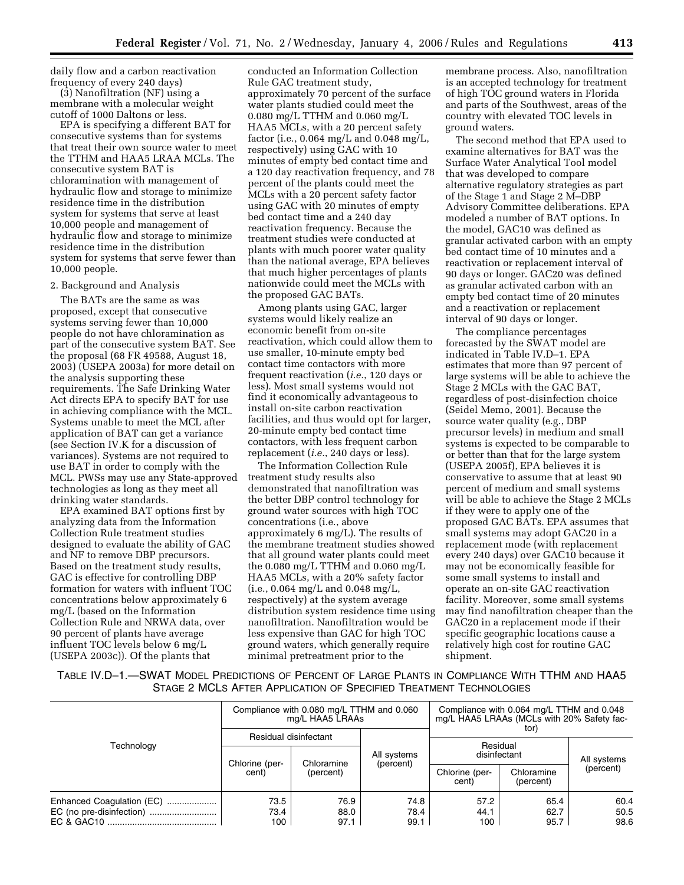daily flow and a carbon reactivation frequency of every 240 days)

(3) Nanofiltration (NF) using a membrane with a molecular weight cutoff of 1000 Daltons or less.

EPA is specifying a different BAT for consecutive systems than for systems that treat their own source water to meet the TTHM and HAA5 LRAA MCLs. The consecutive system BAT is chloramination with management of hydraulic flow and storage to minimize residence time in the distribution system for systems that serve at least 10,000 people and management of hydraulic flow and storage to minimize residence time in the distribution system for systems that serve fewer than 10,000 people.

2. Background and Analysis

The BATs are the same as was proposed, except that consecutive systems serving fewer than 10,000 people do not have chloramination as part of the consecutive system BAT. See the proposal (68 FR 49588, August 18, 2003) (USEPA 2003a) for more detail on the analysis supporting these requirements. The Safe Drinking Water Act directs EPA to specify BAT for use in achieving compliance with the MCL. Systems unable to meet the MCL after application of BAT can get a variance (see Section IV.K for a discussion of variances). Systems are not required to use BAT in order to comply with the MCL. PWSs may use any State-approved technologies as long as they meet all drinking water standards.

EPA examined BAT options first by analyzing data from the Information Collection Rule treatment studies designed to evaluate the ability of GAC and NF to remove DBP precursors. Based on the treatment study results, GAC is effective for controlling DBP formation for waters with influent TOC concentrations below approximately 6 mg/L (based on the Information Collection Rule and NRWA data, over 90 percent of plants have average influent TOC levels below 6 mg/L (USEPA 2003c)). Of the plants that conducted an Information Collection Rule GAC treatment study, approximately 70 percent of the surface water plants studied could meet the 0.080 mg/L TTHM and 0.060 mg/L HAA5 MCLs, with a 20 percent safety factor (i.e., 0.064 mg/L and 0.048 mg/L, respectively) using GAC with 10 minutes of empty bed contact time and a 120 day reactivation frequency, and 78 percent of the plants could meet the MCLs with a 20 percent safety factor using GAC with 20 minutes of empty bed contact time and a 240 day reactivation frequency. Because the treatment studies were conducted at plants with much poorer water quality than the national average, EPA believes that much higher percentages of plants nationwide could meet the MCLs with the proposed GAC BATs.

Among plants using GAC, larger systems would likely realize an economic benefit from on-site reactivation, which could allow them to use smaller, 10-minute empty bed contact time contactors with more frequent reactivation (*i.e.*, 120 days or less). Most small systems would not find it economically advantageous to install on-site carbon reactivation facilities, and thus would opt for larger, 20-minute empty bed contact time contactors, with less frequent carbon replacement (*i.e.*, 240 days or less).

The Information Collection Rule treatment study results also demonstrated that nanofiltration was the better DBP control technology for ground water sources with high TOC concentrations (i.e., above approximately 6 mg/L). The results of the membrane treatment studies showed that all ground water plants could meet the 0.080 mg/L TTHM and 0.060 mg/L HAA5 MCLs, with a 20% safety factor (i.e., 0.064 mg/L and 0.048 mg/L, respectively) at the system average distribution system residence time using nanofiltration. Nanofiltration would be less expensive than GAC for high TOC ground waters, which generally require minimal pretreatment prior to the membrane process. Also, nanofiltration is an accepted technology for treatment of high TOC ground waters in Florida and parts of the Southwest, areas of the country with elevated TOC levels in ground waters.

The second method that EPA used to examine alternatives for BAT was the Surface Water Analytical Tool model that was developed to compare alternative regulatory strategies as part of the Stage 1 and Stage 2 M–DBP Advisory Committee deliberations. EPA modeled a number of BAT options. In the model, GAC10 was defined as granular activated carbon with an empty bed contact time of 10 minutes and a reactivation or replacement interval of 90 days or longer. GAC20 was defined as granular activated carbon with an empty bed contact time of 20 minutes and a reactivation or replacement interval of 90 days or longer.

The compliance percentages forecasted by the SWAT model are indicated in Table IV.D–1. EPA estimates that more than 97 percent of large systems will be able to achieve the Stage 2 MCLs with the GAC BAT, regardless of post-disinfection choice (Seidel Memo, 2001). Because the source water quality (e.g., DBP precursor levels) in medium and small systems is expected to be comparable to or better than that for the large system (USEPA 2005f), EPA believes it is conservative to assume that at least 90 percent of medium and small systems will be able to achieve the Stage 2 MCLs if they were to apply one of the proposed GAC BATs. EPA assumes that small systems may adopt GAC20 in a replacement mode (with replacement every 240 days) over GAC10 because it may not be economically feasible for some small systems to install and operate an on-site GAC reactivation facility. Moreover, some small systems may find nanofiltration cheaper than the GAC20 in a replacement mode if their specific geographic locations cause a relatively high cost for routine GAC shipment.

TABLE IV.D–1.—SWAT MODEL PREDICTIONS OF PERCENT OF LARGE PLANTS IN COMPLIANCE WITH TTHM AND HAA5 STAGE 2 MCLS AFTER APPLICATION OF SPECIFIED TREATMENT TECHNOLOGIES

| Technology | Compliance with 0.080 mg/L TTHM and 0.060 mg/L HAA5 LRAAs | | | Compliance with 0.064 mg/L TTHM and 0.048 mg/L HAA5 LRAAs (MCLs with 20% Safety factor) | | |
|---|---|---|---|---|---|---|
| | Residual disinfectant | | All systems (percent) | Residual disinfectant | | All systems (percent) |
| | Chlorine (percent) | Chloramine (percent) | | Chlorine (percent) | Chloramine (percent) | |
| Enhanced Coagulation (EC) | 73.5 | 76.9 | 74.8 | 57.2 | 65.4 | 60.4 |
| EC (no pre-disinfection) | 73.4 | 88.0 | 78.4 | 44.1 | 62.7 | 50.5 |
| EC & GAC10 | 100 | 97.1 | 99.1 | 100 | 95.7 | 98.6 |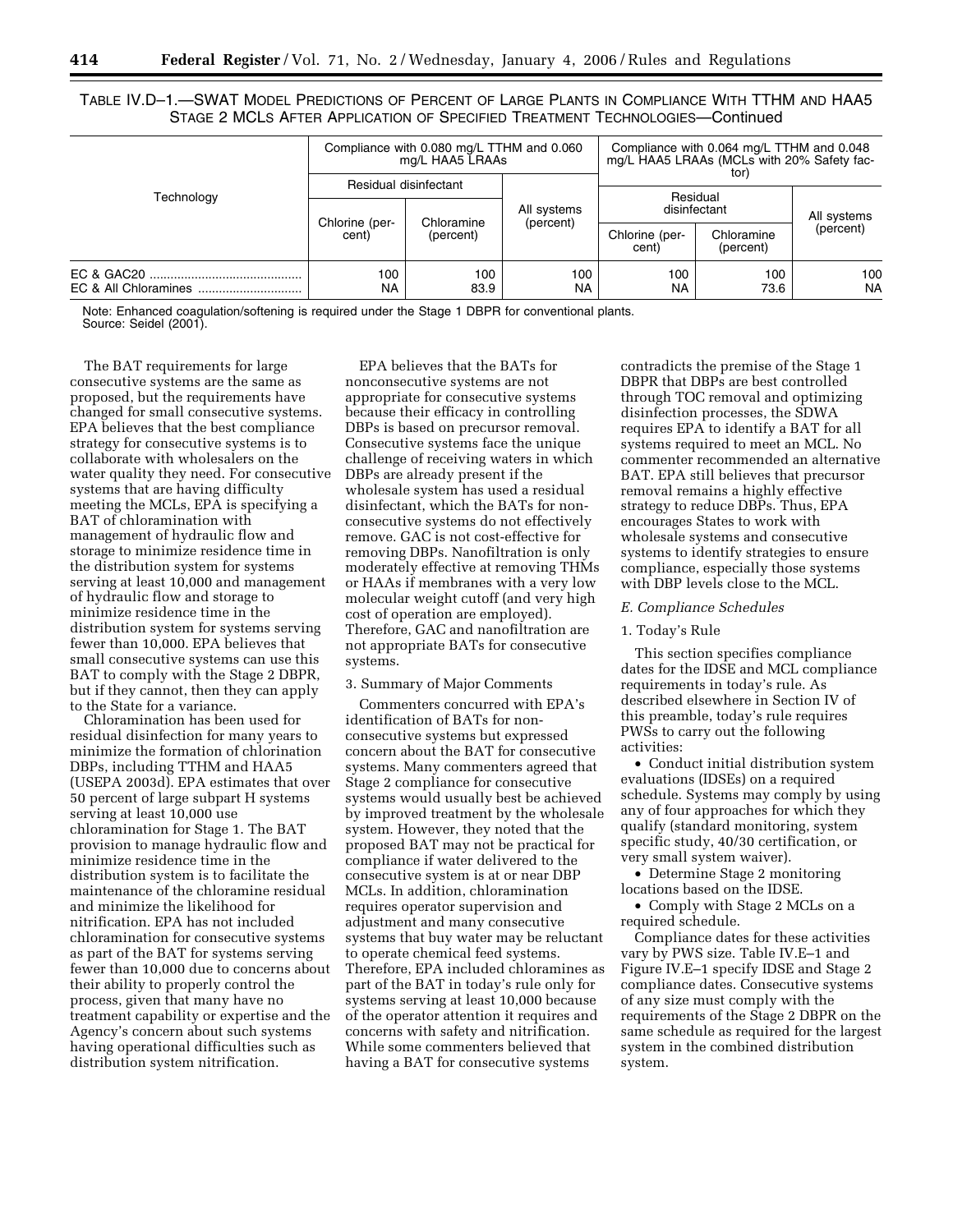TABLE IV.D–1.—SWAT MODEL PREDICTIONS OF PERCENT OF LARGE PLANTS IN COMPLIANCE WITH TTHM AND HAA5 STAGE 2 MCLS AFTER APPLICATION OF SPECIFIED TREATMENT TECHNOLOGIES—Continued

| Technology | Compliance with 0.080 mg/L TTHM and 0.060 mg/L HAA5 LRAAs | | | Compliance with 0.064 mg/L TTHM and 0.048 mg/L HAA5 LRAAs (MCLs with 20% Safety factor) | | |
|---|---|---|---|---|---|---|
| | Residual disinfectant | | All systems (percent) | Residual disinfectant | | All systems (percent) |
| | Chlorine (percent) | Chloramine (percent) | | Chlorine (percent) | Chloramine (percent) | |
| EC & GAC20 | 100 | 100 | 100 | 100 | 100 | 100 |
| EC & All Chloramines | NA | 83.9 | NA | NA | 73.6 | NA |

Note: Enhanced coagulation/softening is required under the Stage 1 DBPR for conventional plants.
Source: Seidel (2001).

The BAT requirements for large consecutive systems are the same as proposed, but the requirements have changed for small consecutive systems. EPA believes that the best compliance strategy for consecutive systems is to collaborate with wholesalers on the water quality they need. For consecutive systems that are having difficulty meeting the MCLs, EPA is specifying a BAT of chloramination with management of hydraulic flow and storage to minimize residence time in the distribution system for systems serving at least 10,000 and management of hydraulic flow and storage to minimize residence time in the distribution system for systems serving fewer than 10,000. EPA believes that small consecutive systems can use this BAT to comply with the Stage 2 DBPR, but if they cannot, then they can apply to the State for a variance.

Chloramination has been used for residual disinfection for many years to minimize the formation of chlorination DBPs, including TTHM and HAA5 (USEPA 2003d). EPA estimates that over 50 percent of large subpart H systems serving at least 10,000 use chloramination for Stage 1. The BAT provision to manage hydraulic flow and minimize residence time in the distribution system is to facilitate the maintenance of the chloramine residual and minimize the likelihood for nitrification. EPA has not included chloramination for consecutive systems as part of the BAT for systems serving fewer than 10,000 due to concerns about their ability to properly control the process, given that many have no treatment capability or expertise and the Agency's concern about such systems having operational difficulties such as distribution system nitrification.

EPA believes that the BATs for nonconsecutive systems are not appropriate for consecutive systems because their efficacy in controlling DBPs is based on precursor removal. Consecutive systems face the unique challenge of receiving waters in which DBPs are already present if the wholesale system has used a residual disinfectant, which the BATs for non-consecutive systems do not effectively remove. GAC is not cost-effective for removing DBPs. Nanofiltration is only moderately effective at removing THMs or HAAs if membranes with a very low molecular weight cutoff (and very high cost of operation are employed). Therefore, GAC and nanofiltration are not appropriate BATs for consecutive systems.

3. Summary of Major Comments

Commenters concurred with EPA's identification of BATs for non-consecutive systems but expressed concern about the BAT for consecutive systems. Many commenters agreed that Stage 2 compliance for consecutive systems would usually best be achieved by improved treatment by the wholesale system. However, they noted that the proposed BAT may not be practical for compliance if water delivered to the consecutive system is at or near DBP MCLs. In addition, chloramination requires operator supervision and adjustment and many consecutive systems that buy water may be reluctant to operate chemical feed systems. Therefore, EPA included chloramines as part of the BAT in today's rule only for systems serving at least 10,000 because of the operator attention it requires and concerns with safety and nitrification. While some commenters believed that having a BAT for consecutive systems contradicts the premise of the Stage 1 DBPR that DBPs are best controlled through TOC removal and optimizing disinfection processes, the SDWA requires EPA to identify a BAT for all systems required to meet an MCL. No commenter recommended an alternative BAT. EPA still believes that precursor removal remains a highly effective strategy to reduce DBPs. Thus, EPA encourages States to work with wholesale systems and consecutive systems to identify strategies to ensure compliance, especially those systems with DBP levels close to the MCL.

*E. Compliance Schedules*

1. Today's Rule

This section specifies compliance dates for the IDSE and MCL compliance requirements in today's rule. As described elsewhere in Section IV of this preamble, today's rule requires PWSs to carry out the following activities:

- Conduct initial distribution system evaluations (IDSEs) on a required schedule. Systems may comply by using any of four approaches for which they qualify (standard monitoring, system specific study, 40/30 certification, or very small system waiver).
- Determine Stage 2 monitoring locations based on the IDSE.
- Comply with Stage 2 MCLs on a required schedule.

Compliance dates for these activities vary by PWS size. Table IV.E–1 and Figure IV.E–1 specify IDSE and Stage 2 compliance dates. Consecutive systems of any size must comply with the requirements of the Stage 2 DBPR on the same schedule as required for the largest system in the combined distribution system.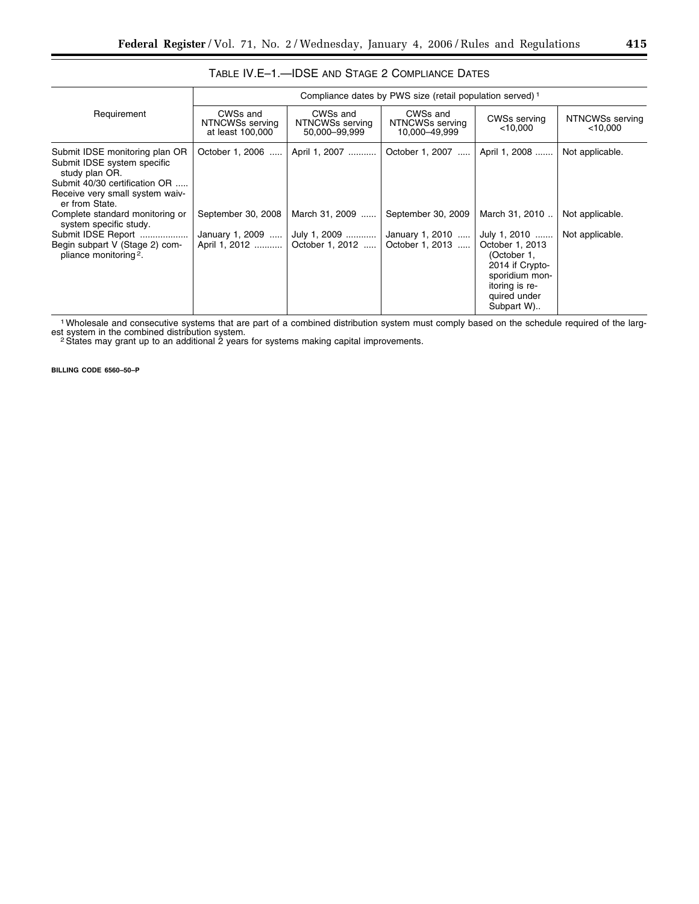TABLE IV.E–1.—IDSE AND STAGE 2 COMPLIANCE DATES

| Requirement | Compliance dates by PWS size (retail population served) [1] | | | | |
|---|---|---|---|---|---|
| | CWSs and NTNCWSs serving at least 100,000 | CWSs and NTNCWSs serving 50,000–99,999 | CWSs and NTNCWSs serving 10,000–49,999 | CWSs serving <10,000 | NTNCWSs serving <10,000 |
| Submit IDSE monitoring plan OR Submit IDSE system specific study plan OR. Submit 40/30 certification OR ..... Receive very small system waiver from State. | October 1, 2006 | April 1, 2007 | October 1, 2007 | April 1, 2008 | Not applicable. |
| Complete standard monitoring or system specific study. | September 30, 2008 | March 31, 2009 | September 30, 2009 | March 31, 2010 | Not applicable. |
| Submit IDSE Report | January 1, 2009 | July 1, 2009 | January 1, 2010 | July 1, 2010 | Not applicable. |
| Begin subpart V (Stage 2) compliance monitoring [2]. | April 1, 2012 | October 1, 2012 | October 1, 2013 | October 1, 2013 (October 1, 2014 if Cryptosporidium monitoring is required under Subpart W).. | |

[1] Wholesale and consecutive systems that are part of a combined distribution system must comply based on the schedule required of the largest system in the combined distribution system.

[2] States may grant up to an additional 2 years for systems making capital improvements.

BILLING CODE 6560–50–P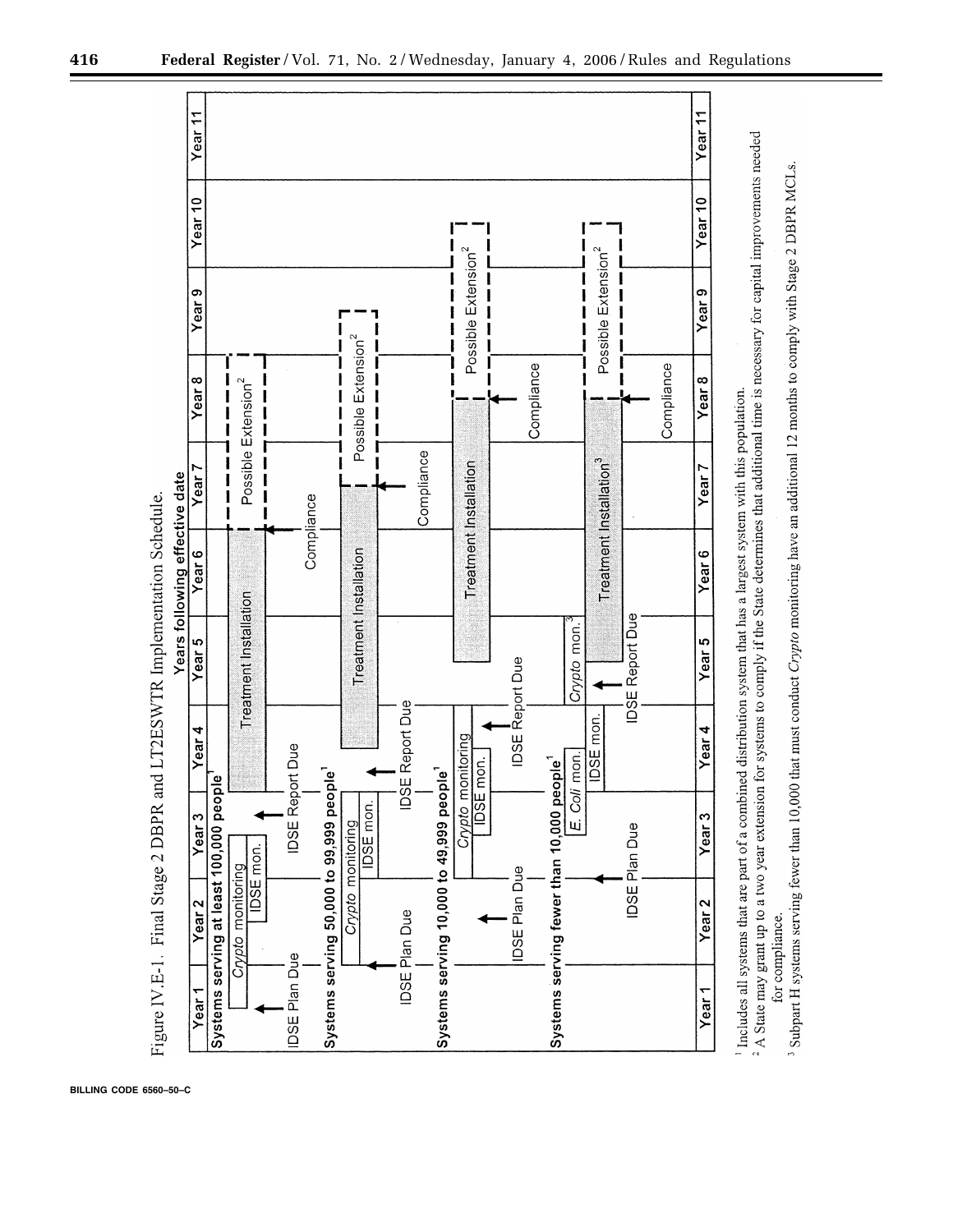Figure IV.E-1. Final Stage 2 DBPR and LT2ESWTR Implementation Schedule.

**Years following effective date**

| | Year 1 | Year 2 | Year 3 | Year 4 | Year 5 | Year 6 | Year 7 | Year 8 | Year 9 | Year 10 | Year 11 |
|---|---|---|---|---|---|---|---|---|---|---|---|
| **Systems serving at least 100,000 people[1]** | IDSE Plan Due | *Crypto* monitoring; IDSE mon. | IDSE Report Due | Treatment Installation | Treatment Installation | Treatment Installation | Compliance; Possible Extension[2] | Possible Extension[2] | | | |
| **Systems serving 50,000 to 99,999 people[1]** | IDSE Plan Due | *Crypto* monitoring | *Crypto* monitoring; IDSE mon. | IDSE Report Due; Treatment Installation | Treatment Installation | Treatment Installation | Treatment Installation; Compliance; Possible Extension[2] | Possible Extension[2] | Possible Extension[2] | | |
| **Systems serving 10,000 to 49,999 people[1]** | | IDSE Plan Due | *Crypto* monitoring; IDSE mon. | *Crypto* monitoring; IDSE Report Due | Treatment Installation | Treatment Installation | Treatment Installation | Compliance; Possible Extension[2] | Possible Extension[2] | Possible Extension[2] | |
| **Systems serving fewer than 10,000 people[1]** | | IDSE Plan Due | *E. Coli* mon. | *E. Coli* mon.; IDSE mon.; IDSE Report Due | *Crypto* mon.[3]; Treatment Installation[3] | Treatment Installation[3] | Treatment Installation[3] | Compliance; Possible Extension[2] | Possible Extension[2] | Possible Extension[2] | |

[1] Includes all systems that are part of a combined distribution system that has a largest system with this population.

[2] A State may grant up to a two year extension for systems to comply if the State determines that additional time is necessary for capital improvements needed for compliance.

[3] Subpart H systems serving fewer than 10,000 that must conduct *Crypto* monitoring have an additional 12 months to comply with Stage 2 DBPR MCLs.

BILLING CODE 6560–50–C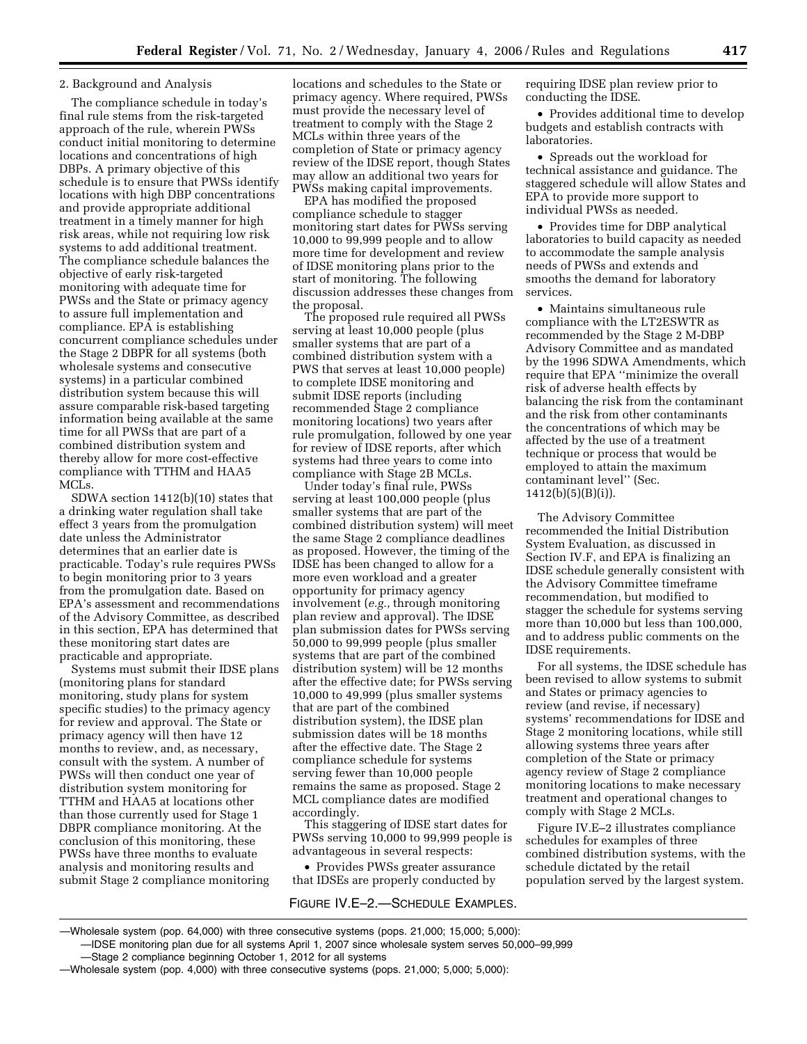2. Background and Analysis

The compliance schedule in today's final rule stems from the risk-targeted approach of the rule, wherein PWSs conduct initial monitoring to determine locations and concentrations of high DBPs. A primary objective of this schedule is to ensure that PWSs identify locations with high DBP concentrations and provide appropriate additional treatment in a timely manner for high risk areas, while not requiring low risk systems to add additional treatment. The compliance schedule balances the objective of early risk-targeted monitoring with adequate time for PWSs and the State or primacy agency to assure full implementation and compliance. EPA is establishing concurrent compliance schedules under the Stage 2 DBPR for all systems (both wholesale systems and consecutive systems) in a particular combined distribution system because this will assure comparable risk-based targeting information being available at the same time for all PWSs that are part of a combined distribution system and thereby allow for more cost-effective compliance with TTHM and HAA5 MCLs.

SDWA section 1412(b)(10) states that a drinking water regulation shall take effect 3 years from the promulgation date unless the Administrator determines that an earlier date is practicable. Today's rule requires PWSs to begin monitoring prior to 3 years from the promulgation date. Based on EPA's assessment and recommendations of the Advisory Committee, as described in this section, EPA has determined that these monitoring start dates are practicable and appropriate.

Systems must submit their IDSE plans (monitoring plans for standard monitoring, study plans for system specific studies) to the primacy agency for review and approval. The State or primacy agency will then have 12 months to review, and, as necessary, consult with the system. A number of PWSs will then conduct one year of distribution system monitoring for TTHM and HAA5 at locations other than those currently used for Stage 1 DBPR compliance monitoring. At the conclusion of this monitoring, these PWSs have three months to evaluate analysis and monitoring results and submit Stage 2 compliance monitoring locations and schedules to the State or primacy agency. Where required, PWSs must provide the necessary level of treatment to comply with the Stage 2 MCLs within three years of the completion of State or primacy agency review of the IDSE report, though States may allow an additional two years for PWSs making capital improvements.

EPA has modified the proposed compliance schedule to stagger monitoring start dates for PWSs serving 10,000 to 99,999 people and to allow more time for development and review of IDSE monitoring plans prior to the start of monitoring. The following discussion addresses these changes from the proposal.

The proposed rule required all PWSs serving at least 10,000 people (plus smaller systems that are part of a combined distribution system with a PWS that serves at least 10,000 people) to complete IDSE monitoring and submit IDSE reports (including recommended Stage 2 compliance monitoring locations) two years after rule promulgation, followed by one year for review of IDSE reports, after which systems had three years to come into compliance with Stage 2B MCLs.

Under today's final rule, PWSs serving at least 100,000 people (plus smaller systems that are part of the combined distribution system) will meet the same Stage 2 compliance deadlines as proposed. However, the timing of the IDSE has been changed to allow for a more even workload and a greater opportunity for primacy agency involvement (*e.g.,* through monitoring plan review and approval). The IDSE plan submission dates for PWSs serving 50,000 to 99,999 people (plus smaller systems that are part of the combined distribution system) will be 12 months after the effective date; for PWSs serving 10,000 to 49,999 (plus smaller systems that are part of the combined distribution system), the IDSE plan submission dates will be 18 months after the effective date. The Stage 2 compliance schedule for systems serving fewer than 10,000 people remains the same as proposed. Stage 2 MCL compliance dates are modified accordingly.

This staggering of IDSE start dates for PWSs serving 10,000 to 99,999 people is advantageous in several respects:

- Provides PWSs greater assurance that IDSEs are properly conducted by requiring IDSE plan review prior to conducting the IDSE.
- Provides additional time to develop budgets and establish contracts with laboratories.
- Spreads out the workload for technical assistance and guidance. The staggered schedule will allow States and EPA to provide more support to individual PWSs as needed.
- Provides time for DBP analytical laboratories to build capacity as needed to accommodate the sample analysis needs of PWSs and extends and smooths the demand for laboratory services.
- Maintains simultaneous rule compliance with the LT2ESWTR as recommended by the Stage 2 M-DBP Advisory Committee and as mandated by the 1996 SDWA Amendments, which require that EPA "minimize the overall risk of adverse health effects by balancing the risk from the contaminant and the risk from other contaminants the concentrations of which may be affected by the use of a treatment technique or process that would be employed to attain the maximum contaminant level" (Sec. 1412(b)(5)(B)(i)).

The Advisory Committee recommended the Initial Distribution System Evaluation, as discussed in Section IV.F, and EPA is finalizing an IDSE schedule generally consistent with the Advisory Committee timeframe recommendation, but modified to stagger the schedule for systems serving more than 10,000 but less than 100,000, and to address public comments on the IDSE requirements.

For all systems, the IDSE schedule has been revised to allow systems to submit and States or primacy agencies to review (and revise, if necessary) systems' recommendations for IDSE and Stage 2 monitoring locations, while still allowing systems three years after completion of the State or primacy agency review of Stage 2 compliance monitoring locations to make necessary treatment and operational changes to comply with Stage 2 MCLs.

Figure IV.E–2 illustrates compliance schedules for examples of three combined distribution systems, with the schedule dictated by the retail population served by the largest system.

FIGURE IV.E–2.—SCHEDULE EXAMPLES.

—Wholesale system (pop. 64,000) with three consecutive systems (pops. 21,000; 15,000; 5,000):
 —IDSE monitoring plan due for all systems April 1, 2007 since wholesale system serves 50,000–99,999
 —Stage 2 compliance beginning October 1, 2012 for all systems
—Wholesale system (pop. 4,000) with three consecutive systems (pops. 21,000; 5,000; 5,000):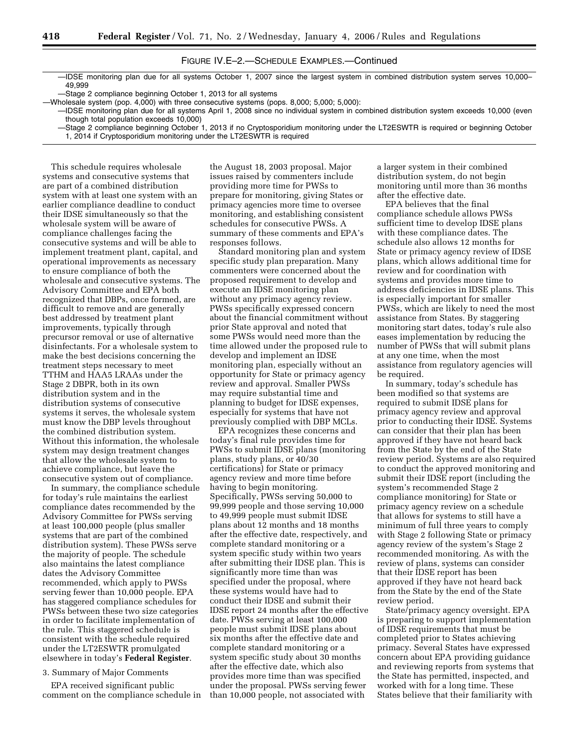FIGURE IV.E–2.—SCHEDULE EXAMPLES.—Continued

—IDSE monitoring plan due for all systems October 1, 2007 since the largest system in combined distribution system serves 10,000–49,999

—Stage 2 compliance beginning October 1, 2013 for all systems

—Wholesale system (pop. 4,000) with three consecutive systems (pops. 8,000; 5,000; 5,000):

—IDSE monitoring plan due for all systems April 1, 2008 since no individual system in combined distribution system exceeds 10,000 (even though total population exceeds 10,000)

—Stage 2 compliance beginning October 1, 2013 if no Cryptosporidium monitoring under the LT2ESWTR is required or beginning October 1, 2014 if Cryptosporidium monitoring under the LT2ESWTR is required

This schedule requires wholesale systems and consecutive systems that are part of a combined distribution system with at least one system with an earlier compliance deadline to conduct their IDSE simultaneously so that the wholesale system will be aware of compliance challenges facing the consecutive systems and will be able to implement treatment plant, capital, and operational improvements as necessary to ensure compliance of both the wholesale and consecutive systems. The Advisory Committee and EPA both recognized that DBPs, once formed, are difficult to remove and are generally best addressed by treatment plant improvements, typically through precursor removal or use of alternative disinfectants. For a wholesale system to make the best decisions concerning the treatment steps necessary to meet TTHM and HAA5 LRAAs under the Stage 2 DBPR, both in its own distribution system and in the distribution systems of consecutive systems it serves, the wholesale system must know the DBP levels throughout the combined distribution system. Without this information, the wholesale system may design treatment changes that allow the wholesale system to achieve compliance, but leave the consecutive system out of compliance.

In summary, the compliance schedule for today's rule maintains the earliest compliance dates recommended by the Advisory Committee for PWSs serving at least 100,000 people (plus smaller systems that are part of the combined distribution system). These PWSs serve the majority of people. The schedule also maintains the latest compliance dates the Advisory Committee recommended, which apply to PWSs serving fewer than 10,000 people. EPA has staggered compliance schedules for PWSs between these two size categories in order to facilitate implementation of the rule. This staggered schedule is consistent with the schedule required under the LT2ESWTR promulgated elsewhere in today's **Federal Register**.

3. Summary of Major Comments

EPA received significant public comment on the compliance schedule in the August 18, 2003 proposal. Major issues raised by commenters include providing more time for PWSs to prepare for monitoring, giving States or primacy agencies more time to oversee monitoring, and establishing consistent schedules for consecutive PWSs. A summary of these comments and EPA's responses follows.

Standard monitoring plan and system specific study plan preparation. Many commenters were concerned about the proposed requirement to develop and execute an IDSE monitoring plan without any primacy agency review. PWSs specifically expressed concern about the financial commitment without prior State approval and noted that some PWSs would need more than the time allowed under the proposed rule to develop and implement an IDSE monitoring plan, especially without an opportunity for State or primacy agency review and approval. Smaller PWSs may require substantial time and planning to budget for IDSE expenses, especially for systems that have not previously complied with DBP MCLs.

EPA recognizes these concerns and today's final rule provides time for PWSs to submit IDSE plans (monitoring plans, study plans, or 40/30 certifications) for State or primacy agency review and more time before having to begin monitoring. Specifically, PWSs serving 50,000 to 99,999 people and those serving 10,000 to 49,999 people must submit IDSE plans about 12 months and 18 months after the effective date, respectively, and complete standard monitoring or a system specific study within two years after submitting their IDSE plan. This is significantly more time than was specified under the proposal, where these systems would have had to conduct their IDSE and submit their IDSE report 24 months after the effective date. PWSs serving at least 100,000 people must submit IDSE plans about six months after the effective date and complete standard monitoring or a system specific study about 30 months after the effective date, which also provides more time than was specified under the proposal. PWSs serving fewer than 10,000 people, not associated with a larger system in their combined distribution system, do not begin monitoring until more than 36 months after the effective date.

EPA believes that the final compliance schedule allows PWSs sufficient time to develop IDSE plans with these compliance dates. The schedule also allows 12 months for State or primacy agency review of IDSE plans, which allows additional time for review and for coordination with systems and provides more time to address deficiencies in IDSE plans. This is especially important for smaller PWSs, which are likely to need the most assistance from States. By staggering monitoring start dates, today's rule also eases implementation by reducing the number of PWSs that will submit plans at any one time, when the most assistance from regulatory agencies will be required.

In summary, today's schedule has been modified so that systems are required to submit IDSE plans for primacy agency review and approval prior to conducting their IDSE. Systems can consider that their plan has been approved if they have not heard back from the State by the end of the State review period. Systems are also required to conduct the approved monitoring and submit their IDSE report (including the system's recommended Stage 2 compliance monitoring) for State or primacy agency review on a schedule that allows for systems to still have a minimum of full three years to comply with Stage 2 following State or primacy agency review of the system's Stage 2 recommended monitoring. As with the review of plans, systems can consider that their IDSE report has been approved if they have not heard back from the State by the end of the State review period.

State/primacy agency oversight. EPA is preparing to support implementation of IDSE requirements that must be completed prior to States achieving primacy. Several States have expressed concern about EPA providing guidance and reviewing reports from systems that the State has permitted, inspected, and worked with for a long time. These States believe that their familiarity with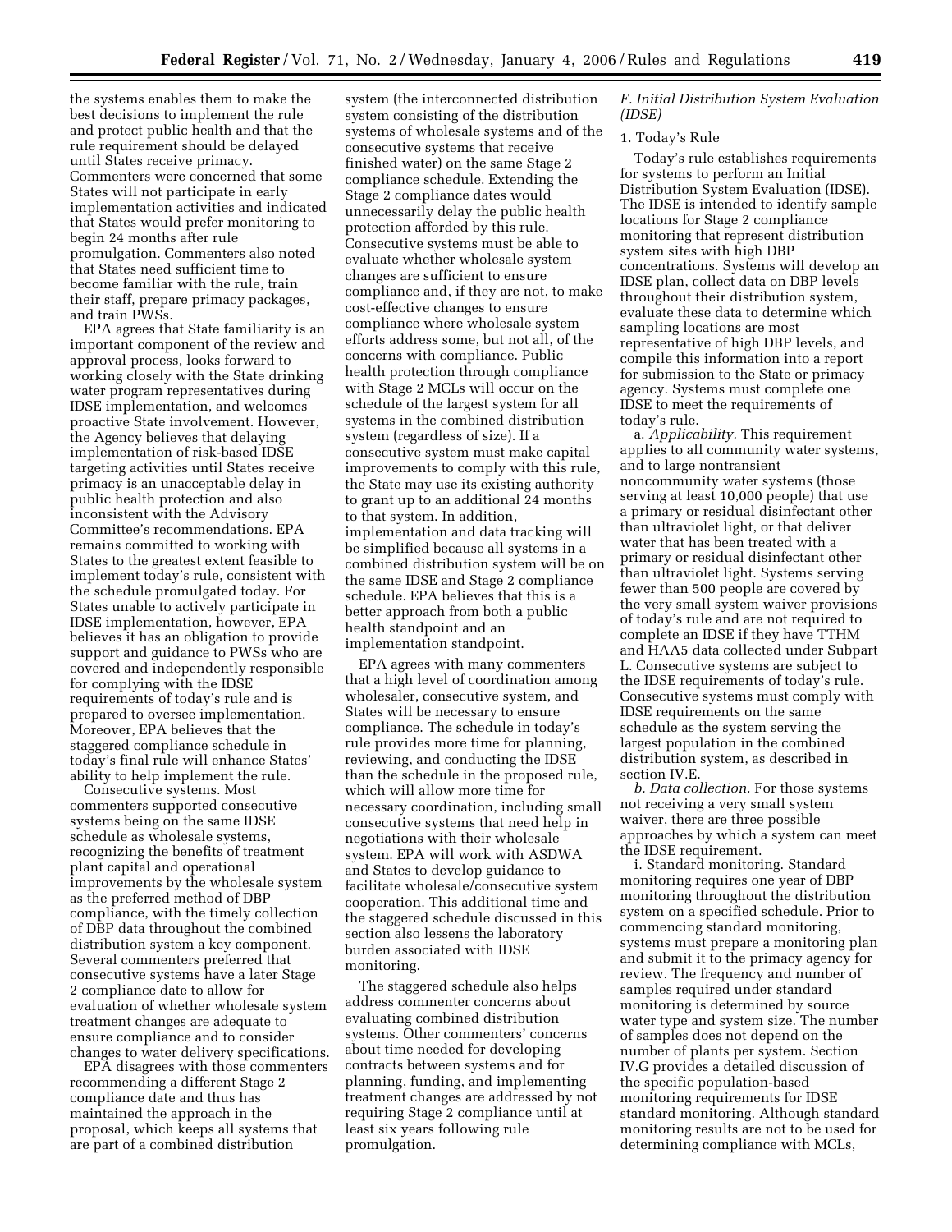the systems enables them to make the best decisions to implement the rule and protect public health and that the rule requirement should be delayed until States receive primacy. Commenters were concerned that some States will not participate in early implementation activities and indicated that States would prefer monitoring to begin 24 months after rule promulgation. Commenters also noted that States need sufficient time to become familiar with the rule, train their staff, prepare primacy packages, and train PWSs.

EPA agrees that State familiarity is an important component of the review and approval process, looks forward to working closely with the State drinking water program representatives during IDSE implementation, and welcomes proactive State involvement. However, the Agency believes that delaying implementation of risk-based IDSE targeting activities until States receive primacy is an unacceptable delay in public health protection and also inconsistent with the Advisory Committee's recommendations. EPA remains committed to working with States to the greatest extent feasible to implement today's rule, consistent with the schedule promulgated today. For States unable to actively participate in IDSE implementation, however, EPA believes it has an obligation to provide support and guidance to PWSs who are covered and independently responsible for complying with the IDSE requirements of today's rule and is prepared to oversee implementation. Moreover, EPA believes that the staggered compliance schedule in today's final rule will enhance States' ability to help implement the rule.

Consecutive systems. Most commenters supported consecutive systems being on the same IDSE schedule as wholesale systems, recognizing the benefits of treatment plant capital and operational improvements by the wholesale system as the preferred method of DBP compliance, with the timely collection of DBP data throughout the combined distribution system a key component. Several commenters preferred that consecutive systems have a later Stage 2 compliance date to allow for evaluation of whether wholesale system treatment changes are adequate to ensure compliance and to consider changes to water delivery specifications.

EPA disagrees with those commenters recommending a different Stage 2 compliance date and thus has maintained the approach in the proposal, which keeps all systems that are part of a combined distribution system (the interconnected distribution system consisting of the distribution systems of wholesale systems and of the consecutive systems that receive finished water) on the same Stage 2 compliance schedule. Extending the Stage 2 compliance dates would unnecessarily delay the public health protection afforded by this rule. Consecutive systems must be able to evaluate whether wholesale system changes are sufficient to ensure compliance and, if they are not, to make cost-effective changes to ensure compliance where wholesale system efforts address some, but not all, of the concerns with compliance. Public health protection through compliance with Stage 2 MCLs will occur on the schedule of the largest system for all systems in the combined distribution system (regardless of size). If a consecutive system must make capital improvements to comply with this rule, the State may use its existing authority to grant up to an additional 24 months to that system. In addition, implementation and data tracking will be simplified because all systems in a combined distribution system will be on the same IDSE and Stage 2 compliance schedule. EPA believes that this is a better approach from both a public health standpoint and an implementation standpoint.

EPA agrees with many commenters that a high level of coordination among wholesaler, consecutive system, and States will be necessary to ensure compliance. The schedule in today's rule provides more time for planning, reviewing, and conducting the IDSE than the schedule in the proposed rule, which will allow more time for necessary coordination, including small consecutive systems that need help in negotiations with their wholesale system. EPA will work with ASDWA and States to develop guidance to facilitate wholesale/consecutive system cooperation. This additional time and the staggered schedule discussed in this section also lessens the laboratory burden associated with IDSE monitoring.

The staggered schedule also helps address commenter concerns about evaluating combined distribution systems. Other commenters' concerns about time needed for developing contracts between systems and for planning, funding, and implementing treatment changes are addressed by not requiring Stage 2 compliance until at least six years following rule promulgation.

### *F. Initial Distribution System Evaluation (IDSE)*

#### 1. Today's Rule

Today's rule establishes requirements for systems to perform an Initial Distribution System Evaluation (IDSE). The IDSE is intended to identify sample locations for Stage 2 compliance monitoring that represent distribution system sites with high DBP concentrations. Systems will develop an IDSE plan, collect data on DBP levels throughout their distribution system, evaluate these data to determine which sampling locations are most representative of high DBP levels, and compile this information into a report for submission to the State or primacy agency. Systems must complete one IDSE to meet the requirements of today's rule.

a. *Applicability.* This requirement applies to all community water systems, and to large nontransient noncommunity water systems (those serving at least 10,000 people) that use a primary or residual disinfectant other than ultraviolet light, or that deliver water that has been treated with a primary or residual disinfectant other than ultraviolet light. Systems serving fewer than 500 people are covered by the very small system waiver provisions of today's rule and are not required to complete an IDSE if they have TTHM and HAA5 data collected under Subpart L. Consecutive systems are subject to the IDSE requirements of today's rule. Consecutive systems must comply with IDSE requirements on the same schedule as the system serving the largest population in the combined distribution system, as described in section IV.E.

*b. Data collection.* For those systems not receiving a very small system waiver, there are three possible approaches by which a system can meet the IDSE requirement.

i. Standard monitoring. Standard monitoring requires one year of DBP monitoring throughout the distribution system on a specified schedule. Prior to commencing standard monitoring, systems must prepare a monitoring plan and submit it to the primacy agency for review. The frequency and number of samples required under standard monitoring is determined by source water type and system size. The number of samples does not depend on the number of plants per system. Section IV.G provides a detailed discussion of the specific population-based monitoring requirements for IDSE standard monitoring. Although standard monitoring results are not to be used for determining compliance with MCLs,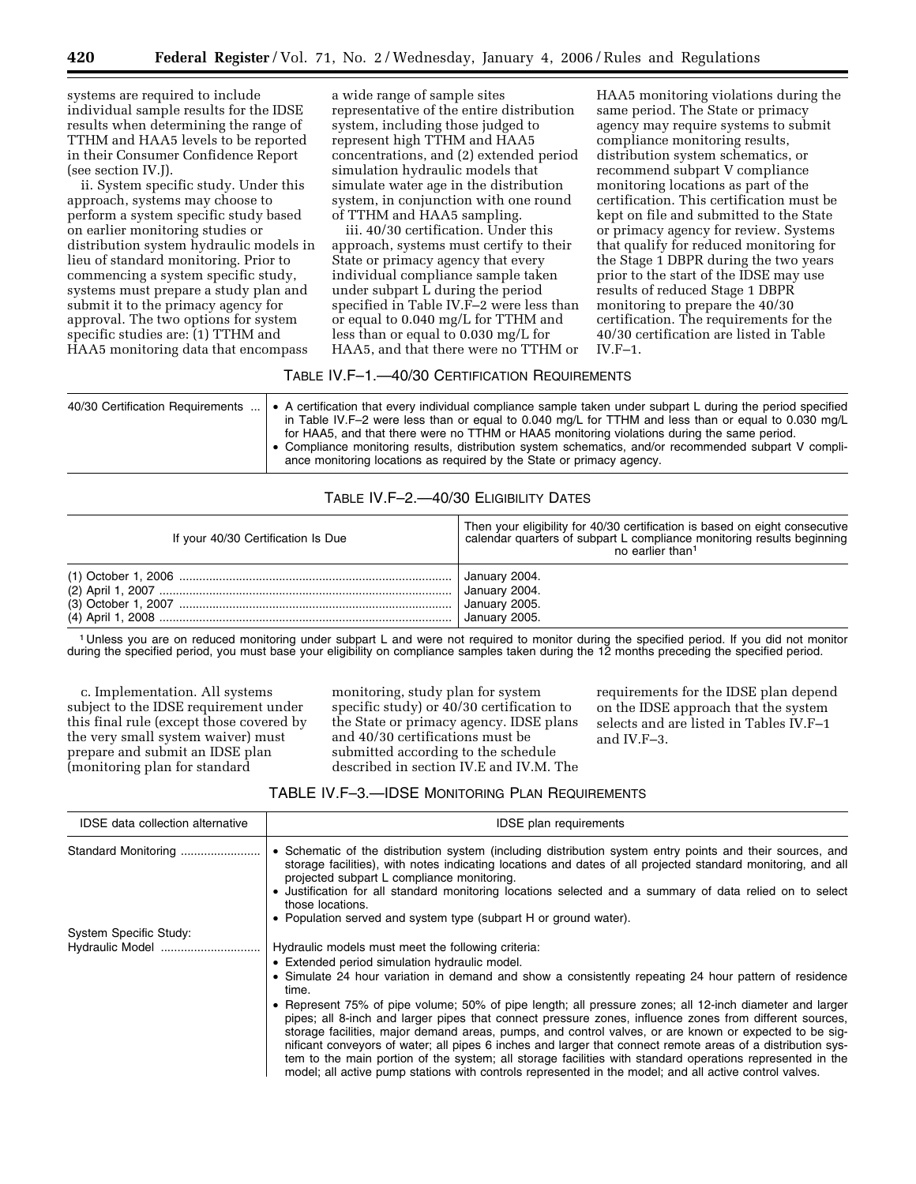systems are required to include individual sample results for the IDSE results when determining the range of TTHM and HAA5 levels to be reported in their Consumer Confidence Report (see section IV.J).

ii. System specific study. Under this approach, systems may choose to perform a system specific study based on earlier monitoring studies or distribution system hydraulic models in lieu of standard monitoring. Prior to commencing a system specific study, systems must prepare a study plan and submit it to the primacy agency for approval. The two options for system specific studies are: (1) TTHM and HAA5 monitoring data that encompass a wide range of sample sites representative of the entire distribution system, including those judged to represent high TTHM and HAA5 concentrations, and (2) extended period simulation hydraulic models that simulate water age in the distribution system, in conjunction with one round of TTHM and HAA5 sampling.

iii. 40/30 certification. Under this approach, systems must certify to their State or primacy agency that every individual compliance sample taken under subpart L during the period specified in Table IV.F–2 were less than or equal to 0.040 mg/L for TTHM and less than or equal to 0.030 mg/L for HAA5, and that there were no TTHM or HAA5 monitoring violations during the same period. The State or primacy agency may require systems to submit compliance monitoring results, distribution system schematics, or recommend subpart V compliance monitoring locations as part of the certification. This certification must be kept on file and submitted to the State or primacy agency for review. Systems that qualify for reduced monitoring for the Stage 1 DBPR during the two years prior to the start of the IDSE may use results of reduced Stage 1 DBPR monitoring to prepare the 40/30 certification. The requirements for the 40/30 certification are listed in Table IV.F–1.

TABLE IV.F–1.—40/30 CERTIFICATION REQUIREMENTS

| | |
|---|---|
| 40/30 Certification Requirements | • A certification that every individual compliance sample taken under subpart L during the period specified in Table IV.F–2 were less than or equal to 0.040 mg/L for TTHM and less than or equal to 0.030 mg/L for HAA5, and that there were no TTHM or HAA5 monitoring violations during the same period.<br>• Compliance monitoring results, distribution system schematics, and/or recommended subpart V compliance monitoring locations as required by the State or primacy agency. |

TABLE IV.F–2.—40/30 ELIGIBILITY DATES

| If your 40/30 Certification Is Due | Then your eligibility for 40/30 certification is based on eight consecutive calendar quarters of subpart L compliance monitoring results beginning no earlier than[1] |
|---|---|
| (1) October 1, 2006 | January 2004. |
| (2) April 1, 2007 | January 2004. |
| (3) October 1, 2007 | January 2005. |
| (4) April 1, 2008 | January 2005. |

[1] Unless you are on reduced monitoring under subpart L and were not required to monitor during the specified period. If you did not monitor during the specified period, you must base your eligibility on compliance samples taken during the 12 months preceding the specified period.

c. Implementation. All systems subject to the IDSE requirement under this final rule (except those covered by the very small system waiver) must prepare and submit an IDSE plan (monitoring plan for standard monitoring, study plan for system specific study) or 40/30 certification to the State or primacy agency. IDSE plans and 40/30 certifications must be submitted according to the schedule described in section IV.E and IV.M. The requirements for the IDSE plan depend on the IDSE approach that the system selects and are listed in Tables IV.F–1 and IV.F–3.

TABLE IV.F–3.—IDSE MONITORING PLAN REQUIREMENTS

| IDSE data collection alternative | IDSE plan requirements |
|---|---|
| Standard Monitoring | • Schematic of the distribution system (including distribution system entry points and their sources, and storage facilities), with notes indicating locations and dates of all projected standard monitoring, and all projected subpart L compliance monitoring.<br>• Justification for all standard monitoring locations selected and a summary of data relied on to select those locations.<br>• Population served and system type (subpart H or ground water). |
| System Specific Study: | |
| Hydraulic Model | Hydraulic models must meet the following criteria:<br>• Extended period simulation hydraulic model.<br>• Simulate 24 hour variation in demand and show a consistently repeating 24 hour pattern of residence time.<br>• Represent 75% of pipe volume; 50% of pipe length; all pressure zones; all 12-inch diameter and larger pipes; all 8-inch and larger pipes that connect pressure zones, influence zones from different sources, storage facilities, major demand areas, pumps, and control valves, or are known or expected to be significant conveyors of water; all pipes 6 inches and larger that connect remote areas of a distribution system to the main portion of the system; all storage facilities with standard operations represented in the model; all active pump stations with controls represented in the model; and all active control valves. |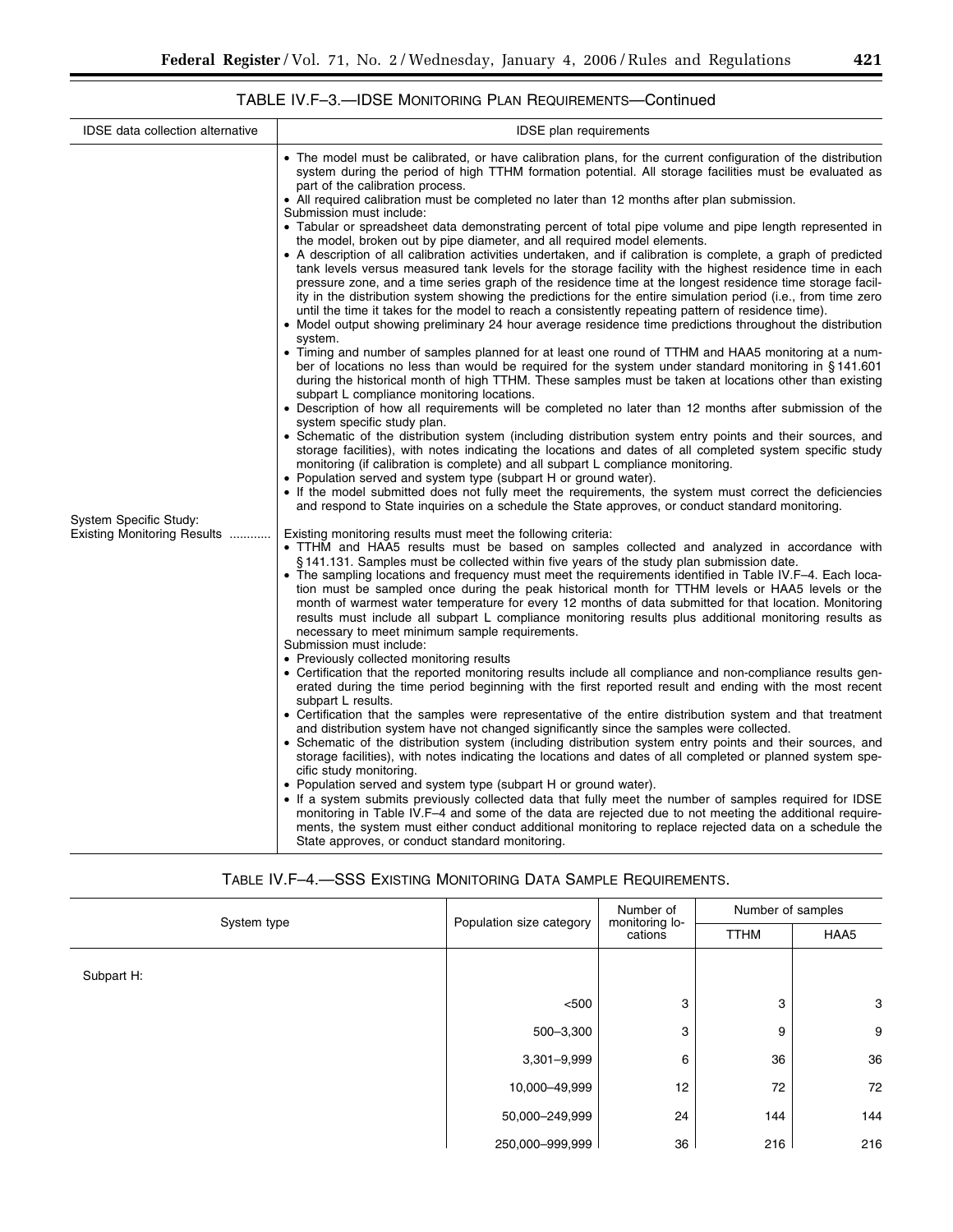TABLE IV.F–3.—IDSE MONITORING PLAN REQUIREMENTS—Continued

| IDSE data collection alternative | IDSE plan requirements |
| --- | --- |
| | • The model must be calibrated, or have calibration plans, for the current configuration of the distribution system during the period of high TTHM formation potential. All storage facilities must be evaluated as part of the calibration process.<br>• All required calibration must be completed no later than 12 months after plan submission.<br>Submission must include:<br>• Tabular or spreadsheet data demonstrating percent of total pipe volume and pipe length represented in the model, broken out by pipe diameter, and all required model elements.<br>• A description of all calibration activities undertaken, and if calibration is complete, a graph of predicted tank levels versus measured tank levels for the storage facility with the highest residence time in each pressure zone, and a time series graph of the residence time at the longest residence time storage facility in the distribution system showing the predictions for the entire simulation period (i.e., from time zero until the time it takes for the model to reach a consistently repeating pattern of residence time).<br>• Model output showing preliminary 24 hour average residence time predictions throughout the distribution system.<br>• Timing and number of samples planned for at least one round of TTHM and HAA5 monitoring at a number of locations no less than would be required for the system under standard monitoring in § 141.601 during the historical month of high TTHM. These samples must be taken at locations other than existing subpart L compliance monitoring locations.<br>• Description of how all requirements will be completed no later than 12 months after submission of the system specific study plan.<br>• Schematic of the distribution system (including distribution system entry points and their sources, and storage facilities), with notes indicating the locations and dates of all completed system specific study monitoring (if calibration is complete) and all subpart L compliance monitoring.<br>• Population served and system type (subpart H or ground water).<br>• If the model submitted does not fully meet the requirements, the system must correct the deficiencies and respond to State inquiries on a schedule the State approves, or conduct standard monitoring. |
| System Specific Study: Existing Monitoring Results | Existing monitoring results must meet the following criteria:<br>• TTHM and HAA5 results must be based on samples collected and analyzed in accordance with § 141.131. Samples must be collected within five years of the study plan submission date.<br>• The sampling locations and frequency must meet the requirements identified in Table IV.F–4. Each location must be sampled once during the peak historical month for TTHM levels or HAA5 levels or the month of warmest water temperature for every 12 months of data submitted for that location. Monitoring results must include all subpart L compliance monitoring results plus additional monitoring results as necessary to meet minimum sample requirements.<br>Submission must include:<br>• Previously collected monitoring results<br>• Certification that the reported monitoring results include all compliance and non-compliance results generated during the time period beginning with the first reported result and ending with the most recent subpart L results.<br>• Certification that the samples were representative of the entire distribution system and that treatment and distribution system have not changed significantly since the samples were collected.<br>• Schematic of the distribution system (including distribution system entry points and their sources, and storage facilities), with notes indicating the locations and dates of all completed or planned system specific study monitoring.<br>• Population served and system type (subpart H or ground water).<br>• If a system submits previously collected data that fully meet the number of samples required for IDSE monitoring in Table IV.F–4 and some of the data are rejected due to not meeting the additional requirements, the system must either conduct additional monitoring to replace rejected data on a schedule the State approves, or conduct standard monitoring. |

TABLE IV.F–4.—SSS EXISTING MONITORING DATA SAMPLE REQUIREMENTS.

| System type | Population size category | Number of monitoring locations | Number of samples | |
| --- | --- | --- | --- | --- |
| | | | TTHM | HAA5 |
| Subpart H: | | | | |
| | <500 | 3 | 3 | 3 |
| | 500–3,300 | 3 | 9 | 9 |
| | 3,301–9,999 | 6 | 36 | 36 |
| | 10,000–49,999 | 12 | 72 | 72 |
| | 50,000–249,999 | 24 | 144 | 144 |
| | 250,000–999,999 | 36 | 216 | 216 |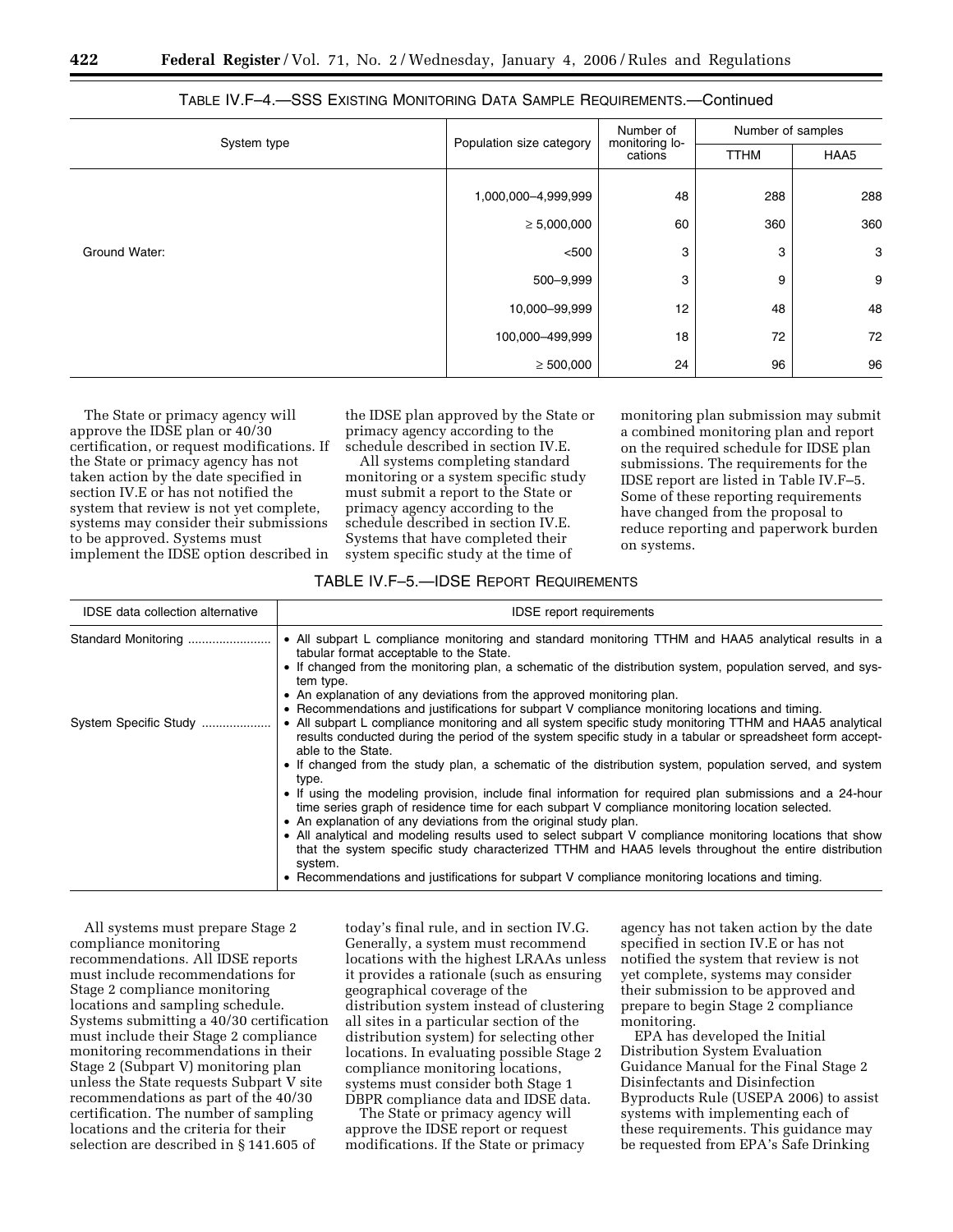TABLE IV.F–4.—SSS EXISTING MONITORING DATA SAMPLE REQUIREMENTS.—Continued

| System type | Population size category | Number of monitoring locations | Number of samples | |
|---|---|---|---|---|
| | | | TTHM | HAA5 |
| | 1,000,000–4,999,999 | 48 | 288 | 288 |
| | ≥ 5,000,000 | 60 | 360 | 360 |
| Ground Water: | <500 | 3 | 3 | 3 |
| | 500–9,999 | 3 | 9 | 9 |
| | 10,000–99,999 | 12 | 48 | 48 |
| | 100,000–499,999 | 18 | 72 | 72 |
| | ≥ 500,000 | 24 | 96 | 96 |

The State or primacy agency will approve the IDSE plan or 40/30 certification, or request modifications. If the State or primacy agency has not taken action by the date specified in section IV.E or has not notified the system that review is not yet complete, systems may consider their submissions to be approved. Systems must implement the IDSE option described in the IDSE plan approved by the State or primacy agency according to the schedule described in section IV.E.

All systems completing standard monitoring or a system specific study must submit a report to the State or primacy agency according to the schedule described in section IV.E. Systems that have completed their system specific study at the time of monitoring plan submission may submit a combined monitoring plan and report on the required schedule for IDSE plan submissions. The requirements for the IDSE report are listed in Table IV.F–5. Some of these reporting requirements have changed from the proposal to reduce reporting and paperwork burden on systems.

TABLE IV.F–5.—IDSE REPORT REQUIREMENTS

| IDSE data collection alternative | IDSE report requirements |
|---|---|
| Standard Monitoring | • All subpart L compliance monitoring and standard monitoring TTHM and HAA5 analytical results in a tabular format acceptable to the State.<br>• If changed from the monitoring plan, a schematic of the distribution system, population served, and system type.<br>• An explanation of any deviations from the approved monitoring plan.<br>• Recommendations and justifications for subpart V compliance monitoring locations and timing. |
| System Specific Study | • All subpart L compliance monitoring and all system specific study monitoring TTHM and HAA5 analytical results conducted during the period of the system specific study in a tabular or spreadsheet form acceptable to the State.<br>• If changed from the study plan, a schematic of the distribution system, population served, and system type.<br>• If using the modeling provision, include final information for required plan submissions and a 24-hour time series graph of residence time for each subpart V compliance monitoring location selected.<br>• An explanation of any deviations from the original study plan.<br>• All analytical and modeling results used to select subpart V compliance monitoring locations that show that the system specific study characterized TTHM and HAA5 levels throughout the entire distribution system.<br>• Recommendations and justifications for subpart V compliance monitoring locations and timing. |

All systems must prepare Stage 2 compliance monitoring recommendations. All IDSE reports must include recommendations for Stage 2 compliance monitoring locations and sampling schedule. Systems submitting a 40/30 certification must include their Stage 2 compliance monitoring recommendations in their Stage 2 (Subpart V) monitoring plan unless the State requests Subpart V site recommendations as part of the 40/30 certification. The number of sampling locations and the criteria for their selection are described in § 141.605 of today's final rule, and in section IV.G. Generally, a system must recommend locations with the highest LRAAs unless it provides a rationale (such as ensuring geographical coverage of the distribution system instead of clustering all sites in a particular section of the distribution system) for selecting other locations. In evaluating possible Stage 2 compliance monitoring locations, systems must consider both Stage 1 DBPR compliance data and IDSE data.

The State or primacy agency will approve the IDSE report or request modifications. If the State or primacy agency has not taken action by the date specified in section IV.E or has not notified the system that review is not yet complete, systems may consider their submission to be approved and prepare to begin Stage 2 compliance monitoring.

EPA has developed the Initial Distribution System Evaluation Guidance Manual for the Final Stage 2 Disinfectants and Disinfection Byproducts Rule (USEPA 2006) to assist systems with implementing each of these requirements. This guidance may be requested from EPA's Safe Drinking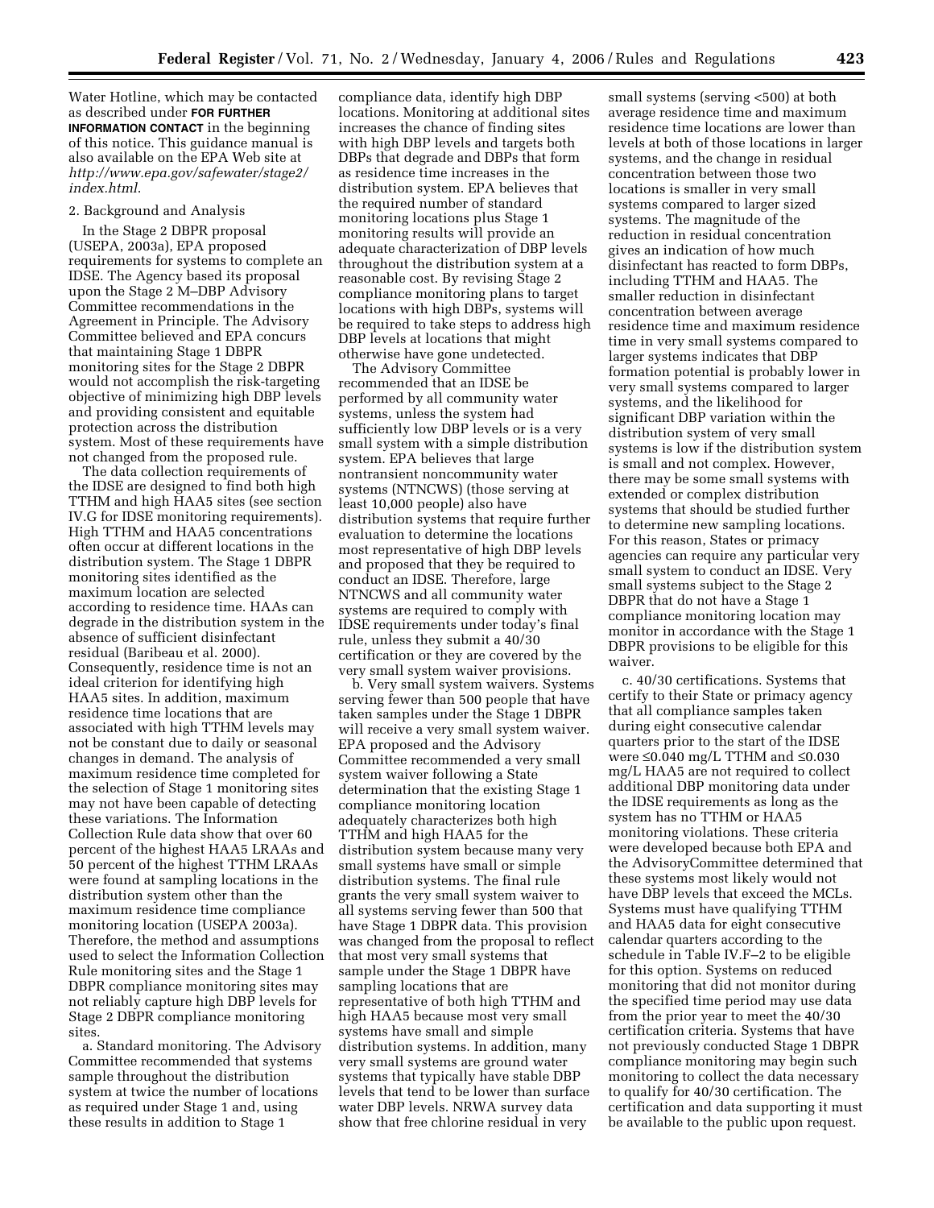Water Hotline, which may be contacted as described under **FOR FURTHER INFORMATION CONTACT** in the beginning of this notice. This guidance manual is also available on the EPA Web site at *http://www.epa.gov/safewater/stage2/index.html*.

2. Background and Analysis

In the Stage 2 DBPR proposal (USEPA, 2003a), EPA proposed requirements for systems to complete an IDSE. The Agency based its proposal upon the Stage 2 M–DBP Advisory Committee recommendations in the Agreement in Principle. The Advisory Committee believed and EPA concurs that maintaining Stage 1 DBPR monitoring sites for the Stage 2 DBPR would not accomplish the risk-targeting objective of minimizing high DBP levels and providing consistent and equitable protection across the distribution system. Most of these requirements have not changed from the proposed rule.

The data collection requirements of the IDSE are designed to find both high TTHM and high HAA5 sites (see section IV.G for IDSE monitoring requirements). High TTHM and HAA5 concentrations often occur at different locations in the distribution system. The Stage 1 DBPR monitoring sites identified as the maximum location are selected according to residence time. HAAs can degrade in the distribution system in the absence of sufficient disinfectant residual (Baribeau et al. 2000). Consequently, residence time is not an ideal criterion for identifying high HAA5 sites. In addition, maximum residence time locations that are associated with high TTHM levels may not be constant due to daily or seasonal changes in demand. The analysis of maximum residence time completed for the selection of Stage 1 monitoring sites may not have been capable of detecting these variations. The Information Collection Rule data show that over 60 percent of the highest HAA5 LRAAs and 50 percent of the highest TTHM LRAAs were found at sampling locations in the distribution system other than the maximum residence time compliance monitoring location (USEPA 2003a). Therefore, the method and assumptions used to select the Information Collection Rule monitoring sites and the Stage 1 DBPR compliance monitoring sites may not reliably capture high DBP levels for Stage 2 DBPR compliance monitoring sites.

a. Standard monitoring. The Advisory Committee recommended that systems sample throughout the distribution system at twice the number of locations as required under Stage 1 and, using these results in addition to Stage 1 compliance data, identify high DBP locations. Monitoring at additional sites increases the chance of finding sites with high DBP levels and targets both DBPs that degrade and DBPs that form as residence time increases in the distribution system. EPA believes that the required number of standard monitoring locations plus Stage 1 monitoring results will provide an adequate characterization of DBP levels throughout the distribution system at a reasonable cost. By revising Stage 2 compliance monitoring plans to target locations with high DBPs, systems will be required to take steps to address high DBP levels at locations that might otherwise have gone undetected.

The Advisory Committee recommended that an IDSE be performed by all community water systems, unless the system had sufficiently low DBP levels or is a very small system with a simple distribution system. EPA believes that large nontransient noncommunity water systems (NTNCWS) (those serving at least 10,000 people) also have distribution systems that require further evaluation to determine the locations most representative of high DBP levels and proposed that they be required to conduct an IDSE. Therefore, large NTNCWS and all community water systems are required to comply with IDSE requirements under today's final rule, unless they submit a 40/30 certification or they are covered by the very small system waiver provisions.

b. Very small system waivers. Systems serving fewer than 500 people that have taken samples under the Stage 1 DBPR will receive a very small system waiver. EPA proposed and the Advisory Committee recommended a very small system waiver following a State determination that the existing Stage 1 compliance monitoring location adequately characterizes both high TTHM and high HAA5 for the distribution system because many very small systems have small or simple distribution systems. The final rule grants the very small system waiver to all systems serving fewer than 500 that have Stage 1 DBPR data. This provision was changed from the proposal to reflect that most very small systems that sample under the Stage 1 DBPR have sampling locations that are representative of both high TTHM and high HAA5 because most very small systems have small and simple distribution systems. In addition, many very small systems are ground water systems that typically have stable DBP levels that tend to be lower than surface water DBP levels. NRWA survey data show that free chlorine residual in very small systems (serving <500) at both average residence time and maximum residence time locations are lower than levels at both of those locations in larger systems, and the change in residual concentration between those two locations is smaller in very small systems compared to larger sized systems. The magnitude of the reduction in residual concentration gives an indication of how much disinfectant has reacted to form DBPs, including TTHM and HAA5. The smaller reduction in disinfectant concentration between average residence time and maximum residence time in very small systems compared to larger systems indicates that DBP formation potential is probably lower in very small systems compared to larger systems, and the likelihood for significant DBP variation within the distribution system of very small systems is low if the distribution system is small and not complex. However, there may be some small systems with extended or complex distribution systems that should be studied further to determine new sampling locations. For this reason, States or primacy agencies can require any particular very small system to conduct an IDSE. Very small systems subject to the Stage 2 DBPR that do not have a Stage 1 compliance monitoring location may monitor in accordance with the Stage 1 DBPR provisions to be eligible for this waiver.

c. 40/30 certifications. Systems that certify to their State or primacy agency that all compliance samples taken during eight consecutive calendar quarters prior to the start of the IDSE were ≤0.040 mg/L TTHM and ≤0.030 mg/L HAA5 are not required to collect additional DBP monitoring data under the IDSE requirements as long as the system has no TTHM or HAA5 monitoring violations. These criteria were developed because both EPA and the AdvisoryCommittee determined that these systems most likely would not have DBP levels that exceed the MCLs. Systems must have qualifying TTHM and HAA5 data for eight consecutive calendar quarters according to the schedule in Table IV.F–2 to be eligible for this option. Systems on reduced monitoring that did not monitor during the specified time period may use data from the prior year to meet the 40/30 certification criteria. Systems that have not previously conducted Stage 1 DBPR compliance monitoring may begin such monitoring to collect the data necessary to qualify for 40/30 certification. The certification and data supporting it must be available to the public upon request.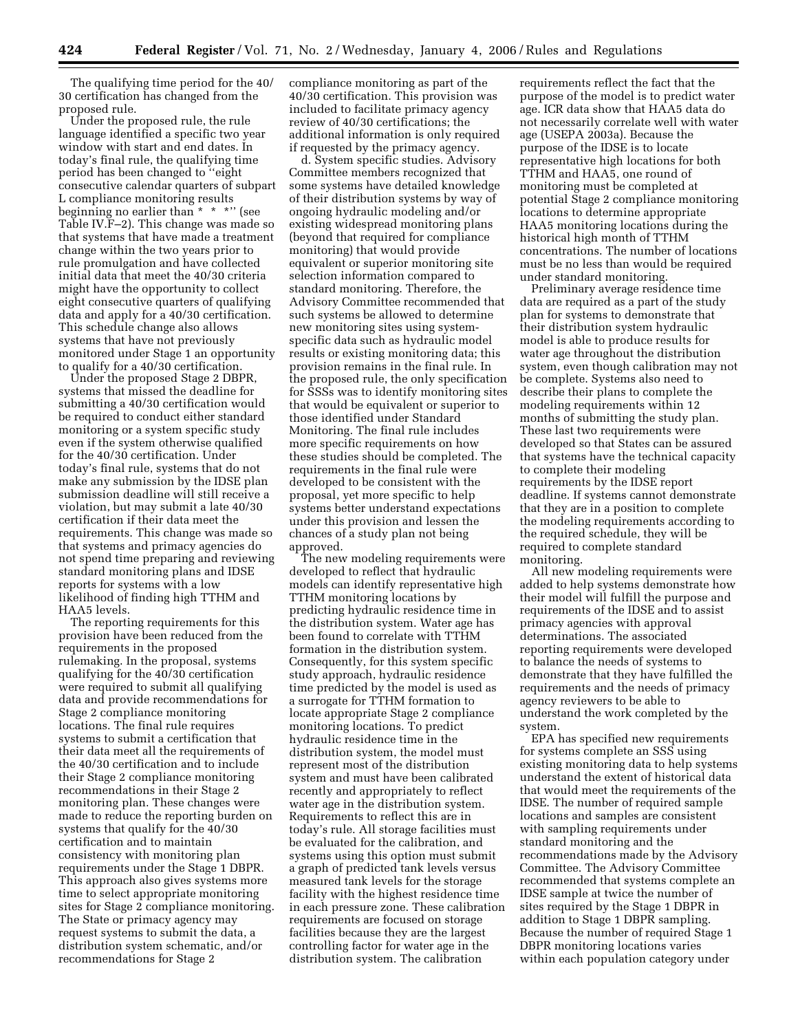The qualifying time period for the 40/30 certification has changed from the proposed rule.

Under the proposed rule, the rule language identified a specific two year window with start and end dates. In today's final rule, the qualifying time period has been changed to "eight consecutive calendar quarters of subpart L compliance monitoring results beginning no earlier than * * *" (see Table IV.F–2). This change was made so that systems that have made a treatment change within the two years prior to rule promulgation and have collected initial data that meet the 40/30 criteria might have the opportunity to collect eight consecutive quarters of qualifying data and apply for a 40/30 certification. This schedule change also allows systems that have not previously monitored under Stage 1 an opportunity to qualify for a 40/30 certification.

Under the proposed Stage 2 DBPR, systems that missed the deadline for submitting a 40/30 certification would be required to conduct either standard monitoring or a system specific study even if the system otherwise qualified for the 40/30 certification. Under today's final rule, systems that do not make any submission by the IDSE plan submission deadline will still receive a violation, but may submit a late 40/30 certification if their data meet the requirements. This change was made so that systems and primacy agencies do not spend time preparing and reviewing standard monitoring plans and IDSE reports for systems with a low likelihood of finding high TTHM and HAA5 levels.

The reporting requirements for this provision have been reduced from the requirements in the proposed rulemaking. In the proposal, systems qualifying for the 40/30 certification were required to submit all qualifying data and provide recommendations for Stage 2 compliance monitoring locations. The final rule requires systems to submit a certification that their data meet all the requirements of the 40/30 certification and to include their Stage 2 compliance monitoring recommendations in their Stage 2 monitoring plan. These changes were made to reduce the reporting burden on systems that qualify for the 40/30 certification and to maintain consistency with monitoring plan requirements under the Stage 1 DBPR. This approach also gives systems more time to select appropriate monitoring sites for Stage 2 compliance monitoring. The State or primacy agency may request systems to submit the data, a distribution system schematic, and/or recommendations for Stage 2 compliance monitoring as part of the 40/30 certification. This provision was included to facilitate primacy agency review of 40/30 certifications; the additional information is only required if requested by the primacy agency.

d. *System specific studies.* Advisory Committee members recognized that some systems have detailed knowledge of their distribution systems by way of ongoing hydraulic modeling and/or existing widespread monitoring plans (beyond that required for compliance monitoring) that would provide equivalent or superior monitoring site selection information compared to standard monitoring. Therefore, the Advisory Committee recommended that such systems be allowed to determine new monitoring sites using system-specific data such as hydraulic model results or existing monitoring data; this provision remains in the final rule. In the proposed rule, the only specification for SSSs was to identify monitoring sites that would be equivalent or superior to those identified under Standard Monitoring. The final rule includes more specific requirements on how these studies should be completed. The requirements in the final rule were developed to be consistent with the proposal, yet more specific to help systems better understand expectations under this provision and lessen the chances of a study plan not being approved.

The new modeling requirements were developed to reflect that hydraulic models can identify representative high TTHM monitoring locations by predicting hydraulic residence time in the distribution system. Water age has been found to correlate with TTHM formation in the distribution system. Consequently, for this system specific study approach, hydraulic residence time predicted by the model is used as a surrogate for TTHM formation to locate appropriate Stage 2 compliance monitoring locations. To predict hydraulic residence time in the distribution system, the model must represent most of the distribution system and must have been calibrated recently and appropriately to reflect water age in the distribution system. Requirements to reflect this are in today's rule. All storage facilities must be evaluated for the calibration, and systems using this option must submit a graph of predicted tank levels versus measured tank levels for the storage facility with the highest residence time in each pressure zone. These calibration requirements are focused on storage facilities because they are the largest controlling factor for water age in the distribution system. The calibration requirements reflect the fact that the purpose of the model is to predict water age. ICR data show that HAA5 data do not necessarily correlate well with water age (USEPA 2003a). Because the purpose of the IDSE is to locate representative high locations for both TTHM and HAA5, one round of monitoring must be completed at potential Stage 2 compliance monitoring locations to determine appropriate HAA5 monitoring locations during the historical high month of TTHM concentrations. The number of locations must be no less than would be required under standard monitoring.

Preliminary average residence time data are required as a part of the study plan for systems to demonstrate that their distribution system hydraulic model is able to produce results for water age throughout the distribution system, even though calibration may not be complete. Systems also need to describe their plans to complete the modeling requirements within 12 months of submitting the study plan. These last two requirements were developed so that States can be assured that systems have the technical capacity to complete their modeling requirements by the IDSE report deadline. If systems cannot demonstrate that they are in a position to complete the modeling requirements according to the required schedule, they will be required to complete standard monitoring.

All new modeling requirements were added to help systems demonstrate how their model will fulfill the purpose and requirements of the IDSE and to assist primacy agencies with approval determinations. The associated reporting requirements were developed to balance the needs of systems to demonstrate that they have fulfilled the requirements and the needs of primacy agency reviewers to be able to understand the work completed by the system.

EPA has specified new requirements for systems complete an SSS using existing monitoring data to help systems understand the extent of historical data that would meet the requirements of the IDSE. The number of required sample locations and samples are consistent with sampling requirements under standard monitoring and the recommendations made by the Advisory Committee. The Advisory Committee recommended that systems complete an IDSE sample at twice the number of sites required by the Stage 1 DBPR in addition to Stage 1 DBPR sampling. Because the number of required Stage 1 DBPR monitoring locations varies within each population category under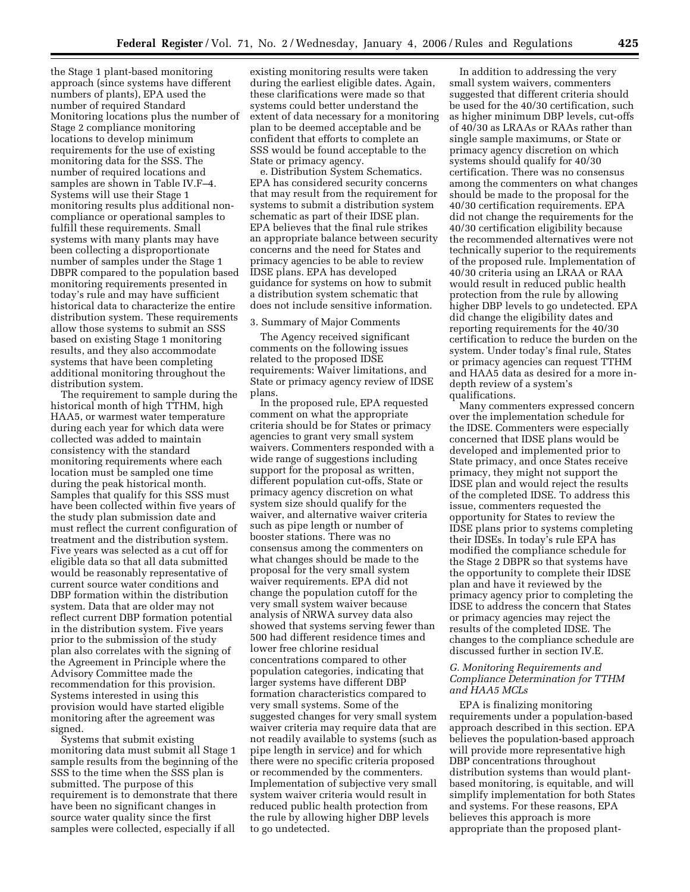the Stage 1 plant-based monitoring approach (since systems have different numbers of plants), EPA used the number of required Standard Monitoring locations plus the number of Stage 2 compliance monitoring locations to develop minimum requirements for the use of existing monitoring data for the SSS. The number of required locations and samples are shown in Table IV.F–4. Systems will use their Stage 1 monitoring results plus additional non-compliance or operational samples to fulfill these requirements. Small systems with many plants may have been collecting a disproportionate number of samples under the Stage 1 DBPR compared to the population based monitoring requirements presented in today's rule and may have sufficient historical data to characterize the entire distribution system. These requirements allow those systems to submit an SSS based on existing Stage 1 monitoring results, and they also accommodate systems that have been completing additional monitoring throughout the distribution system.

The requirement to sample during the historical month of high TTHM, high HAA5, or warmest water temperature during each year for which data were collected was added to maintain consistency with the standard monitoring requirements where each location must be sampled one time during the peak historical month. Samples that qualify for this SSS must have been collected within five years of the study plan submission date and must reflect the current configuration of treatment and the distribution system. Five years was selected as a cut off for eligible data so that all data submitted would be reasonably representative of current source water conditions and DBP formation within the distribution system. Data that are older may not reflect current DBP formation potential in the distribution system. Five years prior to the submission of the study plan also correlates with the signing of the Agreement in Principle where the Advisory Committee made the recommendation for this provision. Systems interested in using this provision would have started eligible monitoring after the agreement was signed.

Systems that submit existing monitoring data must submit all Stage 1 sample results from the beginning of the SSS to the time when the SSS plan is submitted. The purpose of this requirement is to demonstrate that there have been no significant changes in source water quality since the first samples were collected, especially if all existing monitoring results were taken during the earliest eligible dates. Again, these clarifications were made so that systems could better understand the extent of data necessary for a monitoring plan to be deemed acceptable and be confident that efforts to complete an SSS would be found acceptable to the State or primacy agency.

e. Distribution System Schematics. EPA has considered security concerns that may result from the requirement for systems to submit a distribution system schematic as part of their IDSE plan. EPA believes that the final rule strikes an appropriate balance between security concerns and the need for States and primacy agencies to be able to review IDSE plans. EPA has developed guidance for systems on how to submit a distribution system schematic that does not include sensitive information.

3. Summary of Major Comments

The Agency received significant comments on the following issues related to the proposed IDSE requirements: Waiver limitations, and State or primacy agency review of IDSE plans.

In the proposed rule, EPA requested comment on what the appropriate criteria should be for States or primacy agencies to grant very small system waivers. Commenters responded with a wide range of suggestions including support for the proposal as written, different population cut-offs, State or primacy agency discretion on what system size should qualify for the waiver, and alternative waiver criteria such as pipe length or number of booster stations. There was no consensus among the commenters on what changes should be made to the proposal for the very small system waiver requirements. EPA did not change the population cutoff for the very small system waiver because analysis of NRWA survey data also showed that systems serving fewer than 500 had different residence times and lower free chlorine residual concentrations compared to other population categories, indicating that larger systems have different DBP formation characteristics compared to very small systems. Some of the suggested changes for very small system waiver criteria may require data that are not readily available to systems (such as pipe length in service) and for which there were no specific criteria proposed or recommended by the commenters. Implementation of subjective very small system waiver criteria would result in reduced public health protection from the rule by allowing higher DBP levels to go undetected.

In addition to addressing the very small system waivers, commenters suggested that different criteria should be used for the 40/30 certification, such as higher minimum DBP levels, cut-offs of 40/30 as LRAAs or RAAs rather than single sample maximums, or State or primacy agency discretion on which systems should qualify for 40/30 certification. There was no consensus among the commenters on what changes should be made to the proposal for the 40/30 certification requirements. EPA did not change the requirements for the 40/30 certification eligibility because the recommended alternatives were not technically superior to the requirements of the proposed rule. Implementation of 40/30 criteria using an LRAA or RAA would result in reduced public health protection from the rule by allowing higher DBP levels to go undetected. EPA did change the eligibility dates and reporting requirements for the 40/30 certification to reduce the burden on the system. Under today's final rule, States or primacy agencies can request TTHM and HAA5 data as desired for a more in-depth review of a system's qualifications.

Many commenters expressed concern over the implementation schedule for the IDSE. Commenters were especially concerned that IDSE plans would be developed and implemented prior to State primacy, and once States receive primacy, they might not support the IDSE plan and would reject the results of the completed IDSE. To address this issue, commenters requested the opportunity for States to review the IDSE plans prior to systems completing their IDSEs. In today's rule EPA has modified the compliance schedule for the Stage 2 DBPR so that systems have the opportunity to complete their IDSE plan and have it reviewed by the primacy agency prior to completing the IDSE to address the concern that States or primacy agencies may reject the results of the completed IDSE. The changes to the compliance schedule are discussed further in section IV.E.

### G. Monitoring Requirements and Compliance Determination for TTHM and HAA5 MCLs

EPA is finalizing monitoring requirements under a population-based approach described in this section. EPA believes the population-based approach will provide more representative high DBP concentrations throughout distribution systems than would plant-based monitoring, is equitable, and will simplify implementation for both States and systems. For these reasons, EPA believes this approach is more appropriate than the proposed plant-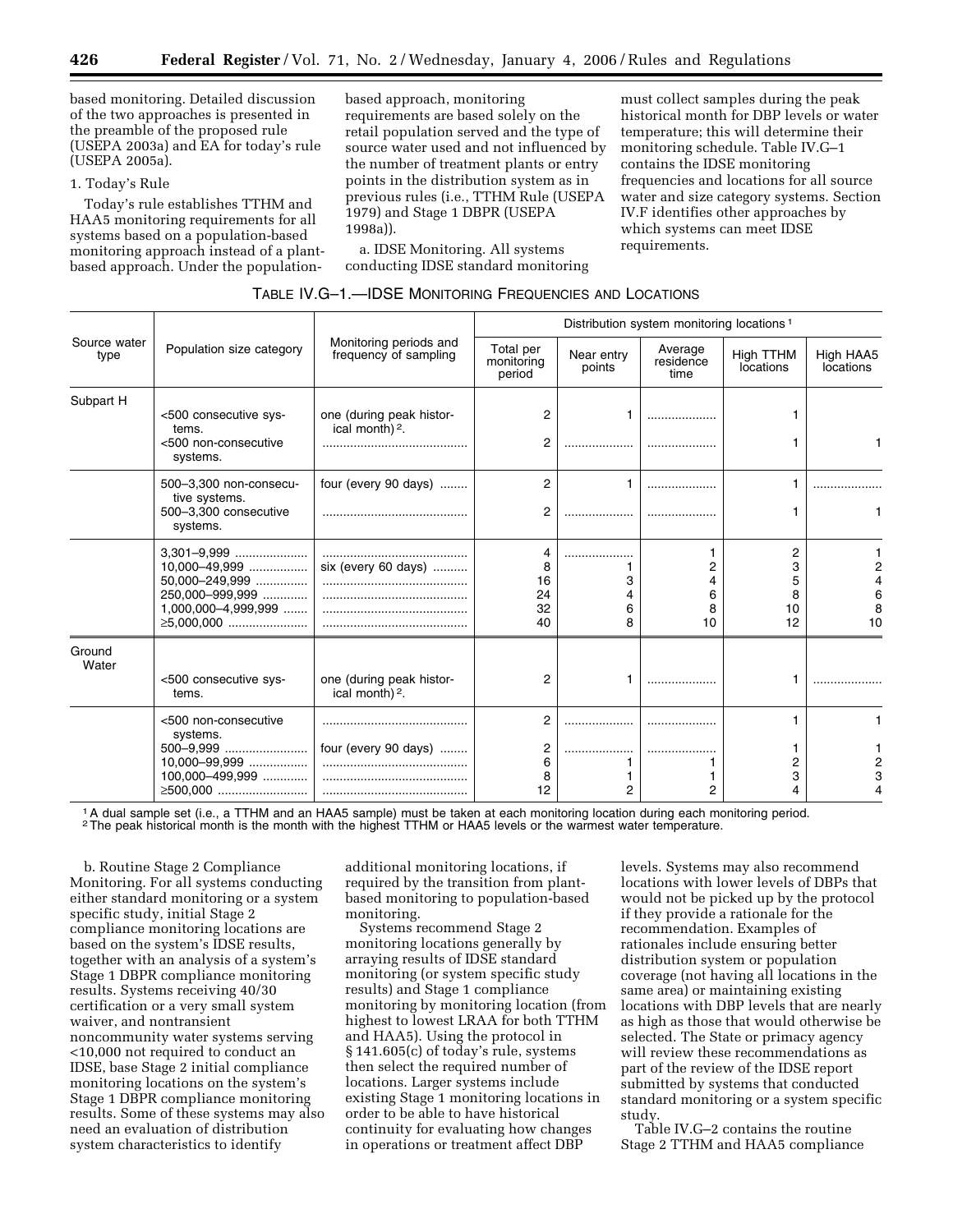based monitoring. Detailed discussion of the two approaches is presented in the preamble of the proposed rule (USEPA 2003a) and EA for today's rule (USEPA 2005a).

1. Today's Rule

Today's rule establishes TTHM and HAA5 monitoring requirements for all systems based on a population-based monitoring approach instead of a plant-based approach. Under the population-based approach, monitoring requirements are based solely on the retail population served and the type of source water used and not influenced by the number of treatment plants or entry points in the distribution system as in previous rules (i.e., TTHM Rule (USEPA 1979) and Stage 1 DBPR (USEPA 1998a)).

a. IDSE Monitoring. All systems conducting IDSE standard monitoring must collect samples during the peak historical month for DBP levels or water temperature; this will determine their monitoring schedule. Table IV.G–1 contains the IDSE monitoring frequencies and locations for all source water and size category systems. Section IV.F identifies other approaches by which systems can meet IDSE requirements.

TABLE IV.G–1.—IDSE MONITORING FREQUENCIES AND LOCATIONS

| Source water type | Population size category | Monitoring periods and frequency of sampling | Distribution system monitoring locations [1] | | | | |
|---|---|---|---|---|---|---|---|
| | | | Total per monitoring period | Near entry points | Average residence time | High TTHM locations | High HAA5 locations |
| Subpart H | <500 consecutive systems. | one (during peak historical month) [2]. | 2 | 1 | ........ | 1 | |
| | <500 non-consecutive systems. | ........ | 2 | ........ | ........ | 1 | 1 |
| | 500–3,300 non-consecutive systems. | four (every 90 days) ........ | 2 | 1 | ........ | 1 | ........ |
| | 500–3,300 consecutive systems. | ........ | 2 | ........ | ........ | 1 | 1 |
| | 3,301–9,999 ........ | ........ | 4 | ........ | 1 | 2 | 1 |
| | 10,000–49,999 ........ | six (every 60 days) ........ | 8 | 1 | 2 | 3 | 2 |
| | 50,000–249,999 ........ | ........ | 16 | 3 | 4 | 5 | 4 |
| | 250,000–999,999 ........ | ........ | 24 | 4 | 6 | 8 | 6 |
| | 1,000,000–4,999,999 ........ | ........ | 32 | 6 | 8 | 10 | 8 |
| | ≥5,000,000 ........ | ........ | 40 | 8 | 10 | 12 | 10 |
| Ground Water | <500 consecutive systems. | one (during peak historical month) [2]. | 2 | 1 | ........ | 1 | ........ |
| | <500 non-consecutive systems. | ........ | 2 | ........ | ........ | 1 | 1 |
| | 500–9,999 ........ | four (every 90 days) ........ | 2 | ........ | ........ | 1 | 1 |
| | 10,000–99,999 ........ | ........ | 6 | 1 | 1 | 2 | 2 |
| | 100,000–499,999 ........ | ........ | 8 | 1 | 1 | 3 | 3 |
| | ≥500,000 ........ | ........ | 12 | 2 | 2 | 4 | 4 |

[1] A dual sample set (i.e., a TTHM and an HAA5 sample) must be taken at each monitoring location during each monitoring period.
[2] The peak historical month is the month with the highest TTHM or HAA5 levels or the warmest water temperature.

b. Routine Stage 2 Compliance Monitoring. For all systems conducting either standard monitoring or a system specific study, initial Stage 2 compliance monitoring locations are based on the system's IDSE results, together with an analysis of a system's Stage 1 DBPR compliance monitoring results. Systems receiving 40/30 certification or a very small system waiver, and nontransient noncommunity water systems serving <10,000 not required to conduct an IDSE, base Stage 2 initial compliance monitoring locations on the system's Stage 1 DBPR compliance monitoring results. Some of these systems may also need an evaluation of distribution system characteristics to identify additional monitoring locations, if required by the transition from plant-based monitoring to population-based monitoring.

Systems recommend Stage 2 monitoring locations generally by arraying results of IDSE standard monitoring (or system specific study results) and Stage 1 compliance monitoring by monitoring location (from highest to lowest LRAA for both TTHM and HAA5). Using the protocol in § 141.605(c) of today's rule, systems then select the required number of locations. Larger systems include existing Stage 1 monitoring locations in order to be able to have historical continuity for evaluating how changes in operations or treatment affect DBP levels. Systems may also recommend locations with lower levels of DBPs that would not be picked up by the protocol if they provide a rationale for the recommendation. Examples of rationales include ensuring better distribution system or population coverage (not having all locations in the same area) or maintaining existing locations with DBP levels that are nearly as high as those that would otherwise be selected. The State or primacy agency will review these recommendations as part of the review of the IDSE report submitted by systems that conducted standard monitoring or a system specific study.

Table IV.G–2 contains the routine Stage 2 TTHM and HAA5 compliance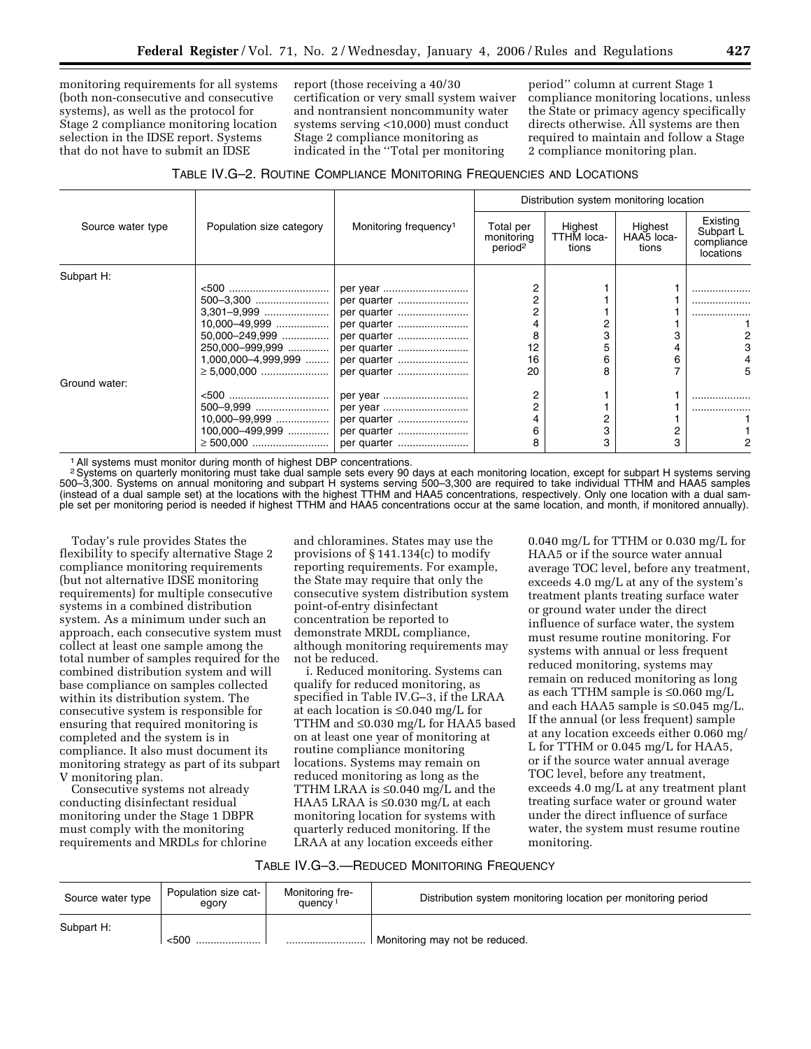monitoring requirements for all systems (both non-consecutive and consecutive systems), as well as the protocol for Stage 2 compliance monitoring location selection in the IDSE report. Systems that do not have to submit an IDSE report (those receiving a 40/30 certification or very small system waiver and nontransient noncommunity water systems serving <10,000) must conduct Stage 2 compliance monitoring as indicated in the ''Total per monitoring period'' column at current Stage 1 compliance monitoring locations, unless the State or primacy agency specifically directs otherwise. All systems are then required to maintain and follow a Stage 2 compliance monitoring plan.

TABLE IV.G–2. ROUTINE COMPLIANCE MONITORING FREQUENCIES AND LOCATIONS

| Source water type | Population size category | Monitoring frequency[1] | Distribution system monitoring location | | | |
|---|---|---|---|---|---|---|
| | | | Total per monitoring period[2] | Highest TTHM locations | Highest HAA5 locations | Existing Subpart L compliance locations |
| Subpart H: | | | | | | |
| | <500 | per year | 2 | 1 | 1 | |
| | 500–3,300 | per quarter | 2 | 1 | 1 | |
| | 3,301–9,999 | per quarter | 2 | 1 | 1 | |
| | 10,000–49,999 | per quarter | 4 | 2 | 1 | 1 |
| | 50,000–249,999 | per quarter | 8 | 3 | 3 | 2 |
| | 250,000–999,999 | per quarter | 12 | 5 | 4 | 3 |
| | 1,000,000–4,999,999 | per quarter | 16 | 6 | 6 | 4 |
| | ≥ 5,000,000 | per quarter | 20 | 8 | 7 | 5 |
| Ground water: | | | | | | |
| | <500 | per year | 2 | 1 | 1 | |
| | 500–9,999 | per year | 2 | 1 | 1 | |
| | 10,000–99,999 | per quarter | 4 | 2 | 1 | 1 |
| | 100,000–499,999 | per quarter | 6 | 3 | 2 | 1 |
| | ≥ 500,000 | per quarter | 8 | 3 | 3 | 2 |

[1] All systems must monitor during month of highest DBP concentrations.
[2] Systems on quarterly monitoring must take dual sample sets every 90 days at each monitoring location, except for subpart H systems serving 500–3,300. Systems on annual monitoring and subpart H systems serving 500–3,300 are required to take individual TTHM and HAA5 samples (instead of a dual sample set) at the locations with the highest TTHM and HAA5 concentrations, respectively. Only one location with a dual sample set per monitoring period is needed if highest TTHM and HAA5 concentrations occur at the same location, and month, if monitored annually).

Today's rule provides States the flexibility to specify alternative Stage 2 compliance monitoring requirements (but not alternative IDSE monitoring requirements) for multiple consecutive systems in a combined distribution system. As a minimum under such an approach, each consecutive system must collect at least one sample among the total number of samples required for the combined distribution system and will base compliance on samples collected within its distribution system. The consecutive system is responsible for ensuring that required monitoring is completed and the system is in compliance. It also must document its monitoring strategy as part of its subpart V monitoring plan.

Consecutive systems not already conducting disinfectant residual monitoring under the Stage 1 DBPR must comply with the monitoring requirements and MRDLs for chlorine and chloramines. States may use the provisions of § 141.134(c) to modify reporting requirements. For example, the State may require that only the consecutive system distribution system point-of-entry disinfectant concentration be reported to demonstrate MRDL compliance, although monitoring requirements may not be reduced.

i. Reduced monitoring. Systems can qualify for reduced monitoring, as specified in Table IV.G–3, if the LRAA at each location is ≤0.040 mg/L for TTHM and ≤0.030 mg/L for HAA5 based on at least one year of monitoring at routine compliance monitoring locations. Systems may remain on reduced monitoring as long as the TTHM LRAA is ≤0.040 mg/L and the HAA5 LRAA is ≤0.030 mg/L at each monitoring location for systems with quarterly reduced monitoring. If the LRAA at any location exceeds either 0.040 mg/L for TTHM or 0.030 mg/L for HAA5 or if the source water annual average TOC level, before any treatment, exceeds 4.0 mg/L at any of the system's treatment plants treating surface water or ground water under the direct influence of surface water, the system must resume routine monitoring. For systems with annual or less frequent reduced monitoring, systems may remain on reduced monitoring as long as each TTHM sample is ≤0.060 mg/L and each HAA5 sample is ≤0.045 mg/L. If the annual (or less frequent) sample at any location exceeds either 0.060 mg/L for TTHM or 0.045 mg/L for HAA5, or if the source water annual average TOC level, before any treatment, exceeds 4.0 mg/L at any treatment plant treating surface water or ground water under the direct influence of surface water, the system must resume routine monitoring.

TABLE IV.G–3.—REDUCED MONITORING FREQUENCY

| Source water type | Population size category | Monitoring frequency[1] | Distribution system monitoring location per monitoring period |
|---|---|---|---|
| Subpart H: | | | |
| | <500 | | Monitoring may not be reduced. |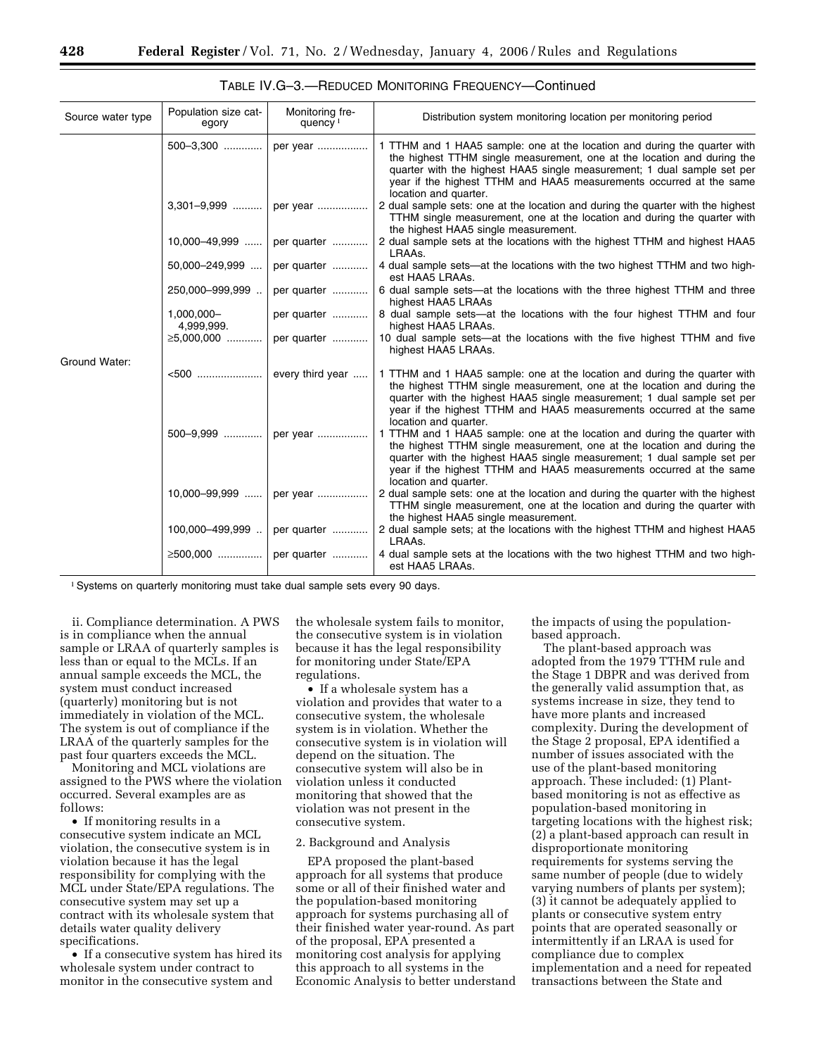TABLE IV.G–3.—REDUCED MONITORING FREQUENCY—Continued

| Source water type | Population size category | Monitoring frequency [1] | Distribution system monitoring location per monitoring period |
|---|---|---|---|
| | 500–3,300 | per year | 1 TTHM and 1 HAA5 sample: one at the location and during the quarter with the highest TTHM single measurement, one at the location and during the quarter with the highest HAA5 single measurement; 1 dual sample set per year if the highest TTHM and HAA5 measurements occurred at the same location and quarter. |
| | 3,301–9,999 | per year | 2 dual sample sets: one at the location and during the quarter with the highest TTHM single measurement, one at the location and during the quarter with the highest HAA5 single measurement. |
| | 10,000–49,999 | per quarter | 2 dual sample sets at the locations with the highest TTHM and highest HAA5 LRAAs. |
| | 50,000–249,999 | per quarter | 4 dual sample sets—at the locations with the two highest TTHM and two highest HAA5 LRAAs. |
| | 250,000–999,999 | per quarter | 6 dual sample sets—at the locations with the three highest TTHM and three highest HAA5 LRAAs |
| | 1,000,000–4,999,999. | per quarter | 8 dual sample sets—at the locations with the four highest TTHM and four highest HAA5 LRAAs. |
| | ≥5,000,000 | per quarter | 10 dual sample sets—at the locations with the five highest TTHM and five highest HAA5 LRAAs. |
| Ground Water: | | | |
| | <500 | every third year | 1 TTHM and 1 HAA5 sample: one at the location and during the quarter with the highest TTHM single measurement, one at the location and during the quarter with the highest HAA5 single measurement; 1 dual sample set per year if the highest TTHM and HAA5 measurements occurred at the same location and quarter. |
| | 500–9,999 | per year | 1 TTHM and 1 HAA5 sample: one at the location and during the quarter with the highest TTHM single measurement, one at the location and during the quarter with the highest HAA5 single measurement; 1 dual sample set per year if the highest TTHM and HAA5 measurements occurred at the same location and quarter. |
| | 10,000–99,999 | per year | 2 dual sample sets: one at the location and during the quarter with the highest TTHM single measurement, one at the location and during the quarter with the highest HAA5 single measurement. |
| | 100,000–499,999 | per quarter | 2 dual sample sets; at the locations with the highest TTHM and highest HAA5 LRAAs. |
| | ≥500,000 | per quarter | 4 dual sample sets at the locations with the two highest TTHM and two highest HAA5 LRAAs. |

[1] Systems on quarterly monitoring must take dual sample sets every 90 days.

ii. Compliance determination. A PWS is in compliance when the annual sample or LRAA of quarterly samples is less than or equal to the MCLs. If an annual sample exceeds the MCL, the system must conduct increased (quarterly) monitoring but is not immediately in violation of the MCL. The system is out of compliance if the LRAA of the quarterly samples for the past four quarters exceeds the MCL.

Monitoring and MCL violations are assigned to the PWS where the violation occurred. Several examples are as follows:

- If monitoring results in a consecutive system indicate an MCL violation, the consecutive system is in violation because it has the legal responsibility for complying with the MCL under State/EPA regulations. The consecutive system may set up a contract with its wholesale system that details water quality delivery specifications.
- If a consecutive system has hired its wholesale system under contract to monitor in the consecutive system and the wholesale system fails to monitor, the consecutive system is in violation because it has the legal responsibility for monitoring under State/EPA regulations.
- If a wholesale system has a violation and provides that water to a consecutive system, the wholesale system is in violation. Whether the consecutive system is in violation will depend on the situation. The consecutive system will also be in violation unless it conducted monitoring that showed that the violation was not present in the consecutive system.

2. Background and Analysis

EPA proposed the plant-based approach for all systems that produce some or all of their finished water and the population-based monitoring approach for systems purchasing all of their finished water year-round. As part of the proposal, EPA presented a monitoring cost analysis for applying this approach to all systems in the Economic Analysis to better understand the impacts of using the population-based approach.

The plant-based approach was adopted from the 1979 TTHM rule and the Stage 1 DBPR and was derived from the generally valid assumption that, as systems increase in size, they tend to have more plants and increased complexity. During the development of the Stage 2 proposal, EPA identified a number of issues associated with the use of the plant-based monitoring approach. These included: (1) Plant-based monitoring is not as effective as population-based monitoring in targeting locations with the highest risk; (2) a plant-based approach can result in disproportionate monitoring requirements for systems serving the same number of people (due to widely varying numbers of plants per system); (3) it cannot be adequately applied to plants or consecutive system entry points that are operated seasonally or intermittently if an LRAA is used for compliance due to complex implementation and a need for repeated transactions between the State and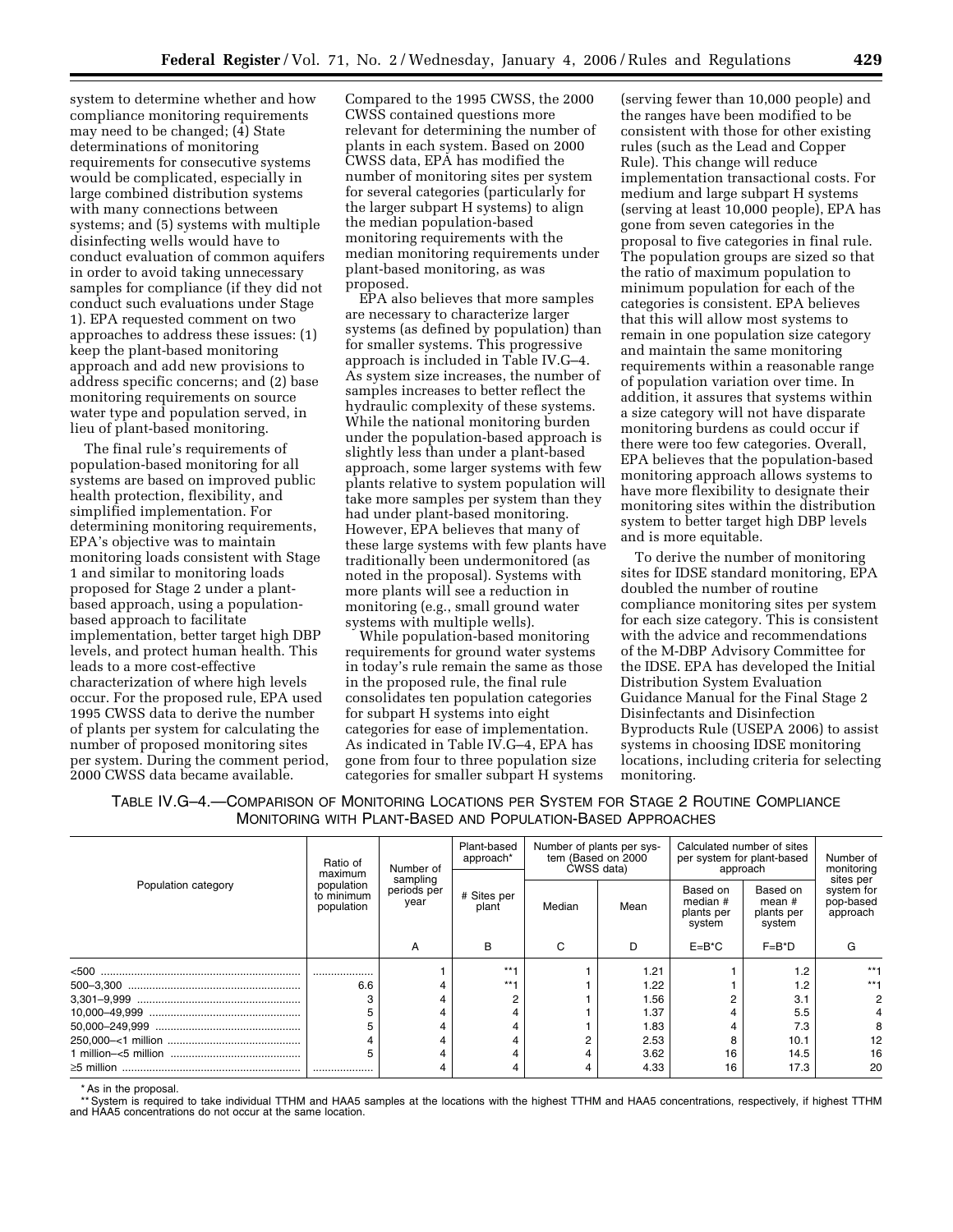system to determine whether and how compliance monitoring requirements may need to be changed; (4) State determinations of monitoring requirements for consecutive systems would be complicated, especially in large combined distribution systems with many connections between systems; and (5) systems with multiple disinfecting wells would have to conduct evaluation of common aquifers in order to avoid taking unnecessary samples for compliance (if they did not conduct such evaluations under Stage 1). EPA requested comment on two approaches to address these issues: (1) keep the plant-based monitoring approach and add new provisions to address specific concerns; and (2) base monitoring requirements on source water type and population served, in lieu of plant-based monitoring.

The final rule's requirements of population-based monitoring for all systems are based on improved public health protection, flexibility, and simplified implementation. For determining monitoring requirements, EPA's objective was to maintain monitoring loads consistent with Stage 1 and similar to monitoring loads proposed for Stage 2 under a plant-based approach, using a population-based approach to facilitate implementation, better target high DBP levels, and protect human health. This leads to a more cost-effective characterization of where high levels occur. For the proposed rule, EPA used 1995 CWSS data to derive the number of plants per system for calculating the number of proposed monitoring sites per system. During the comment period, 2000 CWSS data became available. Compared to the 1995 CWSS, the 2000 CWSS contained questions more relevant for determining the number of plants in each system. Based on 2000 CWSS data, EPA has modified the number of monitoring sites per system for several categories (particularly for the larger subpart H systems) to align the median population-based monitoring requirements with the median monitoring requirements under plant-based monitoring, as was proposed.

EPA also believes that more samples are necessary to characterize larger systems (as defined by population) than for smaller systems. This progressive approach is included in Table IV.G–4. As system size increases, the number of samples increases to better reflect the hydraulic complexity of these systems. While the national monitoring burden under the population-based approach is slightly less than under a plant-based approach, some larger systems with few plants relative to system population will take more samples per system than they had under plant-based monitoring. However, EPA believes that many of these large systems with few plants have traditionally been undermonitored (as noted in the proposal). Systems with more plants will see a reduction in monitoring (e.g., small ground water systems with multiple wells).

While population-based monitoring requirements for ground water systems in today's rule remain the same as those in the proposed rule, the final rule consolidates ten population categories for subpart H systems into eight categories for ease of implementation. As indicated in Table IV.G–4, EPA has gone from four to three population size categories for smaller subpart H systems (serving fewer than 10,000 people) and the ranges have been modified to be consistent with those for other existing rules (such as the Lead and Copper Rule). This change will reduce implementation transactional costs. For medium and large subpart H systems (serving at least 10,000 people), EPA has gone from seven categories in the proposal to five categories in final rule. The population groups are sized so that the ratio of maximum population to minimum population for each of the categories is consistent. EPA believes that this will allow most systems to remain in one population size category and maintain the same monitoring requirements within a reasonable range of population variation over time. In addition, it assures that systems within a size category will not have disparate monitoring burdens as could occur if there were too few categories. Overall, EPA believes that the population-based monitoring approach allows systems to have more flexibility to designate their monitoring sites within the distribution system to better target high DBP levels and is more equitable.

To derive the number of monitoring sites for IDSE standard monitoring, EPA doubled the number of routine compliance monitoring sites per system for each size category. This is consistent with the advice and recommendations of the M-DBP Advisory Committee for the IDSE. EPA has developed the Initial Distribution System Evaluation Guidance Manual for the Final Stage 2 Disinfectants and Disinfection Byproducts Rule (USEPA 2006) to assist systems in choosing IDSE monitoring locations, including criteria for selecting monitoring.

TABLE IV.G–4.—COMPARISON OF MONITORING LOCATIONS PER SYSTEM FOR STAGE 2 ROUTINE COMPLIANCE MONITORING WITH PLANT-BASED AND POPULATION-BASED APPROACHES

| Population category | Ratio of maximum population to minimum population | Number of sampling periods per year | Plant-based approach* | Number of plants per system (Based on 2000 CWSS data) | | Calculated number of sites per system for plant-based approach | | Number of monitoring sites per system for pop-based approach |
|---|---|---|---|---|---|---|---|---|
| | | | # Sites per plant | Median | Mean | Based on median # plants per system | Based on mean # plants per system | |
| | | A | B | C | D | E=B*C | F=B*D | G |
| <500 | ................... | 1 | **1 | 1 | 1.21 | 1 | 1.2 | **1 |
| 500–3,300 | 6.6 | 4 | **1 | 1 | 1.22 | 1 | 1.2 | **1 |
| 3,301–9,999 | 3 | 4 | 2 | 1 | 1.56 | 2 | 3.1 | 2 |
| 10,000–49,999 | 5 | 4 | 4 | 1 | 1.37 | 4 | 5.5 | 4 |
| 50,000–249,999 | 5 | 4 | 4 | 1 | 1.83 | 4 | 7.3 | 8 |
| 250,000–<1 million | 4 | 4 | 4 | 2 | 2.53 | 8 | 10.1 | 12 |
| 1 million–<5 million | 5 | 4 | 4 | 4 | 3.62 | 16 | 14.5 | 16 |
| ≥5 million | ................... | 4 | 4 | 4 | 4.33 | 16 | 17.3 | 20 |

\* As in the proposal.

\*\* System is required to take individual TTHM and HAA5 samples at the locations with the highest TTHM and HAA5 concentrations, respectively, if highest TTHM and HAA5 concentrations do not occur at the same location.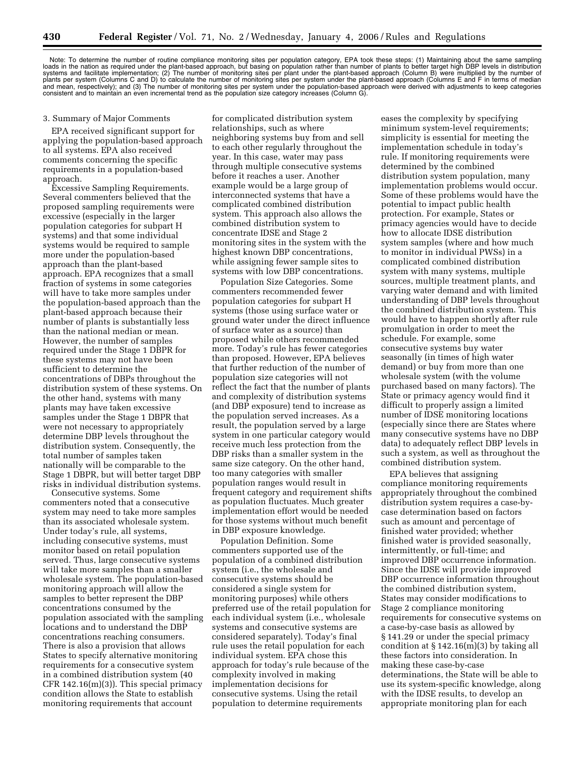Note: To determine the number of routine compliance monitoring sites per population category, EPA took these steps: (1) Maintaining about the same sampling loads in the nation as required under the plant-based approach, but basing on population rather than number of plants to better target high DBP levels in distribution systems and facilitate implementation; (2) The number of monitoring sites per plant under the plant-based approach (Column B) were multiplied by the number of plants per system (Columns C and D) to calculate the number of monitoring sites per system under the plant-based approach (Columns E and F in terms of median and mean, respectively); and (3) The number of monitoring sites per system under the population-based approach were derived with adjustments to keep categories consistent and to maintain an even incremental trend as the population size category increases (Column G).

3. Summary of Major Comments

EPA received significant support for applying the population-based approach to all systems. EPA also received comments concerning the specific requirements in a population-based approach.

Excessive Sampling Requirements. Several commenters believed that the proposed sampling requirements were excessive (especially in the larger population categories for subpart H systems) and that some individual systems would be required to sample more under the population-based approach than the plant-based approach. EPA recognizes that a small fraction of systems in some categories will have to take more samples under the population-based approach than the plant-based approach because their number of plants is substantially less than the national median or mean. However, the number of samples required under the Stage 1 DBPR for these systems may not have been sufficient to determine the concentrations of DBPs throughout the distribution system of these systems. On the other hand, systems with many plants may have taken excessive samples under the Stage 1 DBPR that were not necessary to appropriately determine DBP levels throughout the distribution system. Consequently, the total number of samples taken nationally will be comparable to the Stage 1 DBPR, but will better target DBP risks in individual distribution systems.

Consecutive systems. Some commenters noted that a consecutive system may need to take more samples than its associated wholesale system. Under today's rule, all systems, including consecutive systems, must monitor based on retail population served. Thus, large consecutive systems will take more samples than a smaller wholesale system. The population-based monitoring approach will allow the samples to better represent the DBP concentrations consumed by the population associated with the sampling locations and to understand the DBP concentrations reaching consumers. There is also a provision that allows States to specify alternative monitoring requirements for a consecutive system in a combined distribution system (40 CFR 142.16(m)(3)). This special primacy condition allows the State to establish monitoring requirements that account for complicated distribution system relationships, such as where neighboring systems buy from and sell to each other regularly throughout the year. In this case, water may pass through multiple consecutive systems before it reaches a user. Another example would be a large group of interconnected systems that have a complicated combined distribution system. This approach also allows the combined distribution system to concentrate IDSE and Stage 2 monitoring sites in the system with the highest known DBP concentrations, while assigning fewer sample sites to systems with low DBP concentrations.

Population Size Categories. Some commenters recommended fewer population categories for subpart H systems (those using surface water or ground water under the direct influence of surface water as a source) than proposed while others recommended more. Today's rule has fewer categories than proposed. However, EPA believes that further reduction of the number of population size categories will not reflect the fact that the number of plants and complexity of distribution systems (and DBP exposure) tend to increase as the population served increases. As a result, the population served by a large system in one particular category would receive much less protection from the DBP risks than a smaller system in the same size category. On the other hand, too many categories with smaller population ranges would result in frequent category and requirement shifts as population fluctuates. Much greater implementation effort would be needed for those systems without much benefit in DBP exposure knowledge.

Population Definition. Some commenters supported use of the population of a combined distribution system (i.e., the wholesale and consecutive systems should be considered a single system for monitoring purposes) while others preferred use of the retail population for each individual system (i.e., wholesale systems and consecutive systems are considered separately). Today's final rule uses the retail population for each individual system. EPA chose this approach for today's rule because of the complexity involved in making implementation decisions for consecutive systems. Using the retail population to determine requirements eases the complexity by specifying minimum system-level requirements; simplicity is essential for meeting the implementation schedule in today's rule. If monitoring requirements were determined by the combined distribution system population, many implementation problems would occur. Some of these problems would have the potential to impact public health protection. For example, States or primacy agencies would have to decide how to allocate IDSE distribution system samples (where and how much to monitor in individual PWSs) in a complicated combined distribution system with many systems, multiple sources, multiple treatment plants, and varying water demand and with limited understanding of DBP levels throughout the combined distribution system. This would have to happen shortly after rule promulgation in order to meet the schedule. For example, some consecutive systems buy water seasonally (in times of high water demand) or buy from more than one wholesale system (with the volume purchased based on many factors). The State or primacy agency would find it difficult to properly assign a limited number of IDSE monitoring locations (especially since there are States where many consecutive systems have no DBP data) to adequately reflect DBP levels in such a system, as well as throughout the combined distribution system.

EPA believes that assigning compliance monitoring requirements appropriately throughout the combined distribution system requires a case-by-case determination based on factors such as amount and percentage of finished water provided; whether finished water is provided seasonally, intermittently, or full-time; and improved DBP occurrence information. Since the IDSE will provide improved DBP occurrence information throughout the combined distribution system, States may consider modifications to Stage 2 compliance monitoring requirements for consecutive systems on a case-by-case basis as allowed by § 141.29 or under the special primacy condition at § 142.16(m)(3) by taking all these factors into consideration. In making these case-by-case determinations, the State will be able to use its system-specific knowledge, along with the IDSE results, to develop an appropriate monitoring plan for each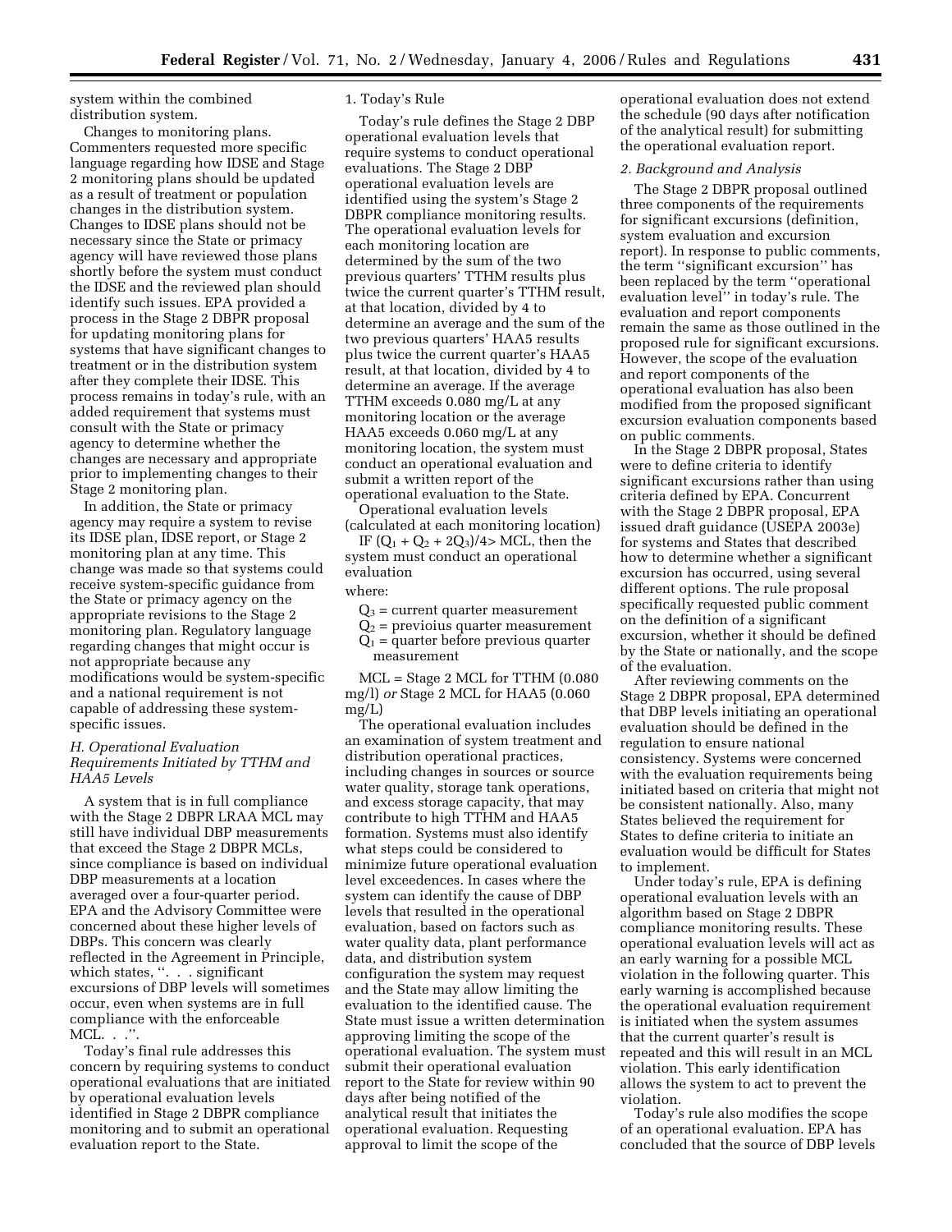system within the combined distribution system.

Changes to monitoring plans. Commenters requested more specific language regarding how IDSE and Stage 2 monitoring plans should be updated as a result of treatment or population changes in the distribution system. Changes to IDSE plans should not be necessary since the State or primacy agency will have reviewed those plans shortly before the system must conduct the IDSE and the reviewed plan should identify such issues. EPA provided a process in the Stage 2 DBPR proposal for updating monitoring plans for systems that have significant changes to treatment or in the distribution system after they complete their IDSE. This process remains in today's rule, with an added requirement that systems must consult with the State or primacy agency to determine whether the changes are necessary and appropriate prior to implementing changes to their Stage 2 monitoring plan.

In addition, the State or primacy agency may require a system to revise its IDSE plan, IDSE report, or Stage 2 monitoring plan at any time. This change was made so that systems could receive system-specific guidance from the State or primacy agency on the appropriate revisions to the Stage 2 monitoring plan. Regulatory language regarding changes that might occur is not appropriate because any modifications would be system-specific and a national requirement is not capable of addressing these system-specific issues.

### *H. Operational Evaluation Requirements Initiated by TTHM and HAA5 Levels*

A system that is in full compliance with the Stage 2 DBPR LRAA MCL may still have individual DBP measurements that exceed the Stage 2 DBPR MCLs, since compliance is based on individual DBP measurements at a location averaged over a four-quarter period. EPA and the Advisory Committee were concerned about these higher levels of DBPs. This concern was clearly reflected in the Agreement in Principle, which states, ''. . . significant excursions of DBP levels will sometimes occur, even when systems are in full compliance with the enforceable MCL. . .''.

Today's final rule addresses this concern by requiring systems to conduct operational evaluations that are initiated by operational evaluation levels identified in Stage 2 DBPR compliance monitoring and to submit an operational evaluation report to the State.

#### 1. Today's Rule

Today's rule defines the Stage 2 DBP operational evaluation levels that require systems to conduct operational evaluations. The Stage 2 DBP operational evaluation levels are identified using the system's Stage 2 DBPR compliance monitoring results. The operational evaluation levels for each monitoring location are determined by the sum of the two previous quarters' TTHM results plus twice the current quarter's TTHM result, at that location, divided by 4 to determine an average and the sum of the two previous quarters' HAA5 results plus twice the current quarter's HAA5 result, at that location, divided by 4 to determine an average. If the average TTHM exceeds 0.080 mg/L at any monitoring location or the average HAA5 exceeds 0.060 mg/L at any monitoring location, the system must conduct an operational evaluation and submit a written report of the operational evaluation to the State.

Operational evaluation levels (calculated at each monitoring location)

IF $(Q_1 + Q_2 + 2Q_3)/4 >$ MCL, then the system must conduct an operational evaluation

where:

$Q_3$ = current quarter measurement
$Q_2$ = previoius quarter measurement
$Q_1$ = quarter before previous quarter measurement

MCL = Stage 2 MCL for TTHM (0.080 mg/l) *or* Stage 2 MCL for HAA5 (0.060 mg/L)

The operational evaluation includes an examination of system treatment and distribution operational practices, including changes in sources or source water quality, storage tank operations, and excess storage capacity, that may contribute to high TTHM and HAA5 formation. Systems must also identify what steps could be considered to minimize future operational evaluation level exceedences. In cases where the system can identify the cause of DBP levels that resulted in the operational evaluation, based on factors such as water quality data, plant performance data, and distribution system configuration the system may request and the State may allow limiting the evaluation to the identified cause. The State must issue a written determination approving limiting the scope of the operational evaluation. The system must submit their operational evaluation report to the State for review within 90 days after being notified of the analytical result that initiates the operational evaluation. Requesting approval to limit the scope of the operational evaluation does not extend the schedule (90 days after notification of the analytical result) for submitting the operational evaluation report.

#### *2. Background and Analysis*

The Stage 2 DBPR proposal outlined three components of the requirements for significant excursions (definition, system evaluation and excursion report). In response to public comments, the term ''significant excursion'' has been replaced by the term ''operational evaluation level'' in today's rule. The evaluation and report components remain the same as those outlined in the proposed rule for significant excursions. However, the scope of the evaluation and report components of the operational evaluation has also been modified from the proposed significant excursion evaluation components based on public comments.

In the Stage 2 DBPR proposal, States were to define criteria to identify significant excursions rather than using criteria defined by EPA. Concurrent with the Stage 2 DBPR proposal, EPA issued draft guidance (USEPA 2003e) for systems and States that described how to determine whether a significant excursion has occurred, using several different options. The rule proposal specifically requested public comment on the definition of a significant excursion, whether it should be defined by the State or nationally, and the scope of the evaluation.

After reviewing comments on the Stage 2 DBPR proposal, EPA determined that DBP levels initiating an operational evaluation should be defined in the regulation to ensure national consistency. Systems were concerned with the evaluation requirements being initiated based on criteria that might not be consistent nationally. Also, many States believed the requirement for States to define criteria to initiate an evaluation would be difficult for States to implement.

Under today's rule, EPA is defining operational evaluation levels with an algorithm based on Stage 2 DBPR compliance monitoring results. These operational evaluation levels will act as an early warning for a possible MCL violation in the following quarter. This early warning is accomplished because the operational evaluation requirement is initiated when the system assumes that the current quarter's result is repeated and this will result in an MCL violation. This early identification allows the system to act to prevent the violation.

Today's rule also modifies the scope of an operational evaluation. EPA has concluded that the source of DBP levels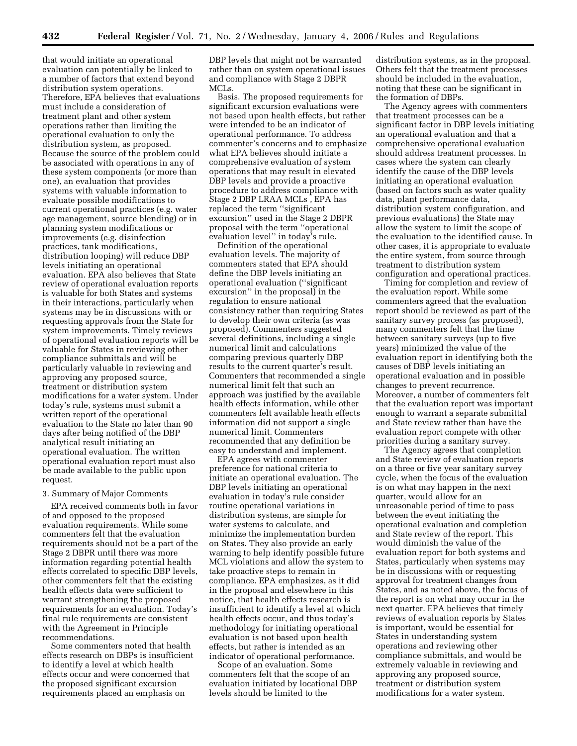that would initiate an operational evaluation can potentially be linked to a number of factors that extend beyond distribution system operations. Therefore, EPA believes that evaluations must include a consideration of treatment plant and other system operations rather than limiting the operational evaluation to only the distribution system, as proposed. Because the source of the problem could be associated with operations in any of these system components (or more than one), an evaluation that provides systems with valuable information to evaluate possible modifications to current operational practices (e.g. water age management, source blending) or in planning system modifications or improvements (e.g. disinfection practices, tank modifications, distribution looping) will reduce DBP levels initiating an operational evaluation. EPA also believes that State review of operational evaluation reports is valuable for both States and systems in their interactions, particularly when systems may be in discussions with or requesting approvals from the State for system improvements. Timely reviews of operational evaluation reports will be valuable for States in reviewing other compliance submittals and will be particularly valuable in reviewing and approving any proposed source, treatment or distribution system modifications for a water system. Under today's rule, systems must submit a written report of the operational evaluation to the State no later than 90 days after being notified of the DBP analytical result initiating an operational evaluation. The written operational evaluation report must also be made available to the public upon request.

### 3. Summary of Major Comments

EPA received comments both in favor of and opposed to the proposed evaluation requirements. While some commenters felt that the evaluation requirements should not be a part of the Stage 2 DBPR until there was more information regarding potential health effects correlated to specific DBP levels, other commenters felt that the existing health effects data were sufficient to warrant strengthening the proposed requirements for an evaluation. Today's final rule requirements are consistent with the Agreement in Principle recommendations.

Some commenters noted that health effects research on DBPs is insufficient to identify a level at which health effects occur and were concerned that the proposed significant excursion requirements placed an emphasis on DBP levels that might not be warranted rather than on system operational issues and compliance with Stage 2 DBPR MCLs.

*Basis.* The proposed requirements for significant excursion evaluations were not based upon health effects, but rather were intended to be an indicator of operational performance. To address commenter's concerns and to emphasize what EPA believes should initiate a comprehensive evaluation of system operations that may result in elevated DBP levels and provide a proactive procedure to address compliance with Stage 2 DBP LRAA MCLs , EPA has replaced the term ''significant excursion'' used in the Stage 2 DBPR proposal with the term ''operational evaluation level'' in today's rule.

*Definition of the operational evaluation levels.* The majority of commenters stated that EPA should define the DBP levels initiating an operational evaluation (''significant excursion'' in the proposal) in the regulation to ensure national consistency rather than requiring States to develop their own criteria (as was proposed). Commenters suggested several definitions, including a single numerical limit and calculations comparing previous quarterly DBP results to the current quarter's result. Commenters that recommended a single numerical limit felt that such an approach was justified by the available health effects information, while other commenters felt available heath effects information did not support a single numerical limit. Commenters recommended that any definition be easy to understand and implement.

EPA agrees with commenter preference for national criteria to initiate an operational evaluation. The DBP levels initiating an operational evaluation in today's rule consider routine operational variations in distribution systems, are simple for water systems to calculate, and minimize the implementation burden on States. They also provide an early warning to help identify possible future MCL violations and allow the system to take proactive steps to remain in compliance. EPA emphasizes, as it did in the proposal and elsewhere in this notice, that health effects research is insufficient to identify a level at which health effects occur, and thus today's methodology for initiating operational evaluation is not based upon health effects, but rather is intended as an indicator of operational performance.

*Scope of an evaluation.* Some commenters felt that the scope of an evaluation initiated by locational DBP levels should be limited to the distribution systems, as in the proposal. Others felt that the treatment processes should be included in the evaluation, noting that these can be significant in the formation of DBPs.

The Agency agrees with commenters that treatment processes can be a significant factor in DBP levels initiating an operational evaluation and that a comprehensive operational evaluation should address treatment processes. In cases where the system can clearly identify the cause of the DBP levels initiating an operational evaluation (based on factors such as water quality data, plant performance data, distribution system configuration, and previous evaluations) the State may allow the system to limit the scope of the evaluation to the identified cause. In other cases, it is appropriate to evaluate the entire system, from source through treatment to distribution system configuration and operational practices.

*Timing for completion and review of the evaluation report.* While some commenters agreed that the evaluation report should be reviewed as part of the sanitary survey process (as proposed), many commenters felt that the time between sanitary surveys (up to five years) minimized the value of the evaluation report in identifying both the causes of DBP levels initiating an operational evaluation and in possible changes to prevent recurrence. Moreover, a number of commenters felt that the evaluation report was important enough to warrant a separate submittal and State review rather than have the evaluation report compete with other priorities during a sanitary survey.

The Agency agrees that completion and State review of evaluation reports on a three or five year sanitary survey cycle, when the focus of the evaluation is on what may happen in the next quarter, would allow for an unreasonable period of time to pass between the event initiating the operational evaluation and completion and State review of the report. This would diminish the value of the evaluation report for both systems and States, particularly when systems may be in discussions with or requesting approval for treatment changes from States, and as noted above, the focus of the report is on what may occur in the next quarter. EPA believes that timely reviews of evaluation reports by States is important, would be essential for States in understanding system operations and reviewing other compliance submittals, and would be extremely valuable in reviewing and approving any proposed source, treatment or distribution system modifications for a water system.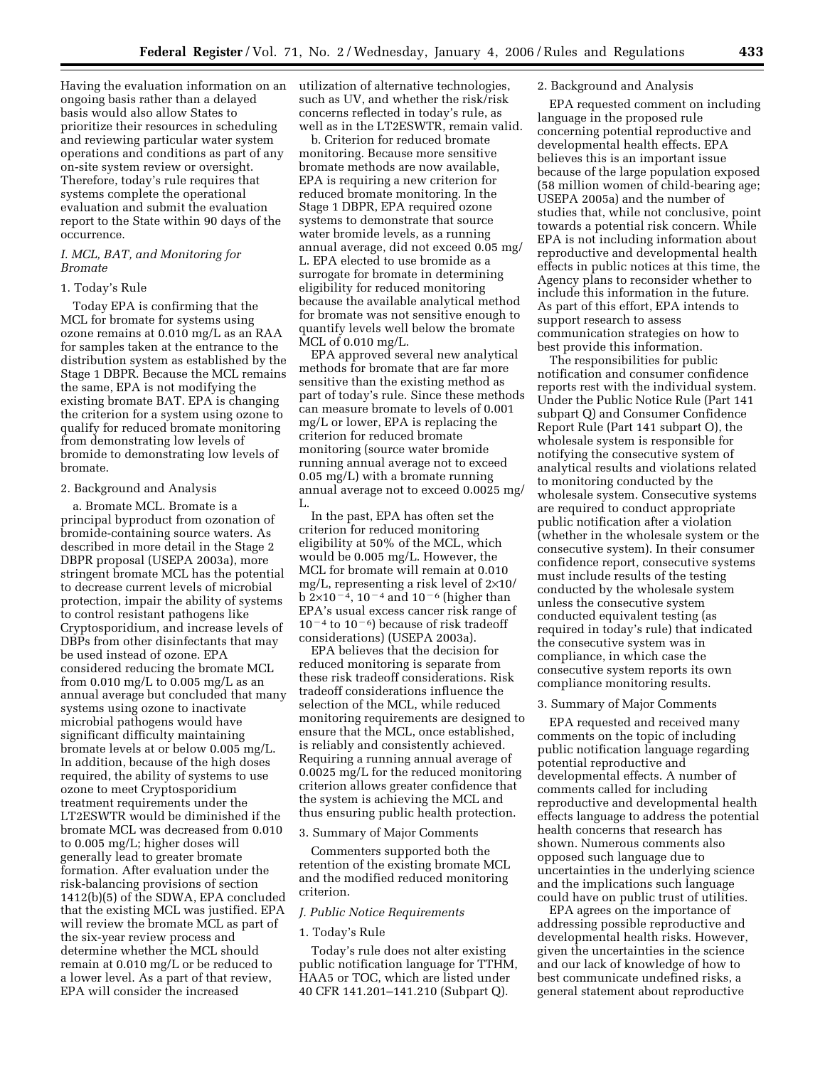Having the evaluation information on an ongoing basis rather than a delayed basis would also allow States to prioritize their resources in scheduling and reviewing particular water system operations and conditions as part of any on-site system review or oversight. Therefore, today's rule requires that systems complete the operational evaluation and submit the evaluation report to the State within 90 days of the occurrence.

### *I. MCL, BAT, and Monitoring for Bromate*

#### 1. Today's Rule

Today EPA is confirming that the MCL for bromate for systems using ozone remains at 0.010 mg/L as an RAA for samples taken at the entrance to the distribution system as established by the Stage 1 DBPR. Because the MCL remains the same, EPA is not modifying the existing bromate BAT. EPA is changing the criterion for a system using ozone to qualify for reduced bromate monitoring from demonstrating low levels of bromide to demonstrating low levels of bromate.

#### 2. Background and Analysis

a. Bromate MCL. Bromate is a principal byproduct from ozonation of bromide-containing source waters. As described in more detail in the Stage 2 DBPR proposal (USEPA 2003a), more stringent bromate MCL has the potential to decrease current levels of microbial protection, impair the ability of systems to control resistant pathogens like Cryptosporidium, and increase levels of DBPs from other disinfectants that may be used instead of ozone. EPA considered reducing the bromate MCL from 0.010 mg/L to 0.005 mg/L as an annual average but concluded that many systems using ozone to inactivate microbial pathogens would have significant difficulty maintaining bromate levels at or below 0.005 mg/L. In addition, because of the high doses required, the ability of systems to use ozone to meet Cryptosporidium treatment requirements under the LT2ESWTR would be diminished if the bromate MCL was decreased from 0.010 to 0.005 mg/L; higher doses will generally lead to greater bromate formation. After evaluation under the risk-balancing provisions of section 1412(b)(5) of the SDWA, EPA concluded that the existing MCL was justified. EPA will review the bromate MCL as part of the six-year review process and determine whether the MCL should remain at 0.010 mg/L or be reduced to a lower level. As a part of that review, EPA will consider the increased utilization of alternative technologies, such as UV, and whether the risk/risk concerns reflected in today's rule, as well as in the LT2ESWTR, remain valid.

b. Criterion for reduced bromate monitoring. Because more sensitive bromate methods are now available, EPA is requiring a new criterion for reduced bromate monitoring. In the Stage 1 DBPR, EPA required ozone systems to demonstrate that source water bromide levels, as a running annual average, did not exceed 0.05 mg/L. EPA elected to use bromide as a surrogate for bromate in determining eligibility for reduced monitoring because the available analytical method for bromate was not sensitive enough to quantify levels well below the bromate MCL of 0.010 mg/L.

EPA approved several new analytical methods for bromate that are far more sensitive than the existing method as part of today's rule. Since these methods can measure bromate to levels of 0.001 mg/L or lower, EPA is replacing the criterion for reduced bromate monitoring (source water bromide running annual average not to exceed 0.05 mg/L) with a bromate running annual average not to exceed 0.0025 mg/L.

In the past, EPA has often set the criterion for reduced monitoring eligibility at 50% of the MCL, which would be 0.005 mg/L. However, the MCL for bromate will remain at 0.010 mg/L, representing a risk level of 2×10/b $2\times10^{-4}$, $10^{-4}$ and $10^{-6}$ (higher than EPA's usual excess cancer risk range of $10^{-4}$ to $10^{-6}$) because of risk tradeoff considerations) (USEPA 2003a).

EPA believes that the decision for reduced monitoring is separate from these risk tradeoff considerations. Risk tradeoff considerations influence the selection of the MCL, while reduced monitoring requirements are designed to ensure that the MCL, once established, is reliably and consistently achieved. Requiring a running annual average of 0.0025 mg/L for the reduced monitoring criterion allows greater confidence that the system is achieving the MCL and thus ensuring public health protection.

#### 3. Summary of Major Comments

Commenters supported both the retention of the existing bromate MCL and the modified reduced monitoring criterion.

### *J. Public Notice Requirements*

#### 1. Today's Rule

Today's rule does not alter existing public notification language for TTHM, HAA5 or TOC, which are listed under 40 CFR 141.201–141.210 (Subpart Q).

#### 2. Background and Analysis

EPA requested comment on including language in the proposed rule concerning potential reproductive and developmental health effects. EPA believes this is an important issue because of the large population exposed (58 million women of child-bearing age; USEPA 2005a) and the number of studies that, while not conclusive, point towards a potential risk concern. While EPA is not including information about reproductive and developmental health effects in public notices at this time, the Agency plans to reconsider whether to include this information in the future. As part of this effort, EPA intends to support research to assess communication strategies on how to best provide this information.

The responsibilities for public notification and consumer confidence reports rest with the individual system. Under the Public Notice Rule (Part 141 subpart Q) and Consumer Confidence Report Rule (Part 141 subpart O), the wholesale system is responsible for notifying the consecutive system of analytical results and violations related to monitoring conducted by the wholesale system. Consecutive systems are required to conduct appropriate public notification after a violation (whether in the wholesale system or the consecutive system). In their consumer confidence report, consecutive systems must include results of the testing conducted by the wholesale system unless the consecutive system conducted equivalent testing (as required in today's rule) that indicated the consecutive system was in compliance, in which case the consecutive system reports its own compliance monitoring results.

#### 3. Summary of Major Comments

EPA requested and received many comments on the topic of including public notification language regarding potential reproductive and developmental effects. A number of comments called for including reproductive and developmental health effects language to address the potential health concerns that research has shown. Numerous comments also opposed such language due to uncertainties in the underlying science and the implications such language could have on public trust of utilities.

EPA agrees on the importance of addressing possible reproductive and developmental health risks. However, given the uncertainties in the science and our lack of knowledge of how to best communicate undefined risks, a general statement about reproductive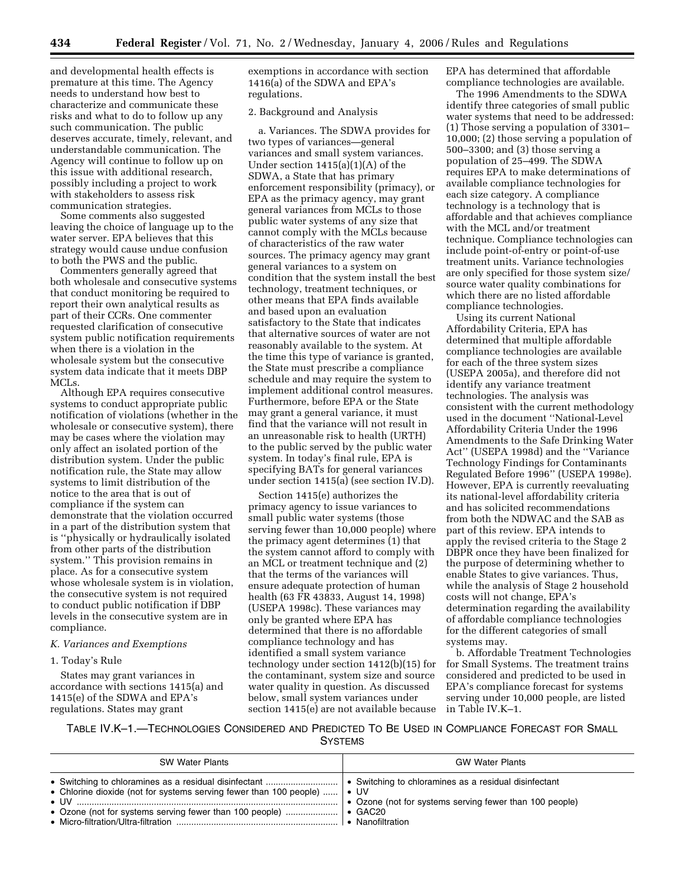and developmental health effects is premature at this time. The Agency needs to understand how best to characterize and communicate these risks and what to do to follow up any such communication. The public deserves accurate, timely, relevant, and understandable communication. The Agency will continue to follow up on this issue with additional research, possibly including a project to work with stakeholders to assess risk communication strategies.

Some comments also suggested leaving the choice of language up to the water server. EPA believes that this strategy would cause undue confusion to both the PWS and the public.

Commenters generally agreed that both wholesale and consecutive systems that conduct monitoring be required to report their own analytical results as part of their CCRs. One commenter requested clarification of consecutive system public notification requirements when there is a violation in the wholesale system but the consecutive system data indicate that it meets DBP MCLs.

Although EPA requires consecutive systems to conduct appropriate public notification of violations (whether in the wholesale or consecutive system), there may be cases where the violation may only affect an isolated portion of the distribution system. Under the public notification rule, the State may allow systems to limit distribution of the notice to the area that is out of compliance if the system can demonstrate that the violation occurred in a part of the distribution system that is ''physically or hydraulically isolated from other parts of the distribution system.'' This provision remains in place. As for a consecutive system whose wholesale system is in violation, the consecutive system is not required to conduct public notification if DBP levels in the consecutive system are in compliance.

### *K. Variances and Exemptions*

1. Today's Rule

States may grant variances in accordance with sections 1415(a) and 1415(e) of the SDWA and EPA's regulations. States may grant exemptions in accordance with section 1416(a) of the SDWA and EPA's regulations.

2. Background and Analysis

a. Variances. The SDWA provides for two types of variances—general variances and small system variances. Under section 1415(a)(1)(A) of the SDWA, a State that has primary enforcement responsibility (primacy), or EPA as the primacy agency, may grant general variances from MCLs to those public water systems of any size that cannot comply with the MCLs because of characteristics of the raw water sources. The primacy agency may grant general variances to a system on condition that the system install the best technology, treatment techniques, or other means that EPA finds available and based upon an evaluation satisfactory to the State that indicates that alternative sources of water are not reasonably available to the system. At the time this type of variance is granted, the State must prescribe a compliance schedule and may require the system to implement additional control measures. Furthermore, before EPA or the State may grant a general variance, it must find that the variance will not result in an unreasonable risk to health (URTH) to the public served by the public water system. In today's final rule, EPA is specifying BATs for general variances under section 1415(a) (see section IV.D).

Section 1415(e) authorizes the primacy agency to issue variances to small public water systems (those serving fewer than 10,000 people) where the primacy agent determines (1) that the system cannot afford to comply with an MCL or treatment technique and (2) that the terms of the variances will ensure adequate protection of human health (63 FR 43833, August 14, 1998) (USEPA 1998c). These variances may only be granted where EPA has determined that there is no affordable compliance technology and has identified a small system variance technology under section 1412(b)(15) for the contaminant, system size and source water quality in question. As discussed below, small system variances under section 1415(e) are not available because EPA has determined that affordable compliance technologies are available.

The 1996 Amendments to the SDWA identify three categories of small public water systems that need to be addressed: (1) Those serving a population of 3301–10,000; (2) those serving a population of 500–3300; and (3) those serving a population of 25–499. The SDWA requires EPA to make determinations of available compliance technologies for each size category. A compliance technology is a technology that is affordable and that achieves compliance with the MCL and/or treatment technique. Compliance technologies can include point-of-entry or point-of-use treatment units. Variance technologies are only specified for those system size/source water quality combinations for which there are no listed affordable compliance technologies.

Using its current National Affordability Criteria, EPA has determined that multiple affordable compliance technologies are available for each of the three system sizes (USEPA 2005a), and therefore did not identify any variance treatment technologies. The analysis was consistent with the current methodology used in the document ''National-Level Affordability Criteria Under the 1996 Amendments to the Safe Drinking Water Act'' (USEPA 1998d) and the ''Variance Technology Findings for Contaminants Regulated Before 1996'' (USEPA 1998e). However, EPA is currently reevaluating its national-level affordability criteria and has solicited recommendations from both the NDWAC and the SAB as part of this review. EPA intends to apply the revised criteria to the Stage 2 DBPR once they have been finalized for the purpose of determining whether to enable States to give variances. Thus, while the analysis of Stage 2 household costs will not change, EPA's determination regarding the availability of affordable compliance technologies for the different categories of small systems may.

b. Affordable Treatment Technologies for Small Systems. The treatment trains considered and predicted to be used in EPA's compliance forecast for systems serving under 10,000 people, are listed in Table IV.K–1.

TABLE IV.K–1.—TECHNOLOGIES CONSIDERED AND PREDICTED TO BE USED IN COMPLIANCE FORECAST FOR SMALL SYSTEMS

| SW Water Plants | GW Water Plants |
|---|---|
| • Switching to chloramines as a residual disinfectant<br>• Chlorine dioxide (not for systems serving fewer than 100 people)<br>• UV<br>• Ozone (not for systems serving fewer than 100 people)<br>• Micro-filtration/Ultra-filtration | • Switching to chloramines as a residual disinfectant<br>• UV<br>• Ozone (not for systems serving fewer than 100 people)<br>• GAC20<br>• Nanofiltration |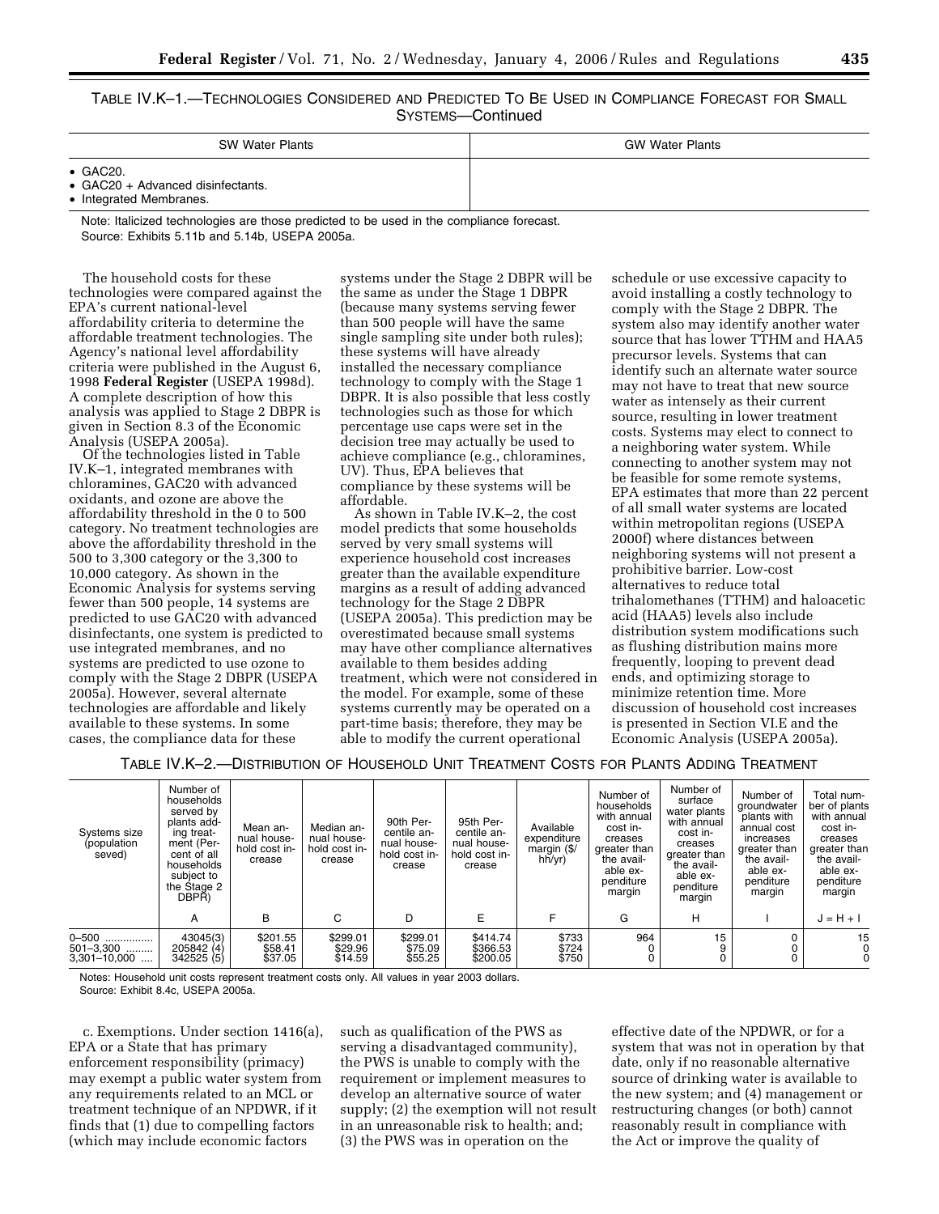TABLE IV.K–1.—TECHNOLOGIES CONSIDERED AND PREDICTED TO BE USED IN COMPLIANCE FORECAST FOR SMALL SYSTEMS—Continued

| SW Water Plants | GW Water Plants |
| --- | --- |
| • GAC20.<br>• GAC20 + Advanced disinfectants.<br>• Integrated Membranes. | |

Note: Italicized technologies are those predicted to be used in the compliance forecast.
Source: Exhibits 5.11b and 5.14b, USEPA 2005a.

The household costs for these technologies were compared against the EPA's current national-level affordability criteria to determine the affordable treatment technologies. The Agency's national level affordability criteria were published in the August 6, 1998 **Federal Register** (USEPA 1998d). A complete description of how this analysis was applied to Stage 2 DBPR is given in Section 8.3 of the Economic Analysis (USEPA 2005a).

Of the technologies listed in Table IV.K–1, integrated membranes with chloramines, GAC20 with advanced oxidants, and ozone are above the affordability threshold in the 0 to 500 category. No treatment technologies are above the affordability threshold in the 500 to 3,300 category or the 3,300 to 10,000 category. As shown in the Economic Analysis for systems serving fewer than 500 people, 14 systems are predicted to use GAC20 with advanced disinfectants, one system is predicted to use integrated membranes, and no systems are predicted to use ozone to comply with the Stage 2 DBPR (USEPA 2005a). However, several alternate technologies are affordable and likely available to these systems. In some cases, the compliance data for these systems under the Stage 2 DBPR will be the same as under the Stage 1 DBPR (because many systems serving fewer than 500 people will have the same single sampling site under both rules); these systems will have already installed the necessary compliance technology to comply with the Stage 1 DBPR. It is also possible that less costly technologies such as those for which percentage use caps were set in the decision tree may actually be used to achieve compliance (e.g., chloramines, UV). Thus, EPA believes that compliance by these systems will be affordable.

As shown in Table IV.K–2, the cost model predicts that some households served by very small systems will experience household cost increases greater than the available expenditure margins as a result of adding advanced technology for the Stage 2 DBPR (USEPA 2005a). This prediction may be overestimated because small systems may have other compliance alternatives available to them besides adding treatment, which were not considered in the model. For example, some of these systems currently may be operated on a part-time basis; therefore, they may be able to modify the current operational schedule or use excessive capacity to avoid installing a costly technology to comply with the Stage 2 DBPR. The system also may identify another water source that has lower TTHM and HAA5 precursor levels. Systems that can identify such an alternate water source may not have to treat that new source water as intensely as their current source, resulting in lower treatment costs. Systems may elect to connect to a neighboring water system. While connecting to another system may not be feasible for some remote systems, EPA estimates that more than 22 percent of all small water systems are located within metropolitan regions (USEPA 2000f) where distances between neighboring systems will not present a prohibitive barrier. Low-cost alternatives to reduce total trihalomethanes (TTHM) and haloacetic acid (HAA5) levels also include distribution system modifications such as flushing distribution mains more frequently, looping to prevent dead ends, and optimizing storage to minimize retention time. More discussion of household cost increases is presented in Section VI.E and the Economic Analysis (USEPA 2005a).

TABLE IV.K–2.—DISTRIBUTION OF HOUSEHOLD UNIT TREATMENT COSTS FOR PLANTS ADDING TREATMENT

| Systems size (population seved) | Number of households served by plants adding treatment (Percent of all households subject to the Stage 2 DBPR) | Mean annual household cost increase | Median annual household cost increase | 90th Percentile annual household cost increase | 95th Percentile annual household cost increase | Available expenditure margin ($/hh/yr) | Number of households with annual cost increases greater than the available expenditure margin | Number of surface water plants with annual cost increases greater than the available expenditure margin | Number of groundwater plants with annual cost increases greater than the available expenditure margin | Total number of plants with annual cost increases greater than the available expenditure margin |
| --- | --- | --- | --- | --- | --- | --- | --- | --- | --- | --- |
| | A | B | C | D | E | F | G | H | I | J = H + I |
| 0–500 | 43045(3) | $201.55 | $299.01 | $299.01 | $414.74 | $733 | 964 | 15 | 0 | 15 |
| 501–3,300 | 205842 (4) | $58.41 | $29.96 | $75.09 | $366.53 | $724 | 0 | 9 | 0 | 0 |
| 3,301–10,000 | 342525 (5) | $37.05 | $14.59 | $55.25 | $200.05 | $750 | 0 | 0 | 0 | 0 |

Notes: Household unit costs represent treatment costs only. All values in year 2003 dollars.
Source: Exhibit 8.4c, USEPA 2005a.

c. *Exemptions.* Under section 1416(a), EPA or a State that has primary enforcement responsibility (primacy) may exempt a public water system from any requirements related to an MCL or treatment technique of an NPDWR, if it finds that (1) due to compelling factors (which may include economic factors such as qualification of the PWS as serving a disadvantaged community), the PWS is unable to comply with the requirement or implement measures to develop an alternative source of water supply; (2) the exemption will not result in an unreasonable risk to health; and; (3) the PWS was in operation on the effective date of the NPDWR, or for a system that was not in operation by that date, only if no reasonable alternative source of drinking water is available to the new system; and (4) management or restructuring changes (or both) cannot reasonably result in compliance with the Act or improve the quality of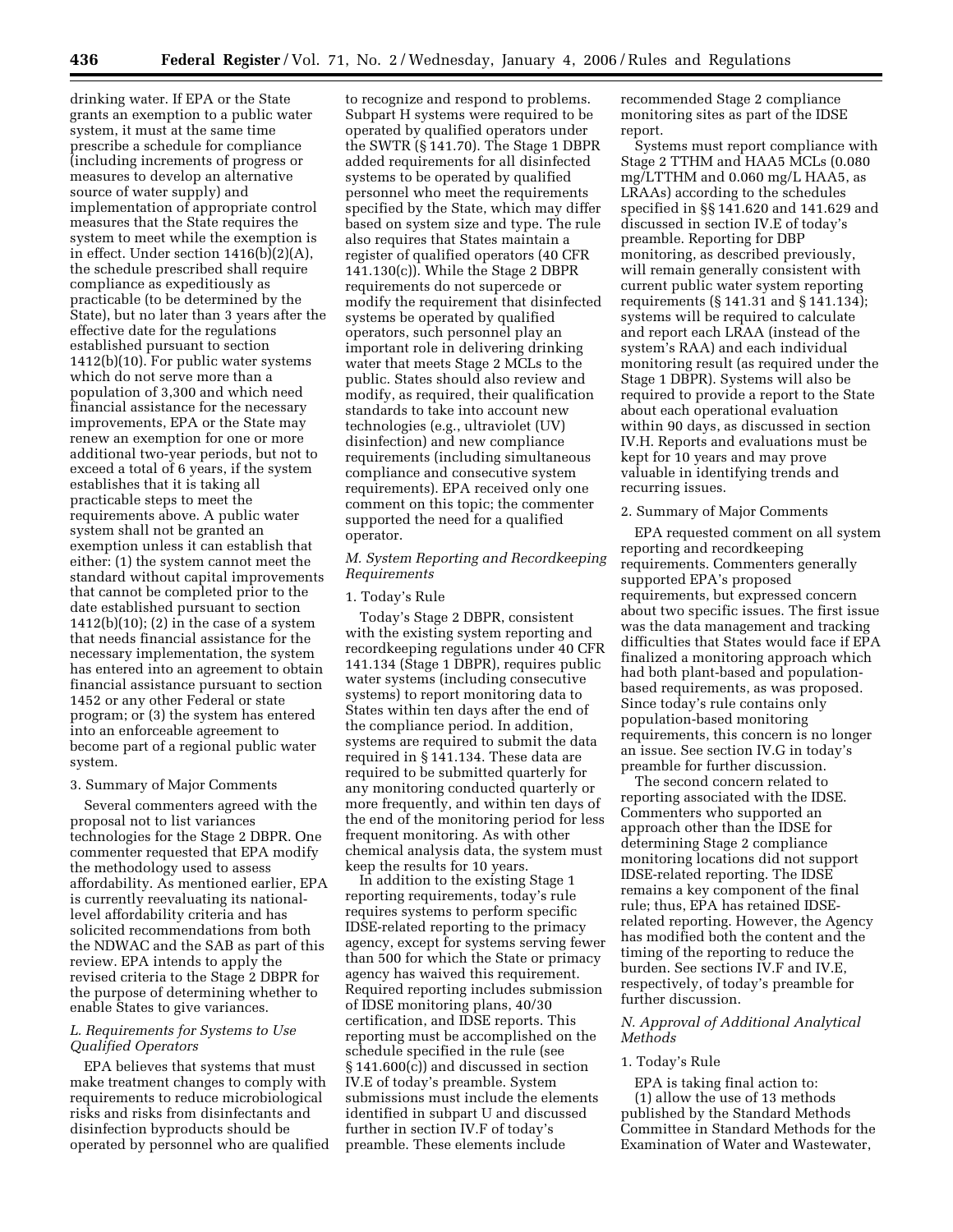drinking water. If EPA or the State grants an exemption to a public water system, it must at the same time prescribe a schedule for compliance (including increments of progress or measures to develop an alternative source of water supply) and implementation of appropriate control measures that the State requires the system to meet while the exemption is in effect. Under section 1416(b)(2)(A), the schedule prescribed shall require compliance as expeditiously as practicable (to be determined by the State), but no later than 3 years after the effective date for the regulations established pursuant to section 1412(b)(10). For public water systems which do not serve more than a population of 3,300 and which need financial assistance for the necessary improvements, EPA or the State may renew an exemption for one or more additional two-year periods, but not to exceed a total of 6 years, if the system establishes that it is taking all practicable steps to meet the requirements above. A public water system shall not be granted an exemption unless it can establish that either: (1) the system cannot meet the standard without capital improvements that cannot be completed prior to the date established pursuant to section 1412(b)(10); (2) in the case of a system that needs financial assistance for the necessary implementation, the system has entered into an agreement to obtain financial assistance pursuant to section 1452 or any other Federal or state program; or (3) the system has entered into an enforceable agreement to become part of a regional public water system.

3. Summary of Major Comments

Several commenters agreed with the proposal not to list variances technologies for the Stage 2 DBPR. One commenter requested that EPA modify the methodology used to assess affordability. As mentioned earlier, EPA is currently reevaluating its national-level affordability criteria and has solicited recommendations from both the NDWAC and the SAB as part of this review. EPA intends to apply the revised criteria to the Stage 2 DBPR for the purpose of determining whether to enable States to give variances.

### *L. Requirements for Systems to Use Qualified Operators*

EPA believes that systems that must make treatment changes to comply with requirements to reduce microbiological risks and risks from disinfectants and disinfection byproducts should be operated by personnel who are qualified to recognize and respond to problems. Subpart H systems were required to be operated by qualified operators under the SWTR (§ 141.70). The Stage 1 DBPR added requirements for all disinfected systems to be operated by qualified personnel who meet the requirements specified by the State, which may differ based on system size and type. The rule also requires that States maintain a register of qualified operators (40 CFR 141.130(c)). While the Stage 2 DBPR requirements do not supercede or modify the requirement that disinfected systems be operated by qualified operators, such personnel play an important role in delivering drinking water that meets Stage 2 MCLs to the public. States should also review and modify, as required, their qualification standards to take into account new technologies (e.g., ultraviolet (UV) disinfection) and new compliance requirements (including simultaneous compliance and consecutive system requirements). EPA received only one comment on this topic; the commenter supported the need for a qualified operator.

### *M. System Reporting and Recordkeeping Requirements*

1. Today's Rule

Today's Stage 2 DBPR, consistent with the existing system reporting and recordkeeping regulations under 40 CFR 141.134 (Stage 1 DBPR), requires public water systems (including consecutive systems) to report monitoring data to States within ten days after the end of the compliance period. In addition, systems are required to submit the data required in § 141.134. These data are required to be submitted quarterly for any monitoring conducted quarterly or more frequently, and within ten days of the end of the monitoring period for less frequent monitoring. As with other chemical analysis data, the system must keep the results for 10 years.

In addition to the existing Stage 1 reporting requirements, today's rule requires systems to perform specific IDSE-related reporting to the primacy agency, except for systems serving fewer than 500 for which the State or primacy agency has waived this requirement. Required reporting includes submission of IDSE monitoring plans, 40/30 certification, and IDSE reports. This reporting must be accomplished on the schedule specified in the rule (see § 141.600(c)) and discussed in section IV.E of today's preamble. System submissions must include the elements identified in subpart U and discussed further in section IV.F of today's preamble. These elements include recommended Stage 2 compliance monitoring sites as part of the IDSE report.

Systems must report compliance with Stage 2 TTHM and HAA5 MCLs (0.080 mg/LTTHM and 0.060 mg/L HAA5, as LRAAs) according to the schedules specified in §§ 141.620 and 141.629 and discussed in section IV.E of today's preamble. Reporting for DBP monitoring, as described previously, will remain generally consistent with current public water system reporting requirements (§ 141.31 and § 141.134); systems will be required to calculate and report each LRAA (instead of the system's RAA) and each individual monitoring result (as required under the Stage 1 DBPR). Systems will also be required to provide a report to the State about each operational evaluation within 90 days, as discussed in section IV.H. Reports and evaluations must be kept for 10 years and may prove valuable in identifying trends and recurring issues.

2. Summary of Major Comments

EPA requested comment on all system reporting and recordkeeping requirements. Commenters generally supported EPA's proposed requirements, but expressed concern about two specific issues. The first issue was the data management and tracking difficulties that States would face if EPA finalized a monitoring approach which had both plant-based and population-based requirements, as was proposed. Since today's rule contains only population-based monitoring requirements, this concern is no longer an issue. See section IV.G in today's preamble for further discussion.

The second concern related to reporting associated with the IDSE. Commenters who supported an approach other than the IDSE for determining Stage 2 compliance monitoring locations did not support IDSE-related reporting. The IDSE remains a key component of the final rule; thus, EPA has retained IDSE-related reporting. However, the Agency has modified both the content and the timing of the reporting to reduce the burden. See sections IV.F and IV.E, respectively, of today's preamble for further discussion.

### *N. Approval of Additional Analytical Methods*

1. Today's Rule

EPA is taking final action to:

(1) allow the use of 13 methods published by the Standard Methods Committee in Standard Methods for the Examination of Water and Wastewater,